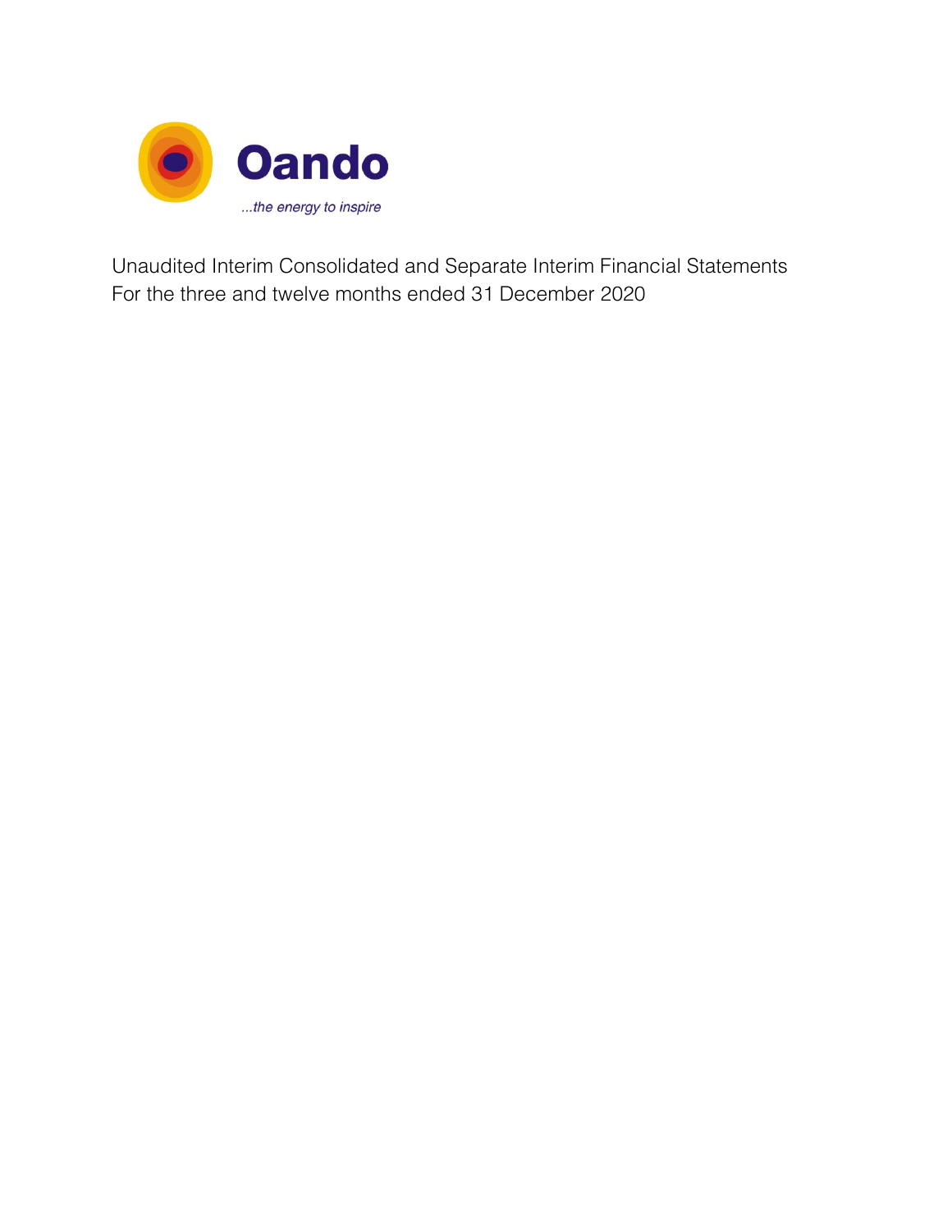Oando

*...the energy to inspire*

Unaudited Interim Consolidated and Separate Interim Financial Statements
For the three and twelve months ended 31 December 2020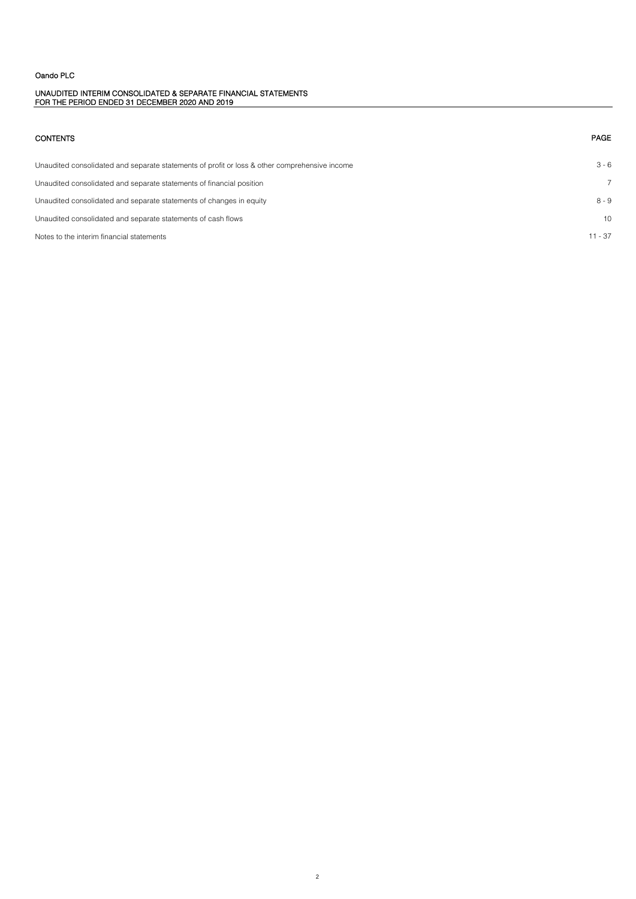Oando PLC

UNAUDITED INTERIM CONSOLIDATED & SEPARATE FINANCIAL STATEMENTS
FOR THE PERIOD ENDED 31 DECEMBER 2020 AND 2019

| CONTENTS | PAGE |
|---|---|
| Unaudited consolidated and separate statements of profit or loss & other comprehensive income | 3 - 6 |
| Unaudited consolidated and separate statements of financial position | 7 |
| Unaudited consolidated and separate statements of changes in equity | 8 - 9 |
| Unaudited consolidated and separate statements of cash flows | 10 |
| Notes to the interim financial statements | 11 - 37 |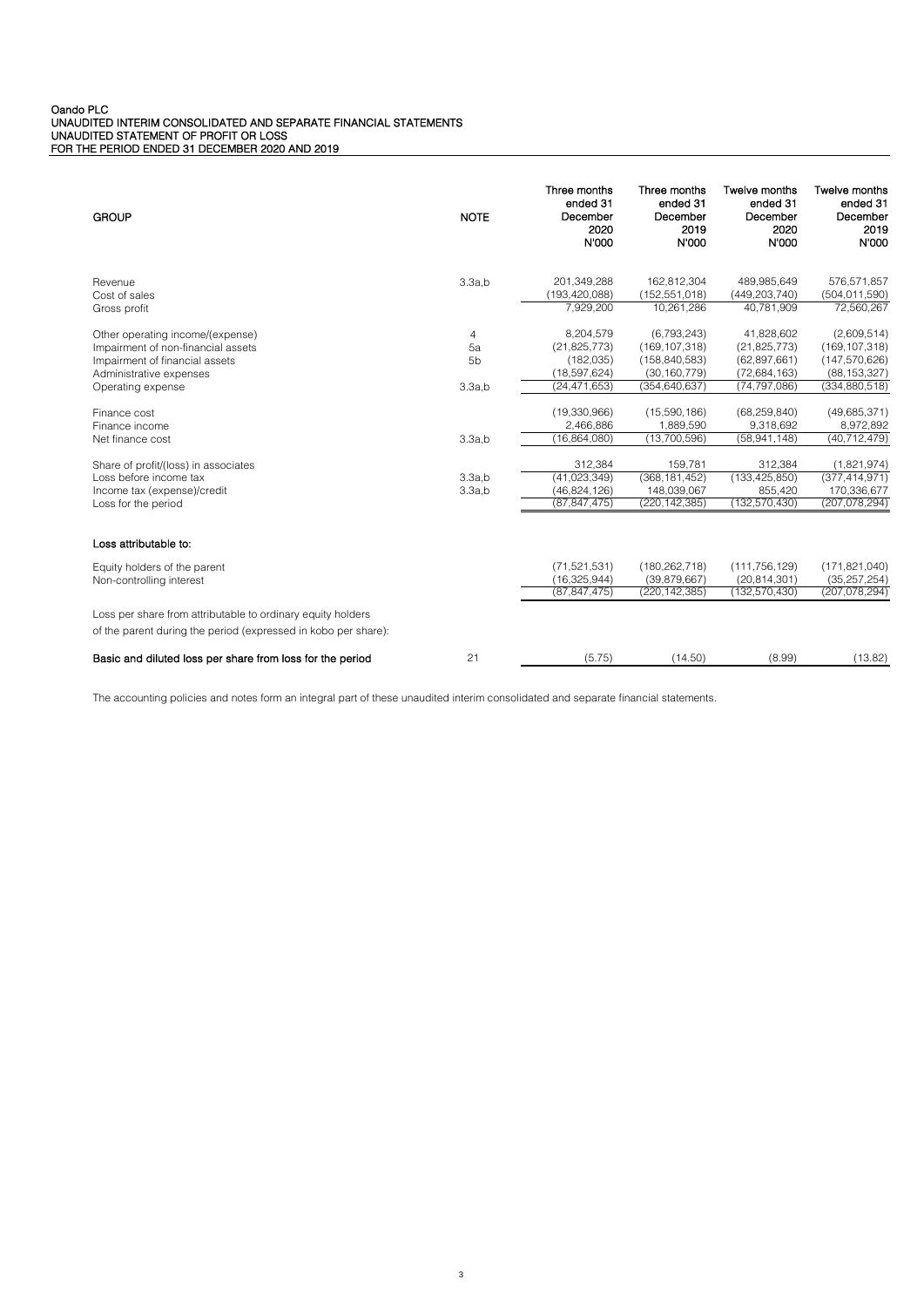Oando PLC
UNAUDITED INTERIM CONSOLIDATED AND SEPARATE FINANCIAL STATEMENTS
UNAUDITED STATEMENT OF PROFIT OR LOSS
FOR THE PERIOD ENDED 31 DECEMBER 2020 AND 2019

| GROUP | NOTE | Three months ended 31 December 2020 N'000 | Three months ended 31 December 2019 N'000 | Twelve months ended 31 December 2020 N'000 | Twelve months ended 31 December 2019 N'000 |
|---|---|---|---|---|---|
| Revenue | 3.3a,b | 201,349,288 | 162,812,304 | 489,985,649 | 576,571,857 |
| Cost of sales | | (193,420,088) | (152,551,018) | (449,203,740) | (504,011,590) |
| Gross profit | | 7,929,200 | 10,261,286 | 40,781,909 | 72,560,267 |
| Other operating income/(expense) | 4 | 8,204,579 | (6,793,243) | 41,828,602 | (2,609,514) |
| Impairment of non-financial assets | 5a | (21,825,773) | (169,107,318) | (21,825,773) | (169,107,318) |
| Impairment of financial assets | 5b | (182,035) | (158,840,583) | (62,897,661) | (147,570,626) |
| Administrative expenses | | (18,597,624) | (30,160,779) | (72,684,163) | (88,153,327) |
| Operating expense | 3.3a,b | (24,471,653) | (354,640,637) | (74,797,086) | (334,880,518) |
| Finance cost | | (19,330,966) | (15,590,186) | (68,259,840) | (49,685,371) |
| Finance income | | 2,466,886 | 1,889,590 | 9,318,692 | 8,972,892 |
| Net finance cost | 3.3a,b | (16,864,080) | (13,700,596) | (58,941,148) | (40,712,479) |
| Share of profit/(loss) in associates | | 312,384 | 159,781 | 312,384 | (1,821,974) |
| Loss before income tax | 3.3a,b | (41,023,349) | (368,181,452) | (133,425,850) | (377,414,971) |
| Income tax (expense)/credit | 3.3a,b | (46,824,126) | 148,039,067 | 855,420 | 170,336,677 |
| Loss for the period | | (87,847,475) | (220,142,385) | (132,570,430) | (207,078,294) |
| **Loss attributable to:** | | | | | |
| Equity holders of the parent | | (71,521,531) | (180,262,718) | (111,756,129) | (171,821,040) |
| Non-controlling interest | | (16,325,944) | (39,879,667) | (20,814,301) | (35,257,254) |
| | | (87,847,475) | (220,142,385) | (132,570,430) | (207,078,294) |
| Loss per share from attributable to ordinary equity holders of the parent during the period (expressed in kobo per share): | | | | | |
| **Basic and diluted loss per share from loss for the period** | 21 | (5.75) | (14.50) | (8.99) | (13.82) |

The accounting policies and notes form an integral part of these unaudited interim consolidated and separate financial statements.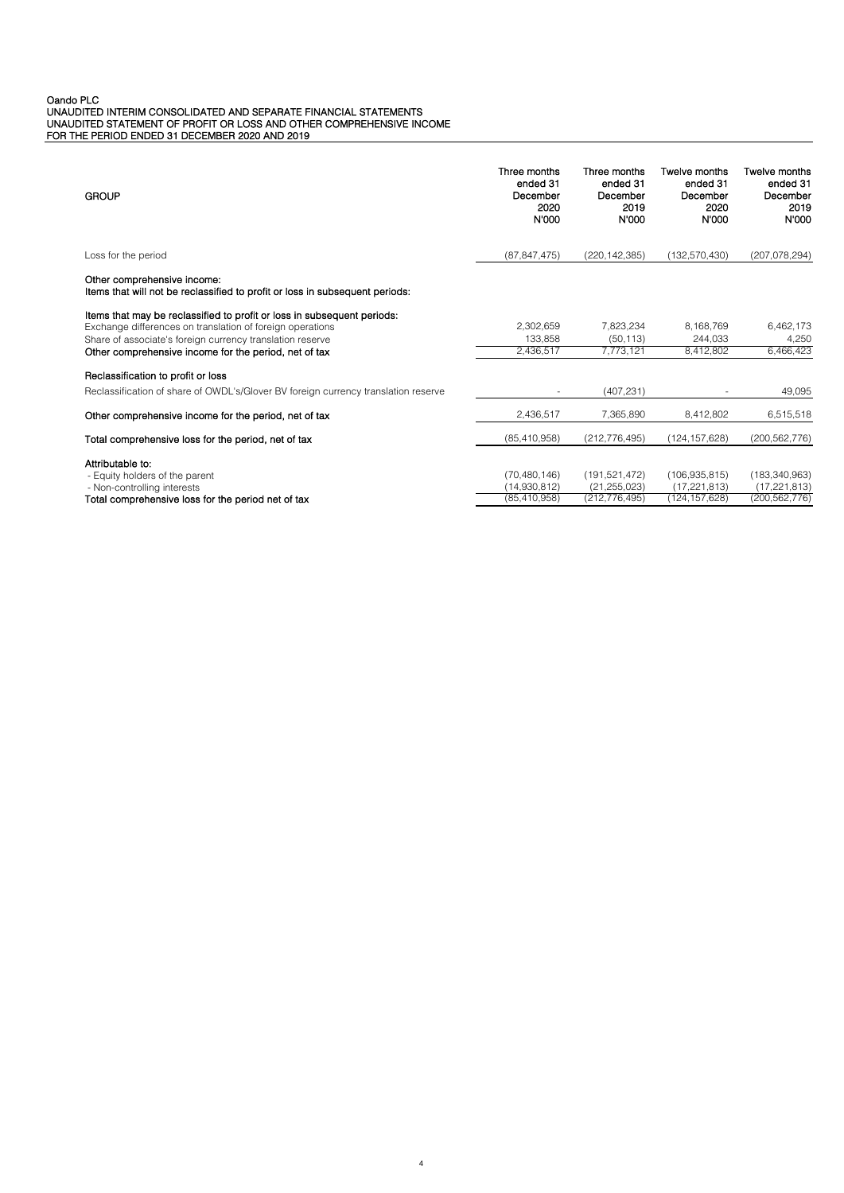Oando PLC
UNAUDITED INTERIM CONSOLIDATED AND SEPARATE FINANCIAL STATEMENTS
UNAUDITED STATEMENT OF PROFIT OR LOSS AND OTHER COMPREHENSIVE INCOME
FOR THE PERIOD ENDED 31 DECEMBER 2020 AND 2019

| GROUP | Three months ended 31 December 2020 N'000 | Three months ended 31 December 2019 N'000 | Twelve months ended 31 December 2020 N'000 | Twelve months ended 31 December 2019 N'000 |
|---|---|---|---|---|
| Loss for the period | (87,847,475) | (220,142,385) | (132,570,430) | (207,078,294) |
| **Other comprehensive income:** | | | | |
| **Items that will not be reclassified to profit or loss in subsequent periods:** | | | | |
| **Items that may be reclassified to profit or loss in subsequent periods:** | | | | |
| Exchange differences on translation of foreign operations | 2,302,659 | 7,823,234 | 8,168,769 | 6,462,173 |
| Share of associate's foreign currency translation reserve | 133,858 | (50,113) | 244,033 | 4,250 |
| **Other comprehensive income for the period, net of tax** | 2,436,517 | 7,773,121 | 8,412,802 | 6,466,423 |
| **Reclassification to profit or loss** | | | | |
| Reclassification of share of OWDL's/Glover BV foreign currency translation reserve | - | (407,231) | - | 49,095 |
| **Other comprehensive income for the period, net of tax** | 2,436,517 | 7,365,890 | 8,412,802 | 6,515,518 |
| **Total comprehensive loss for the period, net of tax** | (85,410,958) | (212,776,495) | (124,157,628) | (200,562,776) |
| **Attributable to:** | | | | |
| - Equity holders of the parent | (70,480,146) | (191,521,472) | (106,935,815) | (183,340,963) |
| - Non-controlling interests | (14,930,812) | (21,255,023) | (17,221,813) | (17,221,813) |
| **Total comprehensive loss for the period net of tax** | (85,410,958) | (212,776,495) | (124,157,628) | (200,562,776) |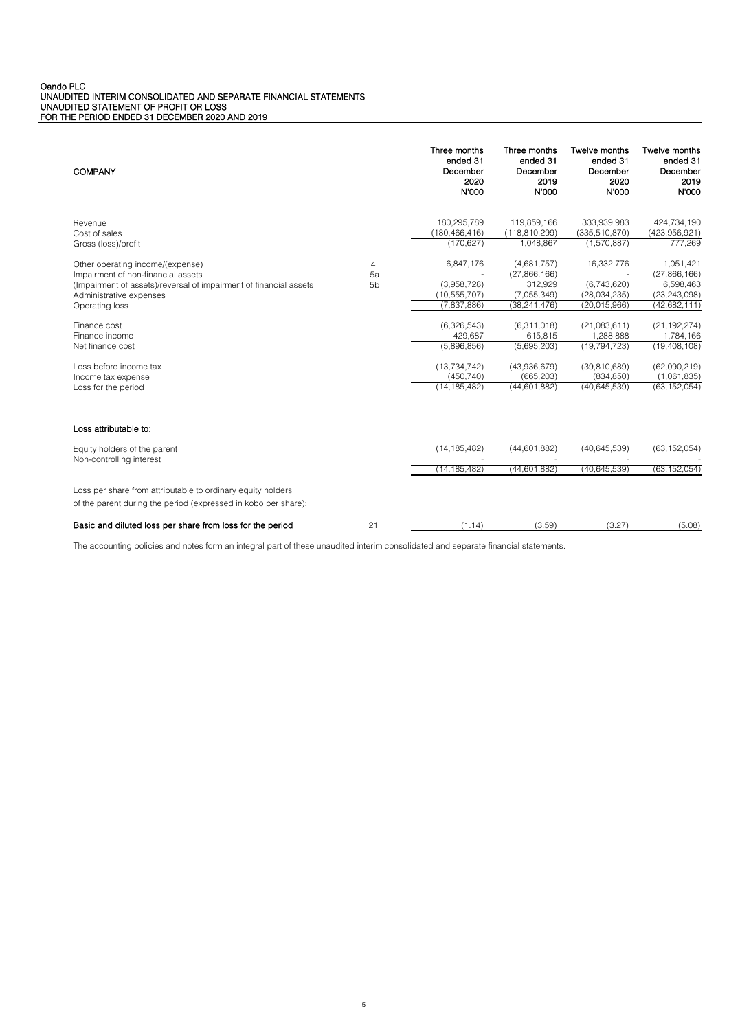Oando PLC
UNAUDITED INTERIM CONSOLIDATED AND SEPARATE FINANCIAL STATEMENTS
UNAUDITED STATEMENT OF PROFIT OR LOSS
FOR THE PERIOD ENDED 31 DECEMBER 2020 AND 2019

| COMPANY | | Three months ended 31 December 2020 N'000 | Three months ended 31 December 2019 N'000 | Twelve months ended 31 December 2020 N'000 | Twelve months ended 31 December 2019 N'000 |
|---|---|---|---|---|---|
| Revenue | | 180,295,789 | 119,859,166 | 333,939,983 | 424,734,190 |
| Cost of sales | | (180,466,416) | (118,810,299) | (335,510,870) | (423,956,921) |
| Gross (loss)/profit | | (170,627) | 1,048,867 | (1,570,887) | 777,269 |
| Other operating income/(expense) | 4 | 6,847,176 | (4,681,757) | 16,332,776 | 1,051,421 |
| Impairment of non-financial assets | 5a | - | (27,866,166) | - | (27,866,166) |
| (Impairment of assets)/reversal of impairment of financial assets | 5b | (3,958,728) | 312,929 | (6,743,620) | 6,598,463 |
| Administrative expenses | | (10,555,707) | (7,055,349) | (28,034,235) | (23,243,098) |
| Operating loss | | (7,837,886) | (38,241,476) | (20,015,966) | (42,682,111) |
| Finance cost | | (6,326,543) | (6,311,018) | (21,083,611) | (21,192,274) |
| Finance income | | 429,687 | 615,815 | 1,288,888 | 1,784,166 |
| Net finance cost | | (5,896,856) | (5,695,203) | (19,794,723) | (19,408,108) |
| Loss before income tax | | (13,734,742) | (43,936,679) | (39,810,689) | (62,090,219) |
| Income tax expense | | (450,740) | (665,203) | (834,850) | (1,061,835) |
| Loss for the period | | (14,185,482) | (44,601,882) | (40,645,539) | (63,152,054) |
| **Loss attributable to:** | | | | | |
| Equity holders of the parent | | (14,185,482) | (44,601,882) | (40,645,539) | (63,152,054) |
| Non-controlling interest | | - | - | - | - |
| | | (14,185,482) | (44,601,882) | (40,645,539) | (63,152,054) |
| Loss per share from attributable to ordinary equity holders of the parent during the period (expressed in kobo per share): | | | | | |
| **Basic and diluted loss per share from loss for the period** | 21 | (1.14) | (3.59) | (3.27) | (5.08) |

The accounting policies and notes form an integral part of these unaudited interim consolidated and separate financial statements.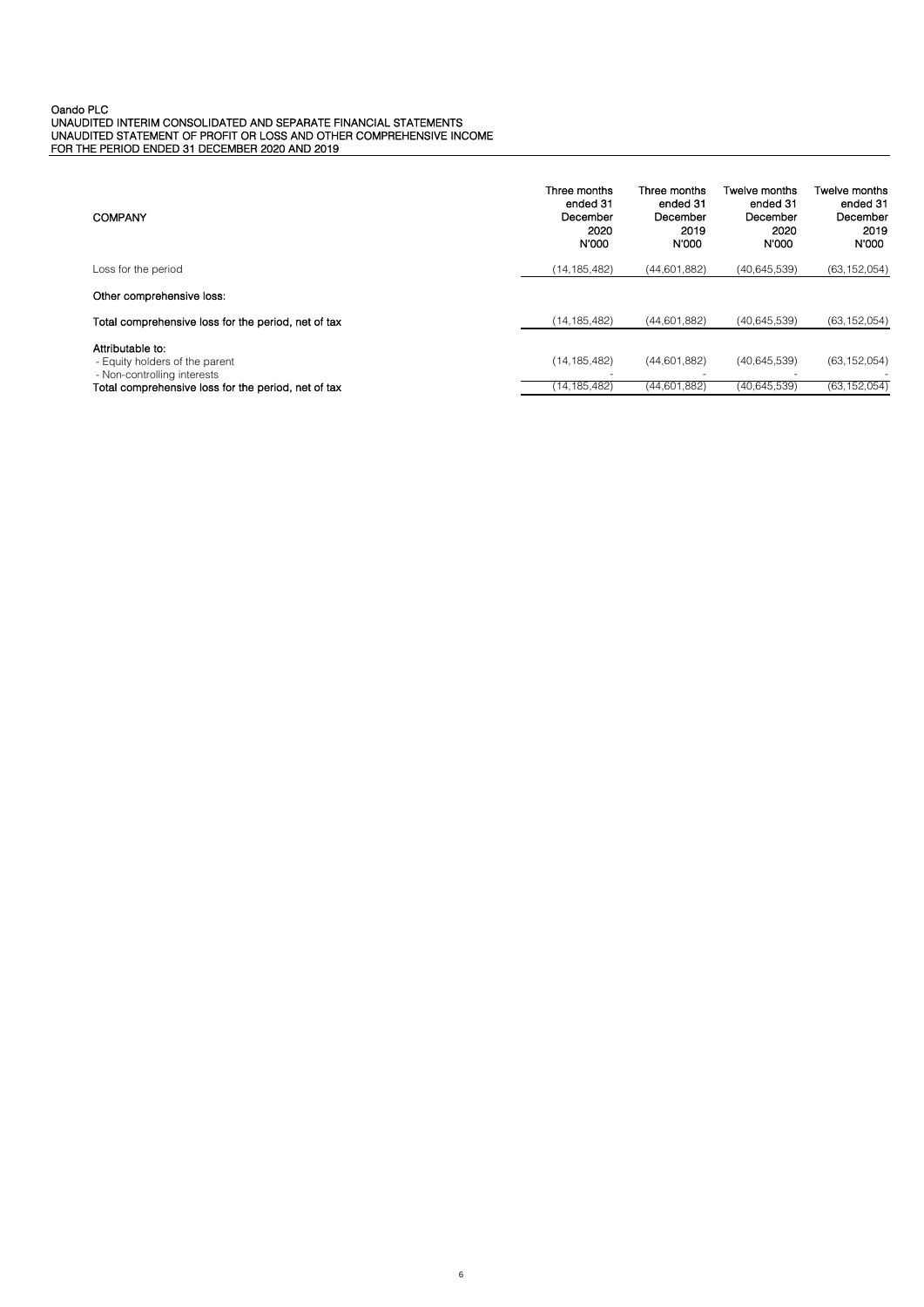Oando PLC
UNAUDITED INTERIM CONSOLIDATED AND SEPARATE FINANCIAL STATEMENTS
UNAUDITED STATEMENT OF PROFIT OR LOSS AND OTHER COMPREHENSIVE INCOME
FOR THE PERIOD ENDED 31 DECEMBER 2020 AND 2019

| COMPANY | Three months ended 31 December 2020 N'000 | Three months ended 31 December 2019 N'000 | Twelve months ended 31 December 2020 N'000 | Twelve months ended 31 December 2019 N'000 |
|---|---|---|---|---|
| Loss for the period | (14,185,482) | (44,601,882) | (40,645,539) | (63,152,054) |
| **Other comprehensive loss:** | | | | |
| **Total comprehensive loss for the period, net of tax** | (14,185,482) | (44,601,882) | (40,645,539) | (63,152,054) |
| **Attributable to:** | | | | |
| - Equity holders of the parent | (14,185,482) | (44,601,882) | (40,645,539) | (63,152,054) |
| - Non-controlling interests | - | - | - | - |
| **Total comprehensive loss for the period, net of tax** | (14,185,482) | (44,601,882) | (40,645,539) | (63,152,054) |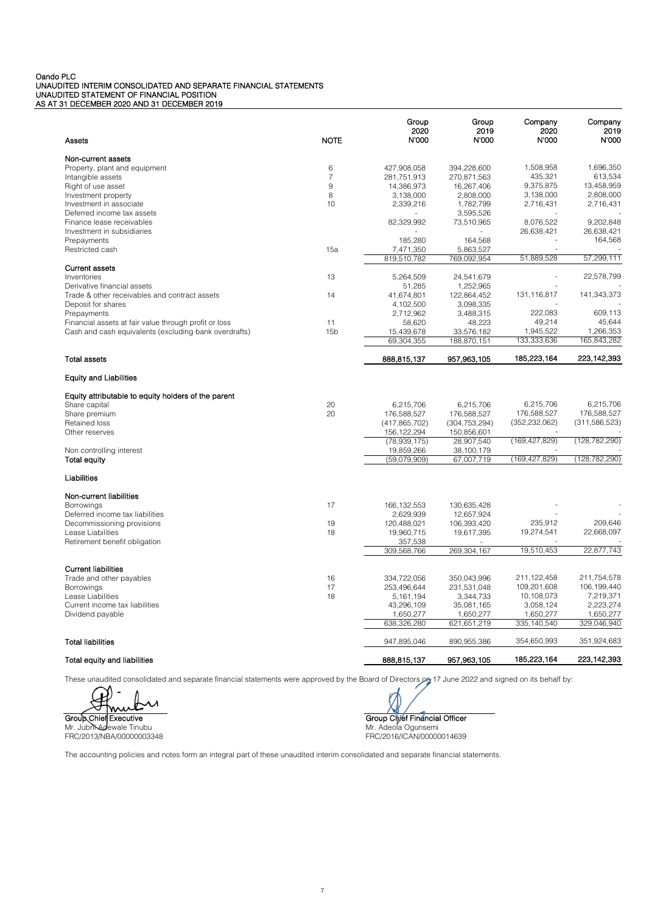Oando PLC
UNAUDITED INTERIM CONSOLIDATED AND SEPARATE FINANCIAL STATEMENTS
UNAUDITED STATEMENT OF FINANCIAL POSITION
AS AT 31 DECEMBER 2020 AND 31 DECEMBER 2019

| Assets | NOTE | Group 2020 N'000 | Group 2019 N'000 | Company 2020 N'000 | Company 2019 N'000 |
|---|---|---|---|---|---|
| **Non-current assets** | | | | | |
| Property, plant and equipment | 6 | 427,908,058 | 394,228,600 | 1,508,958 | 1,696,350 |
| Intangible assets | 7 | 281,751,913 | 270,871,563 | 435,321 | 613,534 |
| Right of use asset | 9 | 14,386,973 | 16,267,406 | 9,375,875 | 13,458,959 |
| Investment property | 8 | 3,138,000 | 2,808,000 | 3,138,000 | 2,808,000 |
| Investment in associate | 10 | 2,339,216 | 1,782,799 | 2,716,431 | 2,716,431 |
| Deferred income tax assets | | - | 3,595,526 | - | - |
| Finance lease receivables | | 82,329,992 | 73,510,965 | 8,076,522 | 9,202,848 |
| Investment in subsidiaries | | - | - | 26,638,421 | 26,638,421 |
| Prepayments | | 185,280 | 164,568 | - | 164,568 |
| Restricted cash | 15a | 7,471,350 | 5,863,527 | - | - |
| | | 819,510,782 | 769,092,954 | 51,889,528 | 57,299,111 |
| **Current assets** | | | | | |
| Inventories | 13 | 5,264,509 | 24,541,679 | - | 22,578,799 |
| Derivative financial assets | | 51,285 | 1,252,965 | - | - |
| Trade & other receivables and contract assets | 14 | 41,674,801 | 122,864,452 | 131,116,817 | 141,343,373 |
| Deposit for shares | | 4,102,500 | 3,098,335 | - | - |
| Prepayments | | 2,712,962 | 3,488,315 | 222,083 | 609,113 |
| Financial assets at fair value through profit or loss | 11 | 58,620 | 48,223 | 49,214 | 45,644 |
| Cash and cash equivalents (excluding bank overdrafts) | 15b | 15,439,678 | 33,576,182 | 1,945,522 | 1,266,353 |
| | | 69,304,355 | 188,870,151 | 133,333,636 | 165,843,282 |
| **Total assets** | | **888,815,137** | **957,963,105** | **185,223,164** | **223,142,393** |
| **Equity and Liabilities** | | | | | |
| **Equity attributable to equity holders of the parent** | | | | | |
| Share capital | 20 | 6,215,706 | 6,215,706 | 6,215,706 | 6,215,706 |
| Share premium | 20 | 176,588,527 | 176,588,527 | 176,588,527 | 176,588,527 |
| Retained loss | | (417,865,702) | (304,753,294) | (352,232,062) | (311,586,523) |
| Other reserves | | 156,122,294 | 150,856,601 | - | - |
| | | (78,939,175) | 28,907,540 | (169,427,829) | (128,782,290) |
| Non controlling interest | | 19,859,266 | 38,100,179 | - | - |
| **Total equity** | | (59,079,909) | 67,007,719 | (169,427,829) | (128,782,290) |
| **Liabilities** | | | | | |
| **Non-current liabilities** | | | | | |
| Borrowings | 17 | 166,132,553 | 130,635,428 | - | - |
| Deferred income tax liabilities | | 2,629,939 | 12,657,924 | - | - |
| Decommissioning provisions | 19 | 120,488,021 | 106,393,420 | 235,912 | 209,646 |
| Lease Liabilities | 18 | 19,960,715 | 19,617,395 | 19,274,541 | 22,668,097 |
| Retirement benefit obligation | | 357,538 | - | - | - |
| | | 309,568,766 | 269,304,167 | 19,510,453 | 22,877,743 |
| **Current liabilities** | | | | | |
| Trade and other payables | 16 | 334,722,056 | 350,043,996 | 211,122,458 | 211,754,578 |
| Borrowings | 17 | 253,496,644 | 231,531,048 | 109,201,608 | 106,199,440 |
| Lease Liabilities | 18 | 5,161,194 | 3,344,733 | 10,108,073 | 7,219,371 |
| Current income tax liabilities | | 43,296,109 | 35,081,165 | 3,058,124 | 2,223,274 |
| Dividend payable | | 1,650,277 | 1,650,277 | 1,650,277 | 1,650,277 |
| | | 638,326,280 | 621,651,219 | 335,140,540 | 329,046,940 |
| **Total liabilities** | | 947,895,046 | 890,955,386 | 354,650,993 | 351,924,683 |
| **Total equity and liabilities** | | **888,815,137** | **957,963,105** | **185,223,164** | **223,142,393** |

These unaudited consolidated and separate financial statements were approved by the Board of Directors on 17 June 2022 and signed on its behalf by:

**Group Chief Executive**
Mr. Jubril Adewale Tinubu
FRC/2013/NBA/00000003348

**Group Chief Financial Officer**
Mr. Adeola Ogunsemi
FRC/2016/ICAN/00000014639

The accounting policies and notes form an integral part of these unaudited interim consolidated and separate financial statements.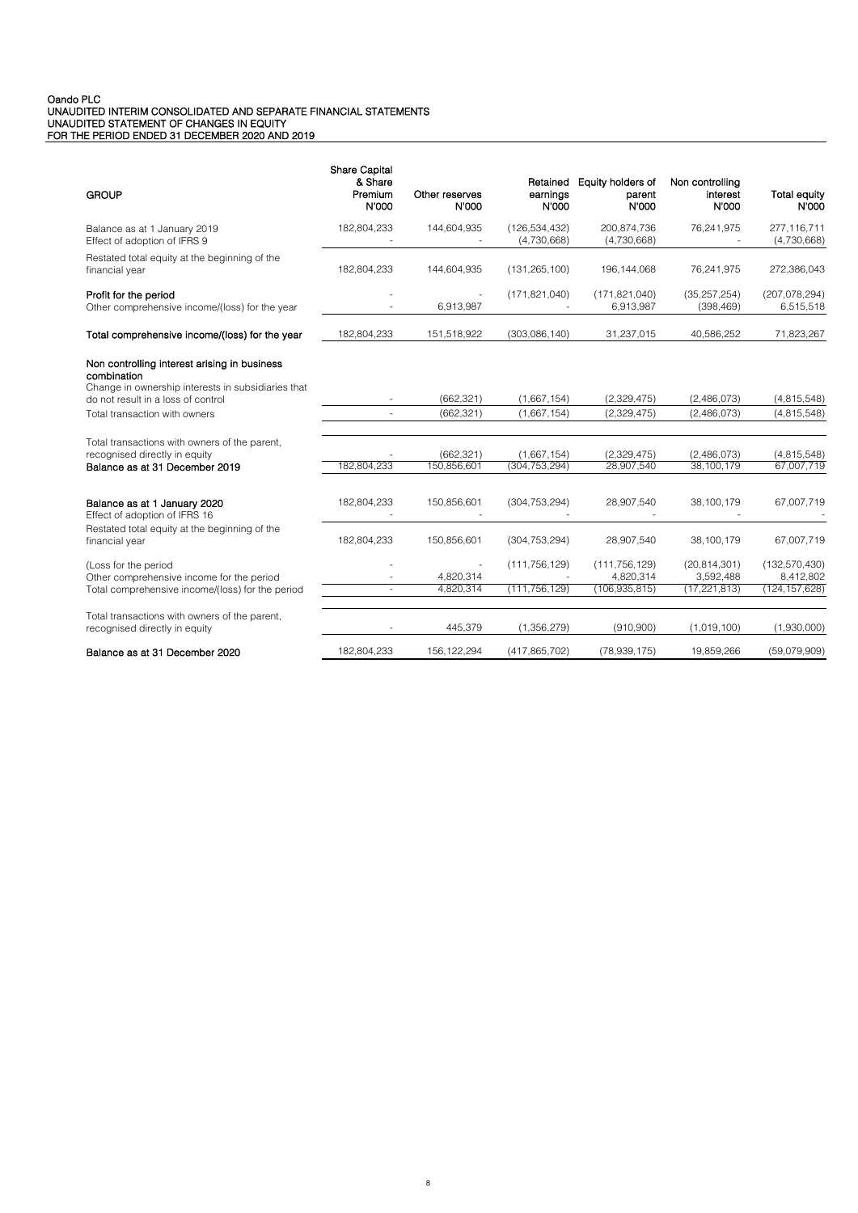Oando PLC
UNAUDITED INTERIM CONSOLIDATED AND SEPARATE FINANCIAL STATEMENTS
UNAUDITED STATEMENT OF CHANGES IN EQUITY
FOR THE PERIOD ENDED 31 DECEMBER 2020 AND 2019

| GROUP | Share Capital & Share Premium N'000 | Other reserves N'000 | Retained earnings N'000 | Equity holders of parent N'000 | Non controlling interest N'000 | Total equity N'000 |
|---|---|---|---|---|---|---|
| Balance as at 1 January 2019 | 182,804,233 | 144,604,935 | (126,534,432) | 200,874,736 | 76,241,975 | 277,116,711 |
| Effect of adoption of IFRS 9 | - | - | (4,730,668) | (4,730,668) | - | (4,730,668) |
| Restated total equity at the beginning of the financial year | 182,804,233 | 144,604,935 | (131,265,100) | 196,144,068 | 76,241,975 | 272,386,043 |
| **Profit for the period** | - | - | (171,821,040) | (171,821,040) | (35,257,254) | (207,078,294) |
| Other comprehensive income/(loss) for the year | - | 6,913,987 | - | 6,913,987 | (398,469) | 6,515,518 |
| **Total comprehensive income/(loss) for the year** | 182,804,233 | 151,518,922 | (303,086,140) | 31,237,015 | 40,586,252 | 71,823,267 |
| **Non controlling interest arising in business combination** | | | | | | |
| Change in ownership interests in subsidiaries that do not result in a loss of control | - | (662,321) | (1,667,154) | (2,329,475) | (2,486,073) | (4,815,548) |
| Total transaction with owners | - | (662,321) | (1,667,154) | (2,329,475) | (2,486,073) | (4,815,548) |
| Total transactions with owners of the parent, recognised directly in equity | - | (662,321) | (1,667,154) | (2,329,475) | (2,486,073) | (4,815,548) |
| **Balance as at 31 December 2019** | 182,804,233 | 150,856,601 | (304,753,294) | 28,907,540 | 38,100,179 | 67,007,719 |
| **Balance as at 1 January 2020** | 182,804,233 | 150,856,601 | (304,753,294) | 28,907,540 | 38,100,179 | 67,007,719 |
| Effect of adoption of IFRS 16 | - | - | - | - | - | - |
| Restated total equity at the beginning of the financial year | 182,804,233 | 150,856,601 | (304,753,294) | 28,907,540 | 38,100,179 | 67,007,719 |
| (Loss for the period | - | - | (111,756,129) | (111,756,129) | (20,814,301) | (132,570,430) |
| Other comprehensive income for the period | - | 4,820,314 | - | 4,820,314 | 3,592,488 | 8,412,802 |
| Total comprehensive income/(loss) for the period | - | 4,820,314 | (111,756,129) | (106,935,815) | (17,221,813) | (124,157,628) |
| Total transactions with owners of the parent, recognised directly in equity | - | 445,379 | (1,356,279) | (910,900) | (1,019,100) | (1,930,000) |
| **Balance as at 31 December 2020** | 182,804,233 | 156,122,294 | (417,865,702) | (78,939,175) | 19,859,266 | (59,079,909) |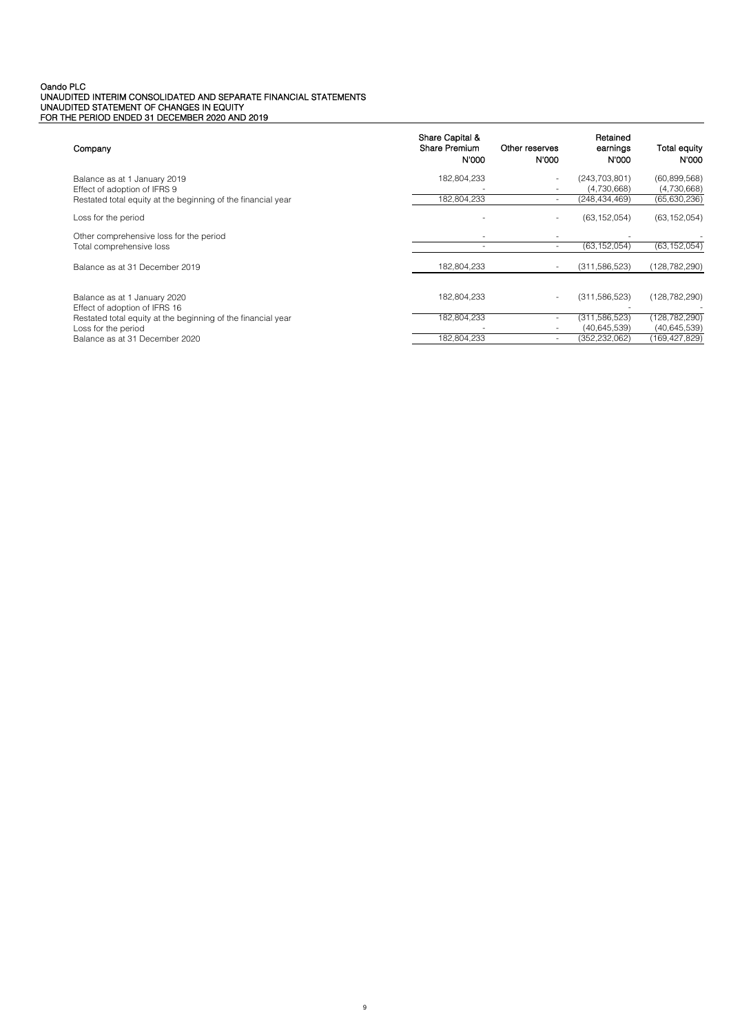Oando PLC
UNAUDITED INTERIM CONSOLIDATED AND SEPARATE FINANCIAL STATEMENTS
UNAUDITED STATEMENT OF CHANGES IN EQUITY
FOR THE PERIOD ENDED 31 DECEMBER 2020 AND 2019

| Company | Share Capital & Share Premium N'000 | Other reserves N'000 | Retained earnings N'000 | Total equity N'000 |
|---|---|---|---|---|
| Balance as at 1 January 2019 | 182,804,233 | - | (243,703,801) | (60,899,568) |
| Effect of adoption of IFRS 9 | - | - | (4,730,668) | (4,730,668) |
| Restated total equity at the beginning of the financial year | 182,804,233 | - | (248,434,469) | (65,630,236) |
| Loss for the period | - | - | (63,152,054) | (63,152,054) |
| Other comprehensive loss for the period | - | - | - | - |
| Total comprehensive loss | - | - | (63,152,054) | (63,152,054) |
| Balance as at 31 December 2019 | 182,804,233 | - | (311,586,523) | (128,782,290) |
| | | | | |
| Balance as at 1 January 2020 | 182,804,233 | - | (311,586,523) | (128,782,290) |
| Effect of adoption of IFRS 16 | | | - | - |
| Restated total equity at the beginning of the financial year | 182,804,233 | - | (311,586,523) | (128,782,290) |
| Loss for the period | - | - | (40,645,539) | (40,645,539) |
| Balance as at 31 December 2020 | 182,804,233 | - | (352,232,062) | (169,427,829) |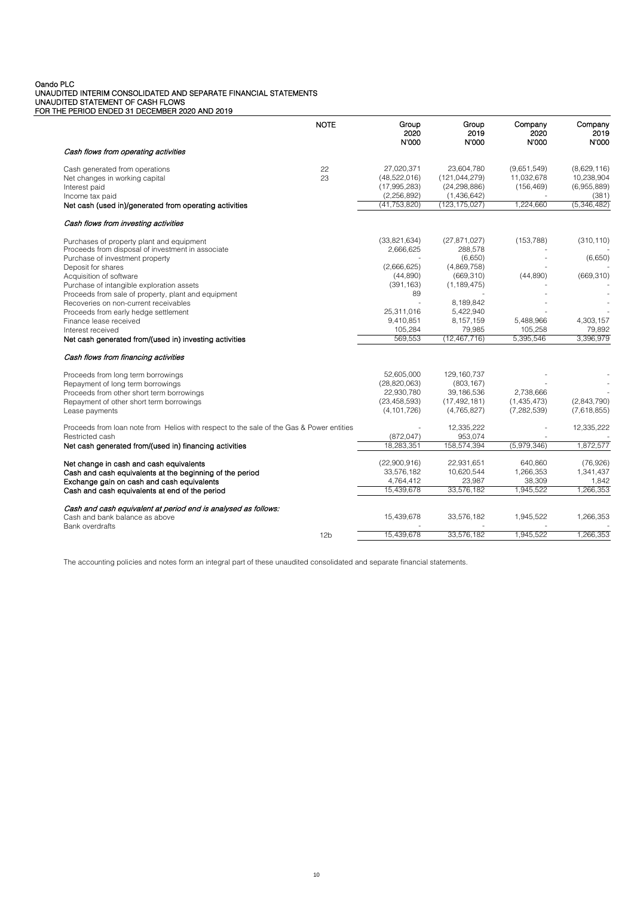Oando PLC
UNAUDITED INTERIM CONSOLIDATED AND SEPARATE FINANCIAL STATEMENTS
UNAUDITED STATEMENT OF CASH FLOWS
FOR THE PERIOD ENDED 31 DECEMBER 2020 AND 2019

| | NOTE | Group 2020 N'000 | Group 2019 N'000 | Company 2020 N'000 | Company 2019 N'000 |
|---|---|---|---|---|---|
| *Cash flows from operating activities* | | | | | |
| Cash generated from operations | 22 | 27,020,371 | 23,604,780 | (9,651,549) | (8,629,116) |
| Net changes in working capital | 23 | (48,522,016) | (121,044,279) | 11,032,678 | 10,238,904 |
| Interest paid | | (17,995,283) | (24,298,886) | (156,469) | (6,955,889) |
| Income tax paid | | (2,256,892) | (1,436,642) | - | (381) |
| **Net cash (used in)/generated from operating activities** | | (41,753,820) | (123,175,027) | 1,224,660 | (5,346,482) |
| *Cash flows from investing activities* | | | | | |
| Purchases of property plant and equipment | | (33,821,634) | (27,871,027) | (153,788) | (310,110) |
| Proceeds from disposal of investment in associate | | 2,666,625 | 288,578 | - | - |
| Purchase of investment property | | - | (6,650) | - | (6,650) |
| Deposit for shares | | (2,666,625) | (4,869,758) | - | - |
| Acquisition of software | | (44,890) | (669,310) | (44,890) | (669,310) |
| Purchase of intangible exploration assets | | (391,163) | (1,189,475) | - | - |
| Proceeds from sale of property, plant and equipment | | 89 | - | - | - |
| Recoveries on non-current receivables | | - | 8,189,842 | - | - |
| Proceeds from early hedge settlement | | 25,311,016 | 5,422,940 | - | - |
| Finance lease received | | 9,410,851 | 8,157,159 | 5,488,966 | 4,303,157 |
| Interest received | | 105,284 | 79,985 | 105,258 | 79,892 |
| **Net cash generated from/(used in) investing activities** | | 569,553 | (12,467,716) | 5,395,546 | 3,396,979 |
| *Cash flows from financing activities* | | | | | |
| Proceeds from long term borrowings | | 52,605,000 | 129,160,737 | - | - |
| Repayment of long term borrowings | | (28,820,063) | (803,167) | - | - |
| Proceeds from other short term borrowings | | 22,930,780 | 39,186,536 | 2,738,666 | - |
| Repayment of other short term borrowings | | (23,458,593) | (17,492,181) | (1,435,473) | (2,843,790) |
| Lease payments | | (4,101,726) | (4,765,827) | (7,282,539) | (7,618,855) |
| Proceeds from loan note from Helios with respect to the sale of the Gas & Power entities | | - | 12,335,222 | - | 12,335,222 |
| Restricted cash | | (872,047) | 953,074 | - | - |
| **Net cash generated from/(used in) financing activities** | | 18,283,351 | 158,574,394 | (5,979,346) | 1,872,577 |
| **Net change in cash and cash equivalents** | | (22,900,916) | 22,931,651 | 640,860 | (76,926) |
| **Cash and cash equivalents at the beginning of the period** | | 33,576,182 | 10,620,544 | 1,266,353 | 1,341,437 |
| **Exchange gain on cash and cash equivalents** | | 4,764,412 | 23,987 | 38,309 | 1,842 |
| **Cash and cash equivalents at end of the period** | | 15,439,678 | 33,576,182 | 1,945,522 | 1,266,353 |
| *Cash and cash equivalent at period end is analysed as follows:* | | | | | |
| Cash and bank balance as above | | 15,439,678 | 33,576,182 | 1,945,522 | 1,266,353 |
| Bank overdrafts | | - | - | - | - |
| | 12b | 15,439,678 | 33,576,182 | 1,945,522 | 1,266,353 |

The accounting policies and notes form an integral part of these unaudited consolidated and separate financial statements.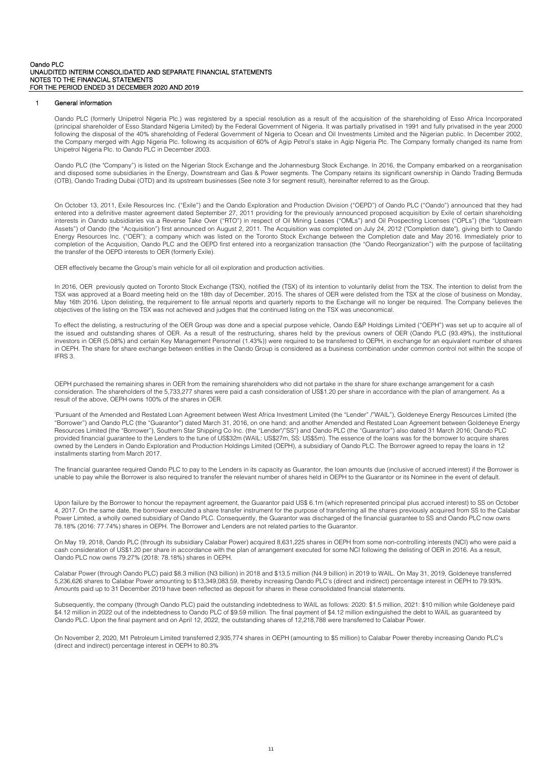## 1 General information

Oando PLC (formerly Unipetrol Nigeria Plc.) was registered by a special resolution as a result of the acquisition of the shareholding of Esso Africa Incorporated (principal shareholder of Esso Standard Nigeria Limited) by the Federal Government of Nigeria. It was partially privatised in 1991 and fully privatised in the year 2000 following the disposal of the 40% shareholding of Federal Government of Nigeria to Ocean and Oil Investments Limited and the Nigerian public. In December 2002, the Company merged with Agip Nigeria Plc. following its acquisition of 60% of Agip Petrol's stake in Agip Nigeria Plc. The Company formally changed its name from Unipetrol Nigeria Plc. to Oando PLC in December 2003.

Oando PLC (the "Company") is listed on the Nigerian Stock Exchange and the Johannesburg Stock Exchange. In 2016, the Company embarked on a reorganisation and disposed some subsidiaries in the Energy, Downstream and Gas & Power segments. The Company retains its significant ownership in Oando Trading Bermuda (OTB), Oando Trading Dubai (OTD) and its upstream businesses (See note 3 for segment result), hereinafter referred to as the Group.

On October 13, 2011, Exile Resources Inc. ("Exile") and the Oando Exploration and Production Division ("OEPD") of Oando PLC ("Oando") announced that they had entered into a definitive master agreement dated September 27, 2011 providing for the previously announced proposed acquisition by Exile of certain shareholding interests in Oando subsidiaries via a Reverse Take Over ("RTO") in respect of Oil Mining Leases ("OMLs") and Oil Prospecting Licenses ("OPLs") (the "Upstream Assets") of Oando (the "Acquisition") first announced on August 2, 2011. The Acquisition was completed on July 24, 2012 ("Completion date"), giving birth to Oando Energy Resources Inc. ("OER"); a company which was listed on the Toronto Stock Exchange between the Completion date and May 2016. Immediately prior to completion of the Acquisition, Oando PLC and the OEPD first entered into a reorganization transaction (the "Oando Reorganization") with the purpose of facilitating the transfer of the OEPD interests to OER (formerly Exile).

OER effectively became the Group's main vehicle for all oil exploration and production activities.

In 2016, OER previously quoted on Toronto Stock Exchange (TSX), notified the (TSX) of its intention to voluntarily delist from the TSX. The intention to delist from the TSX was approved at a Board meeting held on the 18th day of December, 2015. The shares of OER were delisted from the TSX at the close of business on Monday, May 16th 2016. Upon delisting, the requirement to file annual reports and quarterly reports to the Exchange will no longer be required. The Company believes the objectives of the listing on the TSX was not achieved and judges that the continued listing on the TSX was uneconomical.

To effect the delisting, a restructuring of the OER Group was done and a special purpose vehicle, Oando E&P Holdings Limited ("OEPH") was set up to acquire all of the issued and outstanding shares of OER. As a result of the restructuring, shares held by the previous owners of OER (Oando PLC (93.49%), the institutional investors in OER (5.08%) and certain Key Management Personnel (1.43%)) were required to be transferred to OEPH, in exchange for an equivalent number of shares in OEPH. The share for share exchange between entities in the Oando Group is considered as a business combination under common control not within the scope of IFRS 3.

OEPH purchased the remaining shares in OER from the remaining shareholders who did not partake in the share for share exchange arrangement for a cash consideration. The shareholders of the 5,733,277 shares were paid a cash consideration of US$1.20 per share in accordance with the plan of arrangement. As a result of the above, OEPH owns 100% of the shares in OER.

'Pursuant of the Amended and Restated Loan Agreement between West Africa Investment Limited (the "Lender" /"WAIL"), Goldeneye Energy Resources Limited (the "Borrower") and Oando PLC (the "Guarantor") dated March 31, 2016, on one hand; and another Amended and Restated Loan Agreement between Goldeneye Energy Resources Limited (the "Borrower"), Southern Star Shipping Co Inc. (the "Lender"/"SS") and Oando PLC (the "Guarantor") also dated 31 March 2016; Oando PLC provided financial guarantee to the Lenders to the tune of US$32m (WAIL: US$27m, SS: US$5m). The essence of the loans was for the borrower to acquire shares owned by the Lenders in Oando Exploration and Production Holdings Limited (OEPH), a subsidiary of Oando PLC. The Borrower agreed to repay the loans in 12 installments starting from March 2017.

The financial guarantee required Oando PLC to pay to the Lenders in its capacity as Guarantor, the loan amounts due (inclusive of accrued interest) if the Borrower is unable to pay while the Borrower is also required to transfer the relevant number of shares held in OEPH to the Guarantor or its Nominee in the event of default.

Upon failure by the Borrower to honour the repayment agreement, the Guarantor paid US$ 6.1m (which represented principal plus accrued interest) to SS on October 4, 2017. On the same date, the borrower executed a share transfer instrument for the purpose of transferring all the shares previously acquired from SS to the Calabar Power Limited, a wholly owned subsidiary of Oando PLC. Consequently, the Guarantor was discharged of the financial guarantee to SS and Oando PLC now owns 78.18% (2016: 77.74%) shares in OEPH. The Borrower and Lenders are not related parties to the Guarantor.

On May 19, 2018, Oando PLC (through its subsidiary Calabar Power) acquired 8,631,225 shares in OEPH from some non-controlling interests (NCI) who were paid a cash consideration of US$1.20 per share in accordance with the plan of arrangement executed for some NCI following the delisting of OER in 2016. As a result, Oando PLC now owns 79.27% (2018: 78.18%) shares in OEPH.

Calabar Power (through Oando PLC) paid $8.3 million (N3 billion) in 2018 and $13.5 million (N4.9 billion) in 2019 to WAIL. On May 31, 2019, Goldeneye transferred 5,236,626 shares to Calabar Power amounting to $13,349,083.59, thereby increasing Oando PLC's (direct and indirect) percentage interest in OEPH to 79.93%. Amounts paid up to 31 December 2019 have been reflected as deposit for shares in these consolidated financial statements.

Subsequently, the company (through Oando PLC) paid the outstanding indebtedness to WAIL as follows: 2020: $1.5 million, 2021: $10 million while Goldeneye paid $4.12 million in 2022 out of the indebtedness to Oando PLC of $9.59 million. The final payment of $4.12 million extinguished the debt to WAIL as guaranteed by Oando PLC. Upon the final payment and on April 12, 2022, the outstanding shares of 12,218,788 were transferred to Calabar Power.

On November 2, 2020, M1 Petroleum Limited transferred 2,935,774 shares in OEPH (amounting to $5 million) to Calabar Power thereby increasing Oando PLC's (direct and indirect) percentage interest in OEPH to 80.3%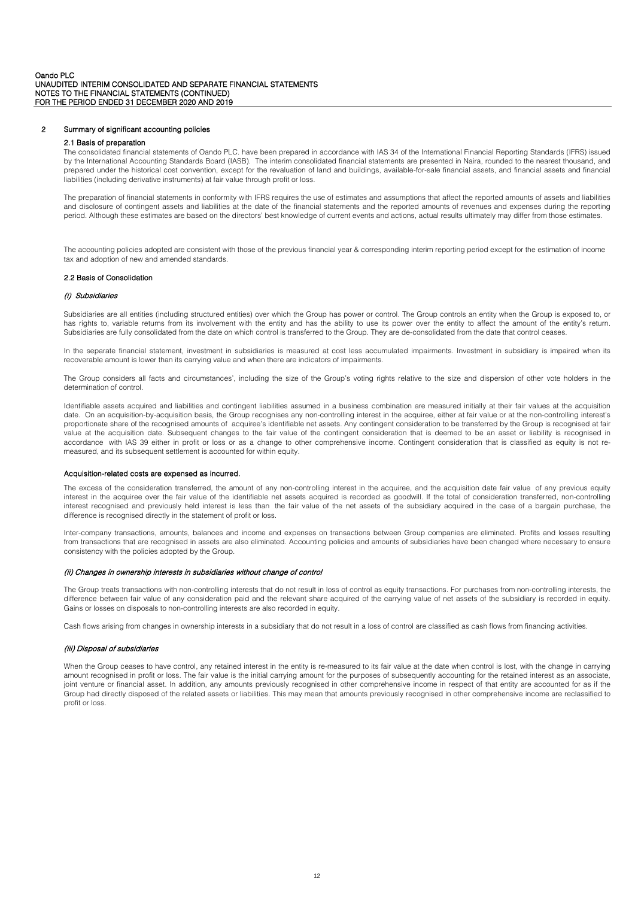## 2 Summary of significant accounting policies

### 2.1 Basis of preparation

The consolidated financial statements of Oando PLC. have been prepared in accordance with IAS 34 of the International Financial Reporting Standards (IFRS) issued by the International Accounting Standards Board (IASB). The interim consolidated financial statements are presented in Naira, rounded to the nearest thousand, and prepared under the historical cost convention, except for the revaluation of land and buildings, available-for-sale financial assets, and financial assets and financial liabilities (including derivative instruments) at fair value through profit or loss.

The preparation of financial statements in conformity with IFRS requires the use of estimates and assumptions that affect the reported amounts of assets and liabilities and disclosure of contingent assets and liabilities at the date of the financial statements and the reported amounts of revenues and expenses during the reporting period. Although these estimates are based on the directors' best knowledge of current events and actions, actual results ultimately may differ from those estimates.

The accounting policies adopted are consistent with those of the previous financial year & corresponding interim reporting period except for the estimation of income tax and adoption of new and amended standards.

### 2.2 Basis of Consolidation

#### *(i) Subsidiaries*

Subsidiaries are all entities (including structured entities) over which the Group has power or control. The Group controls an entity when the Group is exposed to, or has rights to, variable returns from its involvement with the entity and has the ability to use its power over the entity to affect the amount of the entity's return. Subsidiaries are fully consolidated from the date on which control is transferred to the Group. They are de-consolidated from the date that control ceases.

In the separate financial statement, investment in subsidiaries is measured at cost less accumulated impairments. Investment in subsidiary is impaired when its recoverable amount is lower than its carrying value and when there are indicators of impairments.

The Group considers all facts and circumstances', including the size of the Group's voting rights relative to the size and dispersion of other vote holders in the determination of control.

Identifiable assets acquired and liabilities and contingent liabilities assumed in a business combination are measured initially at their fair values at the acquisition date. On an acquisition-by-acquisition basis, the Group recognises any non-controlling interest in the acquiree, either at fair value or at the non-controlling interest's proportionate share of the recognised amounts of acquiree's identifiable net assets. Any contingent consideration to be transferred by the Group is recognised at fair value at the acquisition date. Subsequent changes to the fair value of the contingent consideration that is deemed to be an asset or liability is recognised in accordance with IAS 39 either in profit or loss or as a change to other comprehensive income. Contingent consideration that is classified as equity is not re-measured, and its subsequent settlement is accounted for within equity.

**Acquisition-related costs are expensed as incurred.**

The excess of the consideration transferred, the amount of any non-controlling interest in the acquiree, and the acquisition date fair value of any previous equity interest in the acquiree over the fair value of the identifiable net assets acquired is recorded as goodwill. If the total of consideration transferred, non-controlling interest recognised and previously held interest is less than the fair value of the net assets of the subsidiary acquired in the case of a bargain purchase, the difference is recognised directly in the statement of profit or loss.

Inter-company transactions, amounts, balances and income and expenses on transactions between Group companies are eliminated. Profits and losses resulting from transactions that are recognised in assets are also eliminated. Accounting policies and amounts of subsidiaries have been changed where necessary to ensure consistency with the policies adopted by the Group.

#### *(ii) Changes in ownership interests in subsidiaries without change of control*

The Group treats transactions with non-controlling interests that do not result in loss of control as equity transactions. For purchases from non-controlling interests, the difference between fair value of any consideration paid and the relevant share acquired of the carrying value of net assets of the subsidiary is recorded in equity. Gains or losses on disposals to non-controlling interests are also recorded in equity.

Cash flows arising from changes in ownership interests in a subsidiary that do not result in a loss of control are classified as cash flows from financing activities.

#### *(iii) Disposal of subsidiaries*

When the Group ceases to have control, any retained interest in the entity is re-measured to its fair value at the date when control is lost, with the change in carrying amount recognised in profit or loss. The fair value is the initial carrying amount for the purposes of subsequently accounting for the retained interest as an associate, joint venture or financial asset. In addition, any amounts previously recognised in other comprehensive income in respect of that entity are accounted for as if the Group had directly disposed of the related assets or liabilities. This may mean that amounts previously recognised in other comprehensive income are reclassified to profit or loss.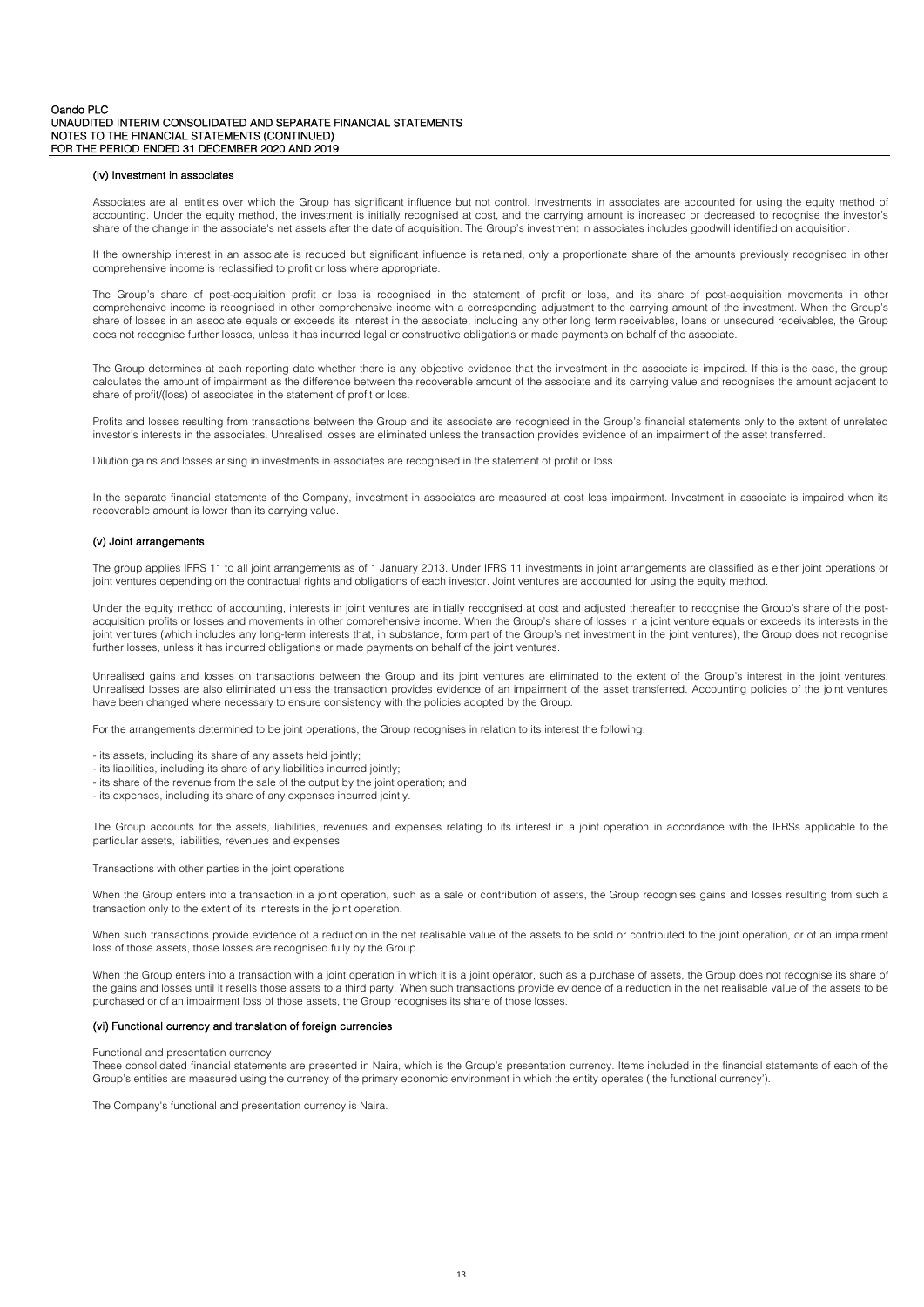### (iv) Investment in associates

Associates are all entities over which the Group has significant influence but not control. Investments in associates are accounted for using the equity method of accounting. Under the equity method, the investment is initially recognised at cost, and the carrying amount is increased or decreased to recognise the investor's share of the change in the associate's net assets after the date of acquisition. The Group's investment in associates includes goodwill identified on acquisition.

If the ownership interest in an associate is reduced but significant influence is retained, only a proportionate share of the amounts previously recognised in other comprehensive income is reclassified to profit or loss where appropriate.

The Group's share of post-acquisition profit or loss is recognised in the statement of profit or loss, and its share of post-acquisition movements in other comprehensive income is recognised in other comprehensive income with a corresponding adjustment to the carrying amount of the investment. When the Group's share of losses in an associate equals or exceeds its interest in the associate, including any other long term receivables, loans or unsecured receivables, the Group does not recognise further losses, unless it has incurred legal or constructive obligations or made payments on behalf of the associate.

The Group determines at each reporting date whether there is any objective evidence that the investment in the associate is impaired. If this is the case, the group calculates the amount of impairment as the difference between the recoverable amount of the associate and its carrying value and recognises the amount adjacent to share of profit/(loss) of associates in the statement of profit or loss.

Profits and losses resulting from transactions between the Group and its associate are recognised in the Group's financial statements only to the extent of unrelated investor's interests in the associates. Unrealised losses are eliminated unless the transaction provides evidence of an impairment of the asset transferred.

Dilution gains and losses arising in investments in associates are recognised in the statement of profit or loss.

In the separate financial statements of the Company, investment in associates are measured at cost less impairment. Investment in associate is impaired when its recoverable amount is lower than its carrying value.

### (v) Joint arrangements

The group applies IFRS 11 to all joint arrangements as of 1 January 2013. Under IFRS 11 investments in joint arrangements are classified as either joint operations or joint ventures depending on the contractual rights and obligations of each investor. Joint ventures are accounted for using the equity method.

Under the equity method of accounting, interests in joint ventures are initially recognised at cost and adjusted thereafter to recognise the Group's share of the post-acquisition profits or losses and movements in other comprehensive income. When the Group's share of losses in a joint venture equals or exceeds its interests in the joint ventures (which includes any long-term interests that, in substance, form part of the Group's net investment in the joint ventures), the Group does not recognise further losses, unless it has incurred obligations or made payments on behalf of the joint ventures.

Unrealised gains and losses on transactions between the Group and its joint ventures are eliminated to the extent of the Group's interest in the joint ventures. Unrealised losses are also eliminated unless the transaction provides evidence of an impairment of the asset transferred. Accounting policies of the joint ventures have been changed where necessary to ensure consistency with the policies adopted by the Group.

For the arrangements determined to be joint operations, the Group recognises in relation to its interest the following:

- its assets, including its share of any assets held jointly;
- its liabilities, including its share of any liabilities incurred jointly;
- its share of the revenue from the sale of the output by the joint operation; and
- its expenses, including its share of any expenses incurred jointly.

The Group accounts for the assets, liabilities, revenues and expenses relating to its interest in a joint operation in accordance with the IFRSs applicable to the particular assets, liabilities, revenues and expenses

Transactions with other parties in the joint operations

When the Group enters into a transaction in a joint operation, such as a sale or contribution of assets, the Group recognises gains and losses resulting from such a transaction only to the extent of its interests in the joint operation.

When such transactions provide evidence of a reduction in the net realisable value of the assets to be sold or contributed to the joint operation, or of an impairment loss of those assets, those losses are recognised fully by the Group.

When the Group enters into a transaction with a joint operation in which it is a joint operator, such as a purchase of assets, the Group does not recognise its share of the gains and losses until it resells those assets to a third party. When such transactions provide evidence of a reduction in the net realisable value of the assets to be purchased or of an impairment loss of those assets, the Group recognises its share of those losses.

### (vi) Functional currency and translation of foreign currencies

Functional and presentation currency

These consolidated financial statements are presented in Naira, which is the Group's presentation currency. Items included in the financial statements of each of the Group's entities are measured using the currency of the primary economic environment in which the entity operates ('the functional currency').

The Company's functional and presentation currency is Naira.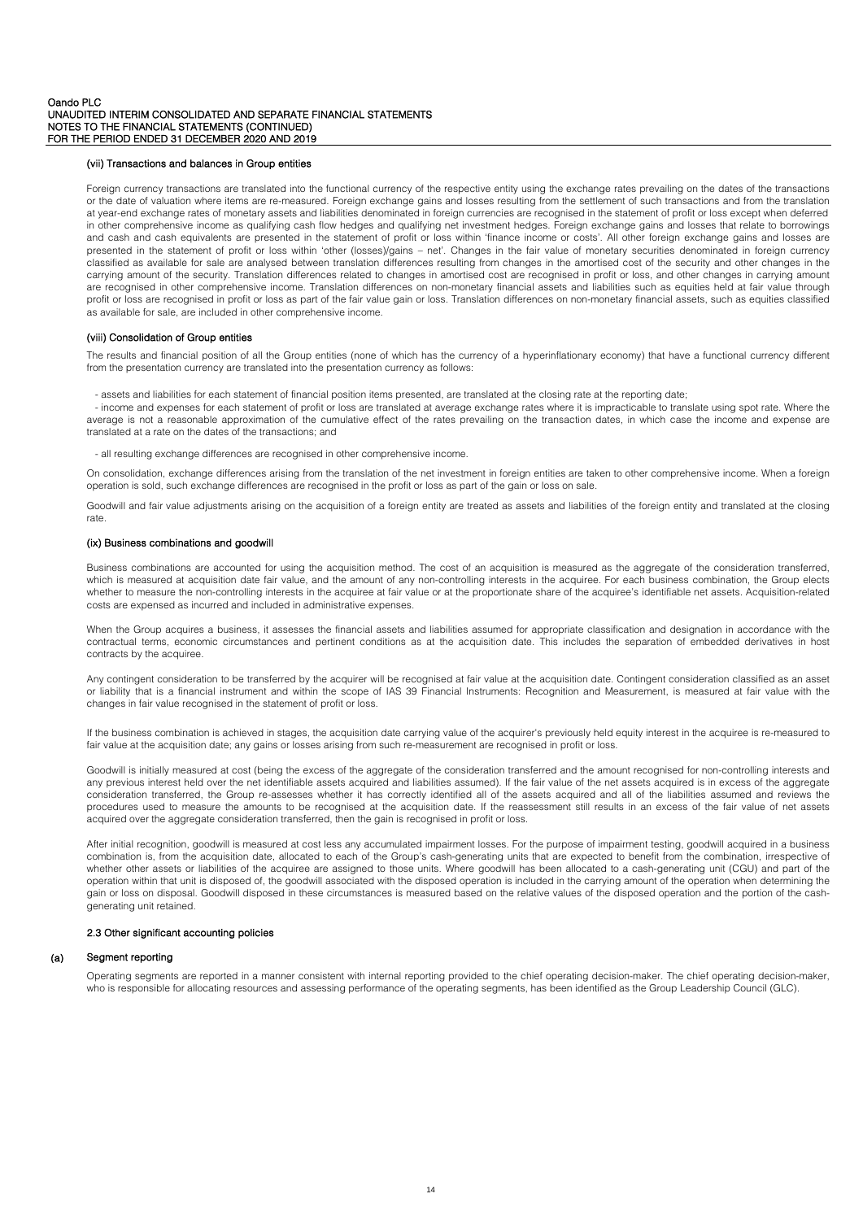#### (vii) Transactions and balances in Group entities

Foreign currency transactions are translated into the functional currency of the respective entity using the exchange rates prevailing on the dates of the transactions or the date of valuation where items are re-measured. Foreign exchange gains and losses resulting from the settlement of such transactions and from the translation at year-end exchange rates of monetary assets and liabilities denominated in foreign currencies are recognised in the statement of profit or loss except when deferred in other comprehensive income as qualifying cash flow hedges and qualifying net investment hedges. Foreign exchange gains and losses that relate to borrowings and cash and cash equivalents are presented in the statement of profit or loss within 'finance income or costs'. All other foreign exchange gains and losses are presented in the statement of profit or loss within 'other (losses)/gains – net'. Changes in the fair value of monetary securities denominated in foreign currency classified as available for sale are analysed between translation differences resulting from changes in the amortised cost of the security and other changes in the carrying amount of the security. Translation differences related to changes in amortised cost are recognised in profit or loss, and other changes in carrying amount are recognised in other comprehensive income. Translation differences on non-monetary financial assets and liabilities such as equities held at fair value through profit or loss are recognised in profit or loss as part of the fair value gain or loss. Translation differences on non-monetary financial assets, such as equities classified as available for sale, are included in other comprehensive income.

#### (viii) Consolidation of Group entities

The results and financial position of all the Group entities (none of which has the currency of a hyperinflationary economy) that have a functional currency different from the presentation currency are translated into the presentation currency as follows:

- assets and liabilities for each statement of financial position items presented, are translated at the closing rate at the reporting date;
- income and expenses for each statement of profit or loss are translated at average exchange rates where it is impracticable to translate using spot rate. Where the average is not a reasonable approximation of the cumulative effect of the rates prevailing on the transaction dates, in which case the income and expense are translated at a rate on the dates of the transactions; and
- all resulting exchange differences are recognised in other comprehensive income.

On consolidation, exchange differences arising from the translation of the net investment in foreign entities are taken to other comprehensive income. When a foreign operation is sold, such exchange differences are recognised in the profit or loss as part of the gain or loss on sale.

Goodwill and fair value adjustments arising on the acquisition of a foreign entity are treated as assets and liabilities of the foreign entity and translated at the closing rate.

#### (ix) Business combinations and goodwill

Business combinations are accounted for using the acquisition method. The cost of an acquisition is measured as the aggregate of the consideration transferred, which is measured at acquisition date fair value, and the amount of any non-controlling interests in the acquiree. For each business combination, the Group elects whether to measure the non-controlling interests in the acquiree at fair value or at the proportionate share of the acquiree's identifiable net assets. Acquisition-related costs are expensed as incurred and included in administrative expenses.

When the Group acquires a business, it assesses the financial assets and liabilities assumed for appropriate classification and designation in accordance with the contractual terms, economic circumstances and pertinent conditions as at the acquisition date. This includes the separation of embedded derivatives in host contracts by the acquiree.

Any contingent consideration to be transferred by the acquirer will be recognised at fair value at the acquisition date. Contingent consideration classified as an asset or liability that is a financial instrument and within the scope of IAS 39 Financial Instruments: Recognition and Measurement, is measured at fair value with the changes in fair value recognised in the statement of profit or loss.

If the business combination is achieved in stages, the acquisition date carrying value of the acquirer's previously held equity interest in the acquiree is re-measured to fair value at the acquisition date; any gains or losses arising from such re-measurement are recognised in profit or loss.

Goodwill is initially measured at cost (being the excess of the aggregate of the consideration transferred and the amount recognised for non-controlling interests and any previous interest held over the net identifiable assets acquired and liabilities assumed). If the fair value of the net assets acquired is in excess of the aggregate consideration transferred, the Group re-assesses whether it has correctly identified all of the assets acquired and all of the liabilities assumed and reviews the procedures used to measure the amounts to be recognised at the acquisition date. If the reassessment still results in an excess of the fair value of net assets acquired over the aggregate consideration transferred, then the gain is recognised in profit or loss.

After initial recognition, goodwill is measured at cost less any accumulated impairment losses. For the purpose of impairment testing, goodwill acquired in a business combination is, from the acquisition date, allocated to each of the Group's cash-generating units that are expected to benefit from the combination, irrespective of whether other assets or liabilities of the acquiree are assigned to those units. Where goodwill has been allocated to a cash-generating unit (CGU) and part of the operation within that unit is disposed of, the goodwill associated with the disposed operation is included in the carrying amount of the operation when determining the gain or loss on disposal. Goodwill disposed in these circumstances is measured based on the relative values of the disposed operation and the portion of the cash-generating unit retained.

### 2.3 Other significant accounting policies

#### (a) Segment reporting

Operating segments are reported in a manner consistent with internal reporting provided to the chief operating decision-maker. The chief operating decision-maker, who is responsible for allocating resources and assessing performance of the operating segments, has been identified as the Group Leadership Council (GLC).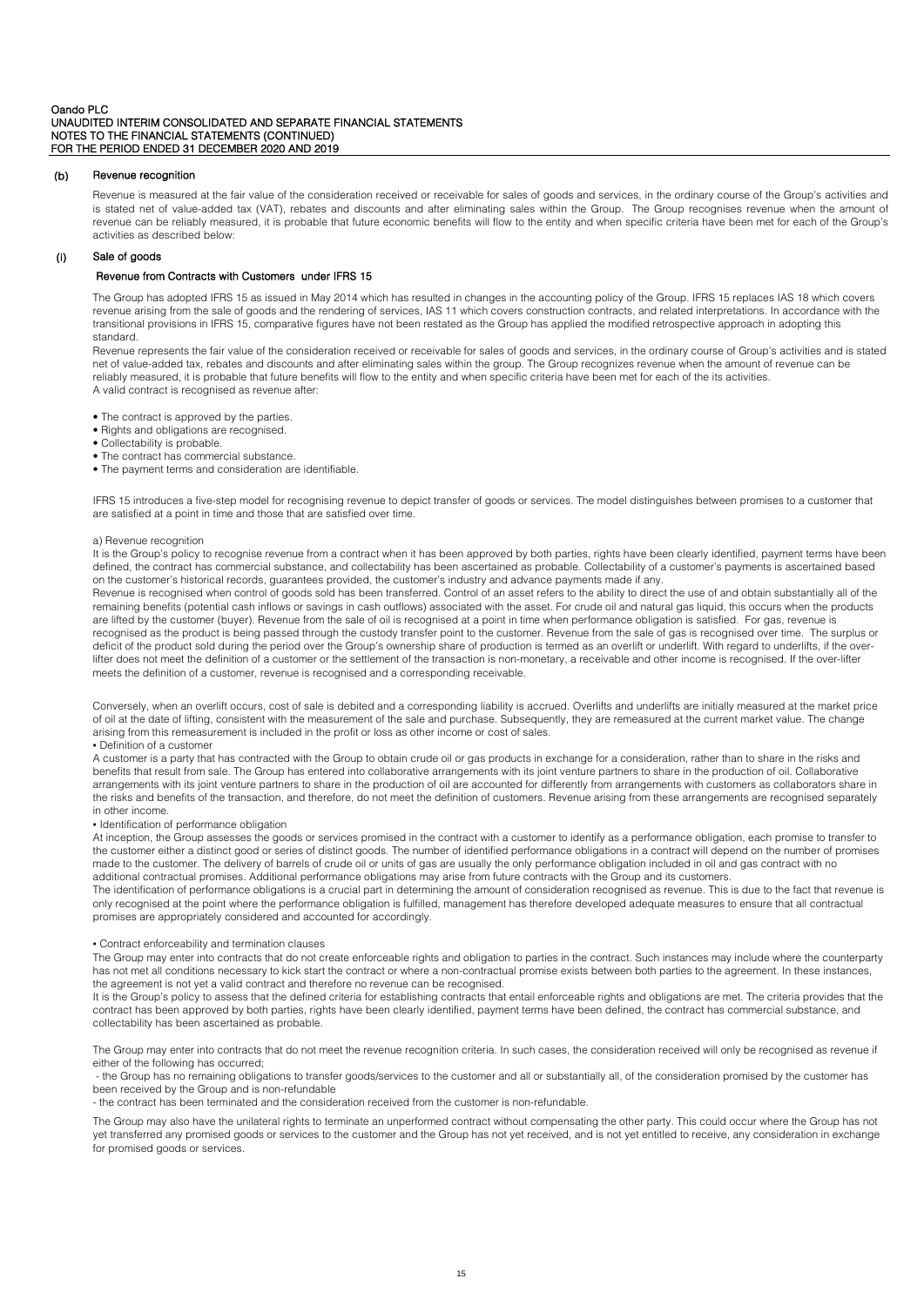#### (b) Revenue recognition

Revenue is measured at the fair value of the consideration received or receivable for sales of goods and services, in the ordinary course of the Group's activities and is stated net of value-added tax (VAT), rebates and discounts and after eliminating sales within the Group. The Group recognises revenue when the amount of revenue can be reliably measured, it is probable that future economic benefits will flow to the entity and when specific criteria have been met for each of the Group's activities as described below:

#### (i) Sale of goods

**Revenue from Contracts with Customers under IFRS 15**

The Group has adopted IFRS 15 as issued in May 2014 which has resulted in changes in the accounting policy of the Group. IFRS 15 replaces IAS 18 which covers revenue arising from the sale of goods and the rendering of services, IAS 11 which covers construction contracts, and related interpretations. In accordance with the transitional provisions in IFRS 15, comparative figures have not been restated as the Group has applied the modified retrospective approach in adopting this standard.

Revenue represents the fair value of the consideration received or receivable for sales of goods and services, in the ordinary course of Group's activities and is stated net of value-added tax, rebates and discounts and after eliminating sales within the group. The Group recognizes revenue when the amount of revenue can be reliably measured, it is probable that future benefits will flow to the entity and when specific criteria have been met for each of the its activities.
A valid contract is recognised as revenue after:

- The contract is approved by the parties.
- Rights and obligations are recognised.
- Collectability is probable.
- The contract has commercial substance.
- The payment terms and consideration are identifiable.

IFRS 15 introduces a five-step model for recognising revenue to depict transfer of goods or services. The model distinguishes between promises to a customer that are satisfied at a point in time and those that are satisfied over time.

a) Revenue recognition

It is the Group's policy to recognise revenue from a contract when it has been approved by both parties, rights have been clearly identified, payment terms have been defined, the contract has commercial substance, and collectability has been ascertained as probable. Collectability of a customer's payments is ascertained based on the customer's historical records, guarantees provided, the customer's industry and advance payments made if any.

Revenue is recognised when control of goods sold has been transferred. Control of an asset refers to the ability to direct the use of and obtain substantially all of the remaining benefits (potential cash inflows or savings in cash outflows) associated with the asset. For crude oil and natural gas liquid, this occurs when the products are lifted by the customer (buyer). Revenue from the sale of oil is recognised at a point in time when performance obligation is satisfied. For gas, revenue is recognised as the product is being passed through the custody transfer point to the customer. Revenue from the sale of gas is recognised over time. The surplus or deficit of the product sold during the period over the Group's ownership share of production is termed as an overlift or underlift. With regard to underlifts, if the over-lifter does not meet the definition of a customer or the settlement of the transaction is non-monetary, a receivable and other income is recognised. If the over-lifter meets the definition of a customer, revenue is recognised and a corresponding receivable.

Conversely, when an overlift occurs, cost of sale is debited and a corresponding liability is accrued. Overlifts and underlifts are initially measured at the market price of oil at the date of lifting, consistent with the measurement of the sale and purchase. Subsequently, they are remeasured at the current market value. The change arising from this remeasurement is included in the profit or loss as other income or cost of sales.

- Definition of a customer

A customer is a party that has contracted with the Group to obtain crude oil or gas products in exchange for a consideration, rather than to share in the risks and benefits that result from sale. The Group has entered into collaborative arrangements with its joint venture partners to share in the production of oil. Collaborative arrangements with its joint venture partners to share in the production of oil are accounted for differently from arrangements with customers as collaborators share in the risks and benefits of the transaction, and therefore, do not meet the definition of customers. Revenue arising from these arrangements are recognised separately in other income.

- Identification of performance obligation

At inception, the Group assesses the goods or services promised in the contract with a customer to identify as a performance obligation, each promise to transfer to the customer either a distinct good or series of distinct goods. The number of identified performance obligations in a contract will depend on the number of promises made to the customer. The delivery of barrels of crude oil or units of gas are usually the only performance obligation included in oil and gas contract with no additional contractual promises. Additional performance obligations may arise from future contracts with the Group and its customers.

The identification of performance obligations is a crucial part in determining the amount of consideration recognised as revenue. This is due to the fact that revenue is only recognised at the point where the performance obligation is fulfilled, management has therefore developed adequate measures to ensure that all contractual promises are appropriately considered and accounted for accordingly.

- Contract enforceability and termination clauses

The Group may enter into contracts that do not create enforceable rights and obligation to parties in the contract. Such instances may include where the counterparty has not met all conditions necessary to kick start the contract or where a non-contractual promise exists between both parties to the agreement. In these instances, the agreement is not yet a valid contract and therefore no revenue can be recognised.

It is the Group's policy to assess that the defined criteria for establishing contracts that entail enforceable rights and obligations are met. The criteria provides that the contract has been approved by both parties, rights have been clearly identified, payment terms have been defined, the contract has commercial substance, and collectability has been ascertained as probable.

The Group may enter into contracts that do not meet the revenue recognition criteria. In such cases, the consideration received will only be recognised as revenue if either of the following has occurred;

- the Group has no remaining obligations to transfer goods/services to the customer and all or substantially all, of the consideration promised by the customer has been received by the Group and is non-refundable
- the contract has been terminated and the consideration received from the customer is non-refundable.

The Group may also have the unilateral rights to terminate an unperformed contract without compensating the other party. This could occur where the Group has not yet transferred any promised goods or services to the customer and the Group has not yet received, and is not yet entitled to receive, any consideration in exchange for promised goods or services.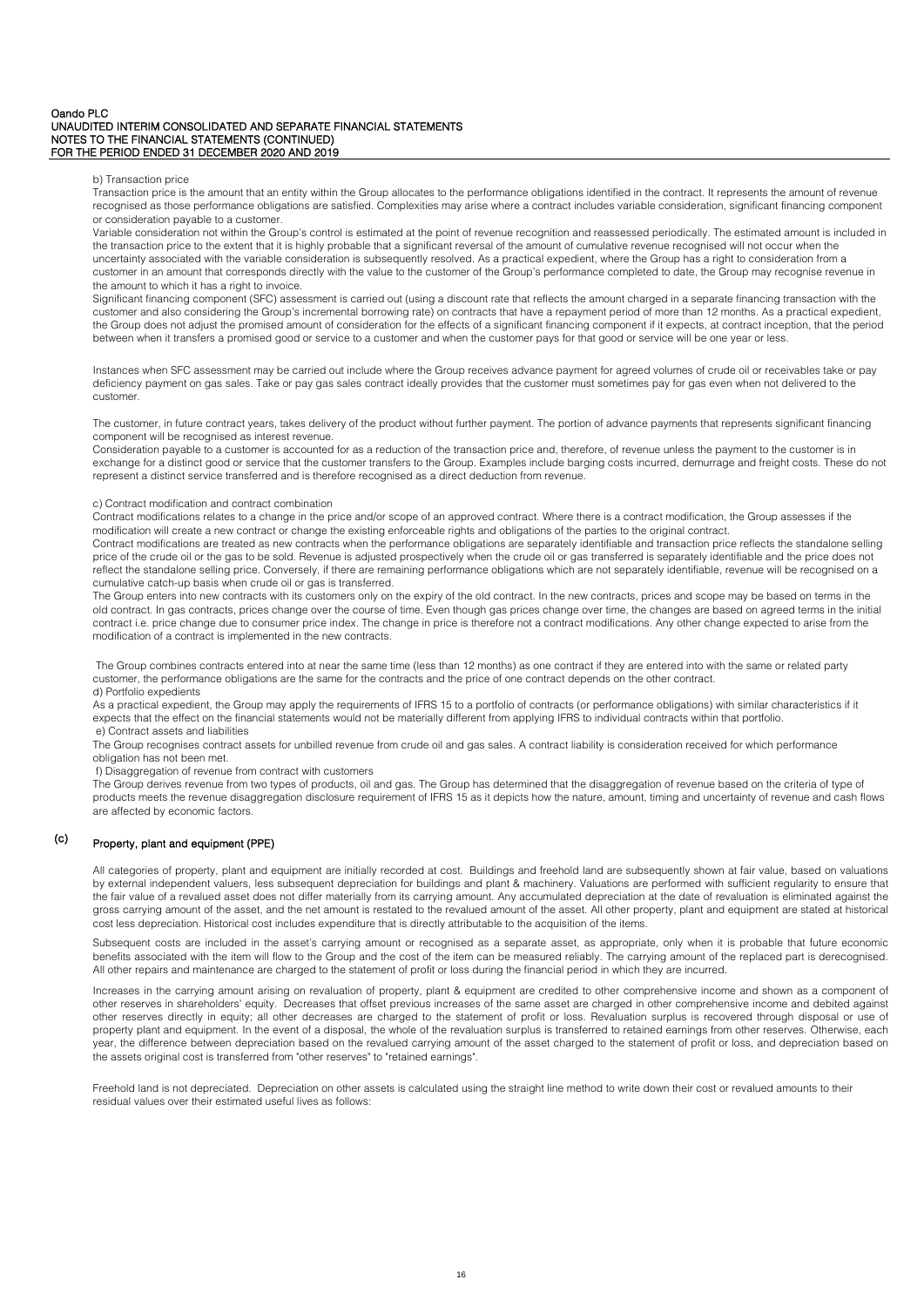b) Transaction price

Transaction price is the amount that an entity within the Group allocates to the performance obligations identified in the contract. It represents the amount of revenue recognised as those performance obligations are satisfied. Complexities may arise where a contract includes variable consideration, significant financing component or consideration payable to a customer.

Variable consideration not within the Group's control is estimated at the point of revenue recognition and reassessed periodically. The estimated amount is included in the transaction price to the extent that it is highly probable that a significant reversal of the amount of cumulative revenue recognised will not occur when the uncertainty associated with the variable consideration is subsequently resolved. As a practical expedient, where the Group has a right to consideration from a customer in an amount that corresponds directly with the value to the customer of the Group's performance completed to date, the Group may recognise revenue in the amount to which it has a right to invoice.

Significant financing component (SFC) assessment is carried out (using a discount rate that reflects the amount charged in a separate financing transaction with the customer and also considering the Group's incremental borrowing rate) on contracts that have a repayment period of more than 12 months. As a practical expedient, the Group does not adjust the promised amount of consideration for the effects of a significant financing component if it expects, at contract inception, that the period between when it transfers a promised good or service to a customer and when the customer pays for that good or service will be one year or less.

Instances when SFC assessment may be carried out include where the Group receives advance payment for agreed volumes of crude oil or receivables take or pay deficiency payment on gas sales. Take or pay gas sales contract ideally provides that the customer must sometimes pay for gas even when not delivered to the customer.

The customer, in future contract years, takes delivery of the product without further payment. The portion of advance payments that represents significant financing component will be recognised as interest revenue.

Consideration payable to a customer is accounted for as a reduction of the transaction price and, therefore, of revenue unless the payment to the customer is in exchange for a distinct good or service that the customer transfers to the Group. Examples include barging costs incurred, demurrage and freight costs. These do not represent a distinct service transferred and is therefore recognised as a direct deduction from revenue.

c) Contract modification and contract combination

Contract modifications relates to a change in the price and/or scope of an approved contract. Where there is a contract modification, the Group assesses if the modification will create a new contract or change the existing enforceable rights and obligations of the parties to the original contract.

Contract modifications are treated as new contracts when the performance obligations are separately identifiable and transaction price reflects the standalone selling price of the crude oil or the gas to be sold. Revenue is adjusted prospectively when the crude oil or gas transferred is separately identifiable and the price does not reflect the standalone selling price. Conversely, if there are remaining performance obligations which are not separately identifiable, revenue will be recognised on a cumulative catch-up basis when crude oil or gas is transferred.

The Group enters into new contracts with its customers only on the expiry of the old contract. In the new contracts, prices and scope may be based on terms in the old contract. In gas contracts, prices change over the course of time. Even though gas prices change over time, the changes are based on agreed terms in the initial contract i.e. price change due to consumer price index. The change in price is therefore not a contract modifications. Any other change expected to arise from the modification of a contract is implemented in the new contracts.

The Group combines contracts entered into at near the same time (less than 12 months) as one contract if they are entered into with the same or related party customer, the performance obligations are the same for the contracts and the price of one contract depends on the other contract.

d) Portfolio expedients

As a practical expedient, the Group may apply the requirements of IFRS 15 to a portfolio of contracts (or performance obligations) with similar characteristics if it expects that the effect on the financial statements would not be materially different from applying IFRS to individual contracts within that portfolio.

e) Contract assets and liabilities

The Group recognises contract assets for unbilled revenue from crude oil and gas sales. A contract liability is consideration received for which performance obligation has not been met.

f) Disaggregation of revenue from contract with customers

The Group derives revenue from two types of products, oil and gas. The Group has determined that the disaggregation of revenue based on the criteria of type of products meets the revenue disaggregation disclosure requirement of IFRS 15 as it depicts how the nature, amount, timing and uncertainty of revenue and cash flows are affected by economic factors.

## (c) Property, plant and equipment (PPE)

All categories of property, plant and equipment are initially recorded at cost. Buildings and freehold land are subsequently shown at fair value, based on valuations by external independent valuers, less subsequent depreciation for buildings and plant & machinery. Valuations are performed with sufficient regularity to ensure that the fair value of a revalued asset does not differ materially from its carrying amount. Any accumulated depreciation at the date of revaluation is eliminated against the gross carrying amount of the asset, and the net amount is restated to the revalued amount of the asset. All other property, plant and equipment are stated at historical cost less depreciation. Historical cost includes expenditure that is directly attributable to the acquisition of the items.

Subsequent costs are included in the asset's carrying amount or recognised as a separate asset, as appropriate, only when it is probable that future economic benefits associated with the item will flow to the Group and the cost of the item can be measured reliably. The carrying amount of the replaced part is derecognised. All other repairs and maintenance are charged to the statement of profit or loss during the financial period in which they are incurred.

Increases in the carrying amount arising on revaluation of property, plant & equipment are credited to other comprehensive income and shown as a component of other reserves in shareholders' equity. Decreases that offset previous increases of the same asset are charged in other comprehensive income and debited against other reserves directly in equity; all other decreases are charged to the statement of profit or loss. Revaluation surplus is recovered through disposal or use of property plant and equipment. In the event of a disposal, the whole of the revaluation surplus is transferred to retained earnings from other reserves. Otherwise, each year, the difference between depreciation based on the revalued carrying amount of the asset charged to the statement of profit or loss, and depreciation based on the assets original cost is transferred from "other reserves" to "retained earnings".

Freehold land is not depreciated. Depreciation on other assets is calculated using the straight line method to write down their cost or revalued amounts to their residual values over their estimated useful lives as follows: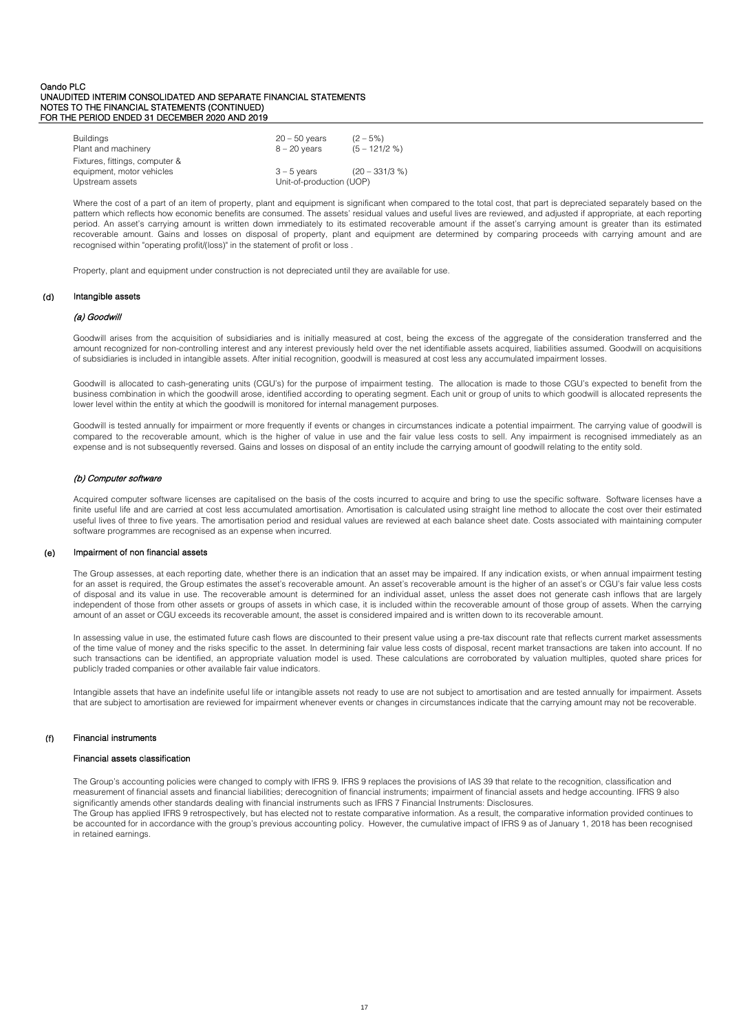| | | |
|---|---|---|
| Buildings | 20 – 50 years | (2 – 5%) |
| Plant and machinery | 8 – 20 years | (5 – 121/2 %) |
| Fixtures, fittings, computer & equipment, motor vehicles | 3 – 5 years | (20 – 331/3 %) |
| Upstream assets | Unit-of-production (UOP) | |

Where the cost of a part of an item of property, plant and equipment is significant when compared to the total cost, that part is depreciated separately based on the pattern which reflects how economic benefits are consumed. The assets' residual values and useful lives are reviewed, and adjusted if appropriate, at each reporting period. An asset's carrying amount is written down immediately to its estimated recoverable amount if the asset's carrying amount is greater than its estimated recoverable amount. Gains and losses on disposal of property, plant and equipment are determined by comparing proceeds with carrying amount and are recognised within "operating profit/(loss)" in the statement of profit or loss .

Property, plant and equipment under construction is not depreciated until they are available for use.

## (d) Intangible assets

### *(a) Goodwill*

Goodwill arises from the acquisition of subsidiaries and is initially measured at cost, being the excess of the aggregate of the consideration transferred and the amount recognized for non-controlling interest and any interest previously held over the net identifiable assets acquired, liabilities assumed. Goodwill on acquisitions of subsidiaries is included in intangible assets. After initial recognition, goodwill is measured at cost less any accumulated impairment losses.

Goodwill is allocated to cash-generating units (CGU's) for the purpose of impairment testing. The allocation is made to those CGU's expected to benefit from the business combination in which the goodwill arose, identified according to operating segment. Each unit or group of units to which goodwill is allocated represents the lower level within the entity at which the goodwill is monitored for internal management purposes.

Goodwill is tested annually for impairment or more frequently if events or changes in circumstances indicate a potential impairment. The carrying value of goodwill is compared to the recoverable amount, which is the higher of value in use and the fair value less costs to sell. Any impairment is recognised immediately as an expense and is not subsequently reversed. Gains and losses on disposal of an entity include the carrying amount of goodwill relating to the entity sold.

### *(b) Computer software*

Acquired computer software licenses are capitalised on the basis of the costs incurred to acquire and bring to use the specific software. Software licenses have a finite useful life and are carried at cost less accumulated amortisation. Amortisation is calculated using straight line method to allocate the cost over their estimated useful lives of three to five years. The amortisation period and residual values are reviewed at each balance sheet date. Costs associated with maintaining computer software programmes are recognised as an expense when incurred.

## (e) Impairment of non financial assets

The Group assesses, at each reporting date, whether there is an indication that an asset may be impaired. If any indication exists, or when annual impairment testing for an asset is required, the Group estimates the asset's recoverable amount. An asset's recoverable amount is the higher of an asset's or CGU's fair value less costs of disposal and its value in use. The recoverable amount is determined for an individual asset, unless the asset does not generate cash inflows that are largely independent of those from other assets or groups of assets in which case, it is included within the recoverable amount of those group of assets. When the carrying amount of an asset or CGU exceeds its recoverable amount, the asset is considered impaired and is written down to its recoverable amount.

In assessing value in use, the estimated future cash flows are discounted to their present value using a pre-tax discount rate that reflects current market assessments of the time value of money and the risks specific to the asset. In determining fair value less costs of disposal, recent market transactions are taken into account. If no such transactions can be identified, an appropriate valuation model is used. These calculations are corroborated by valuation multiples, quoted share prices for publicly traded companies or other available fair value indicators.

Intangible assets that have an indefinite useful life or intangible assets not ready to use are not subject to amortisation and are tested annually for impairment. Assets that are subject to amortisation are reviewed for impairment whenever events or changes in circumstances indicate that the carrying amount may not be recoverable.

## (f) Financial instruments

### Financial assets classification

The Group's accounting policies were changed to comply with IFRS 9. IFRS 9 replaces the provisions of IAS 39 that relate to the recognition, classification and measurement of financial assets and financial liabilities; derecognition of financial instruments; impairment of financial assets and hedge accounting. IFRS 9 also significantly amends other standards dealing with financial instruments such as IFRS 7 Financial Instruments: Disclosures.
The Group has applied IFRS 9 retrospectively, but has elected not to restate comparative information. As a result, the comparative information provided continues to be accounted for in accordance with the group's previous accounting policy. However, the cumulative impact of IFRS 9 as of January 1, 2018 has been recognised in retained earnings.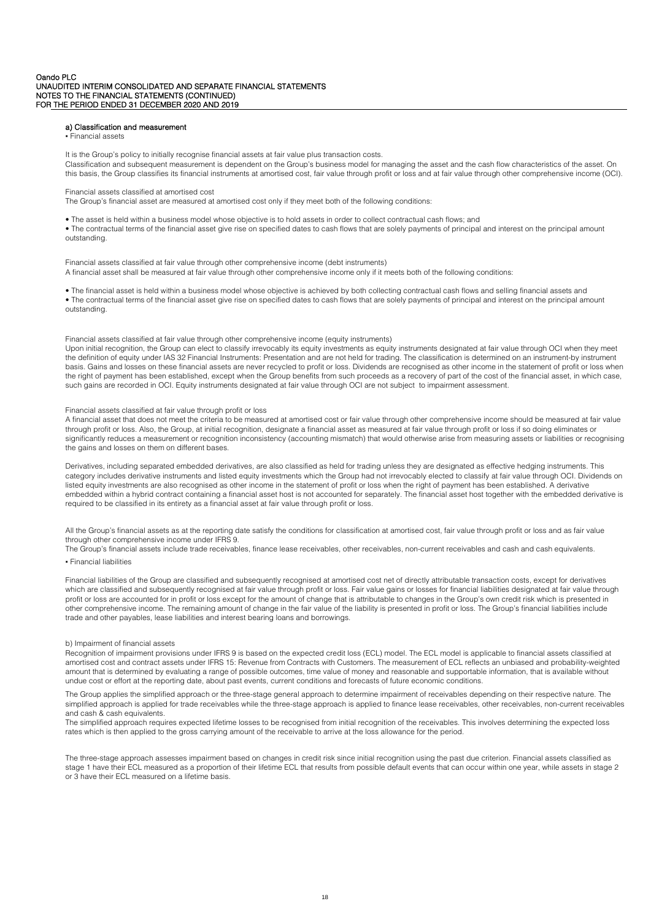#### a) Classification and measurement

• Financial assets

It is the Group's policy to initially recognise financial assets at fair value plus transaction costs.
Classification and subsequent measurement is dependent on the Group's business model for managing the asset and the cash flow characteristics of the asset. On this basis, the Group classifies its financial instruments at amortised cost, fair value through profit or loss and at fair value through other comprehensive income (OCI).

Financial assets classified at amortised cost
The Group's financial asset are measured at amortised cost only if they meet both of the following conditions:

• The asset is held within a business model whose objective is to hold assets in order to collect contractual cash flows; and
• The contractual terms of the financial asset give rise on specified dates to cash flows that are solely payments of principal and interest on the principal amount outstanding.

Financial assets classified at fair value through other comprehensive income (debt instruments)
A financial asset shall be measured at fair value through other comprehensive income only if it meets both of the following conditions:

• The financial asset is held within a business model whose objective is achieved by both collecting contractual cash flows and selling financial assets and
• The contractual terms of the financial asset give rise on specified dates to cash flows that are solely payments of principal and interest on the principal amount outstanding.

Financial assets classified at fair value through other comprehensive income (equity instruments)
Upon initial recognition, the Group can elect to classify irrevocably its equity investments as equity instruments designated at fair value through OCI when they meet the definition of equity under IAS 32 Financial Instruments: Presentation and are not held for trading. The classification is determined on an instrument-by instrument basis. Gains and losses on these financial assets are never recycled to profit or loss. Dividends are recognised as other income in the statement of profit or loss when the right of payment has been established, except when the Group benefits from such proceeds as a recovery of part of the cost of the financial asset, in which case, such gains are recorded in OCI. Equity instruments designated at fair value through OCI are not subject to impairment assessment.

Financial assets classified at fair value through profit or loss
A financial asset that does not meet the criteria to be measured at amortised cost or fair value through other comprehensive income should be measured at fair value through profit or loss. Also, the Group, at initial recognition, designate a financial asset as measured at fair value through profit or loss if so doing eliminates or significantly reduces a measurement or recognition inconsistency (accounting mismatch) that would otherwise arise from measuring assets or liabilities or recognising the gains and losses on them on different bases.

Derivatives, including separated embedded derivatives, are also classified as held for trading unless they are designated as effective hedging instruments. This category includes derivative instruments and listed equity investments which the Group had not irrevocably elected to classify at fair value through OCI. Dividends on listed equity investments are also recognised as other income in the statement of profit or loss when the right of payment has been established. A derivative embedded within a hybrid contract containing a financial asset host is not accounted for separately. The financial asset host together with the embedded derivative is required to be classified in its entirety as a financial asset at fair value through profit or loss.

All the Group's financial assets as at the reporting date satisfy the conditions for classification at amortised cost, fair value through profit or loss and as fair value through other comprehensive income under IFRS 9.
The Group's financial assets include trade receivables, finance lease receivables, other receivables, non-current receivables and cash and cash equivalents.

• Financial liabilities

Financial liabilities of the Group are classified and subsequently recognised at amortised cost net of directly attributable transaction costs, except for derivatives which are classified and subsequently recognised at fair value through profit or loss. Fair value gains or losses for financial liabilities designated at fair value through profit or loss are accounted for in profit or loss except for the amount of change that is attributable to changes in the Group's own credit risk which is presented in other comprehensive income. The remaining amount of change in the fair value of the liability is presented in profit or loss. The Group's financial liabilities include trade and other payables, lease liabilities and interest bearing loans and borrowings.

#### b) Impairment of financial assets

Recognition of impairment provisions under IFRS 9 is based on the expected credit loss (ECL) model. The ECL model is applicable to financial assets classified at amortised cost and contract assets under IFRS 15: Revenue from Contracts with Customers. The measurement of ECL reflects an unbiased and probability-weighted amount that is determined by evaluating a range of possible outcomes, time value of money and reasonable and supportable information, that is available without undue cost or effort at the reporting date, about past events, current conditions and forecasts of future economic conditions.

The Group applies the simplified approach or the three-stage general approach to determine impairment of receivables depending on their respective nature. The simplified approach is applied for trade receivables while the three-stage approach is applied to finance lease receivables, other receivables, non-current receivables and cash & cash equivalents.
The simplified approach requires expected lifetime losses to be recognised from initial recognition of the receivables. This involves determining the expected loss rates which is then applied to the gross carrying amount of the receivable to arrive at the loss allowance for the period.

The three-stage approach assesses impairment based on changes in credit risk since initial recognition using the past due criterion. Financial assets classified as stage 1 have their ECL measured as a proportion of their lifetime ECL that results from possible default events that can occur within one year, while assets in stage 2 or 3 have their ECL measured on a lifetime basis.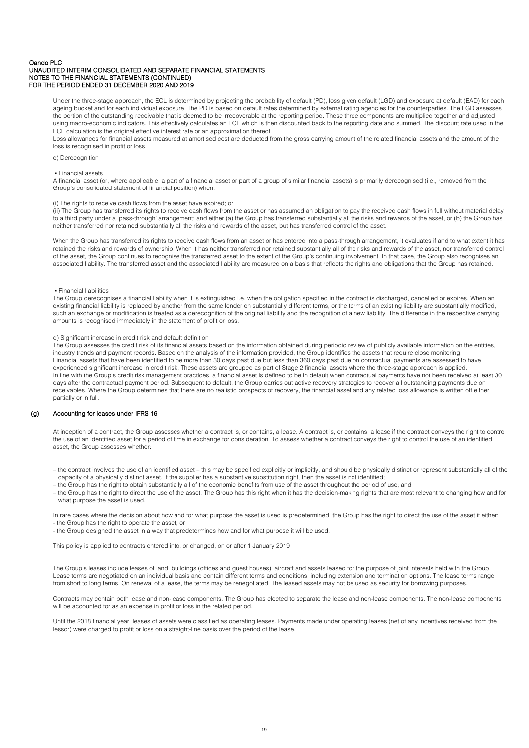Under the three-stage approach, the ECL is determined by projecting the probability of default (PD), loss given default (LGD) and exposure at default (EAD) for each ageing bucket and for each individual exposure. The PD is based on default rates determined by external rating agencies for the counterparties. The LGD assesses the portion of the outstanding receivable that is deemed to be irrecoverable at the reporting period. These three components are multiplied together and adjusted using macro-economic indicators. This effectively calculates an ECL which is then discounted back to the reporting date and summed. The discount rate used in the ECL calculation is the original effective interest rate or an approximation thereof.
Loss allowances for financial assets measured at amortised cost are deducted from the gross carrying amount of the related financial assets and the amount of the loss is recognised in profit or loss.

c) Derecognition

▪ Financial assets
A financial asset (or, where applicable, a part of a financial asset or part of a group of similar financial assets) is primarily derecognised (i.e., removed from the Group's consolidated statement of financial position) when:

(i) The rights to receive cash flows from the asset have expired; or
(ii) The Group has transferred its rights to receive cash flows from the asset or has assumed an obligation to pay the received cash flows in full without material delay to a third party under a 'pass-through' arrangement; and either (a) the Group has transferred substantially all the risks and rewards of the asset, or (b) the Group has neither transferred nor retained substantially all the risks and rewards of the asset, but has transferred control of the asset.

When the Group has transferred its rights to receive cash flows from an asset or has entered into a pass-through arrangement, it evaluates if and to what extent it has retained the risks and rewards of ownership. When it has neither transferred nor retained substantially all of the risks and rewards of the asset, nor transferred control of the asset, the Group continues to recognise the transferred asset to the extent of the Group's continuing involvement. In that case, the Group also recognises an associated liability. The transferred asset and the associated liability are measured on a basis that reflects the rights and obligations that the Group has retained.

▪ Financial liabilities
The Group derecognises a financial liability when it is extinguished i.e. when the obligation specified in the contract is discharged, cancelled or expires. When an existing financial liability is replaced by another from the same lender on substantially different terms, or the terms of an existing liability are substantially modified, such an exchange or modification is treated as a derecognition of the original liability and the recognition of a new liability. The difference in the respective carrying amounts is recognised immediately in the statement of profit or loss.

d) Significant increase in credit risk and default definition
The Group assesses the credit risk of its financial assets based on the information obtained during periodic review of publicly available information on the entities, industry trends and payment records. Based on the analysis of the information provided, the Group identifies the assets that require close monitoring.
Financial assets that have been identified to be more than 30 days past due but less than 360 days past due on contractual payments are assessed to have experienced significant increase in credit risk. These assets are grouped as part of Stage 2 financial assets where the three-stage approach is applied.
In line with the Group's credit risk management practices, a financial asset is defined to be in default when contractual payments have not been received at least 30 days after the contractual payment period. Subsequent to default, the Group carries out active recovery strategies to recover all outstanding payments due on receivables. Where the Group determines that there are no realistic prospects of recovery, the financial asset and any related loss allowance is written off either partially or in full.

## (g) Accounting for leases under IFRS 16

At inception of a contract, the Group assesses whether a contract is, or contains, a lease. A contract is, or contains, a lease if the contract conveys the right to control the use of an identified asset for a period of time in exchange for consideration. To assess whether a contract conveys the right to control the use of an identified asset, the Group assesses whether:

– the contract involves the use of an identified asset – this may be specified explicitly or implicitly, and should be physically distinct or represent substantially all of the capacity of a physically distinct asset. If the supplier has a substantive substitution right, then the asset is not identified;
– the Group has the right to obtain substantially all of the economic benefits from use of the asset throughout the period of use; and
– the Group has the right to direct the use of the asset. The Group has this right when it has the decision-making rights that are most relevant to changing how and for what purpose the asset is used.

In rare cases where the decision about how and for what purpose the asset is used is predetermined, the Group has the right to direct the use of the asset if either:
- the Group has the right to operate the asset; or
- the Group designed the asset in a way that predetermines how and for what purpose it will be used.

This policy is applied to contracts entered into, or changed, on or after 1 January 2019

The Group's leases include leases of land, buildings (offices and guest houses), aircraft and assets leased for the purpose of joint interests held with the Group. Lease terms are negotiated on an individual basis and contain different terms and conditions, including extension and termination options. The lease terms range from short to long terms. On renewal of a lease, the terms may be renegotiated. The leased assets may not be used as security for borrowing purposes.

Contracts may contain both lease and non-lease components. The Group has elected to separate the lease and non-lease components. The non-lease components will be accounted for as an expense in profit or loss in the related period.

Until the 2018 financial year, leases of assets were classified as operating leases. Payments made under operating leases (net of any incentives received from the lessor) were charged to profit or loss on a straight-line basis over the period of the lease.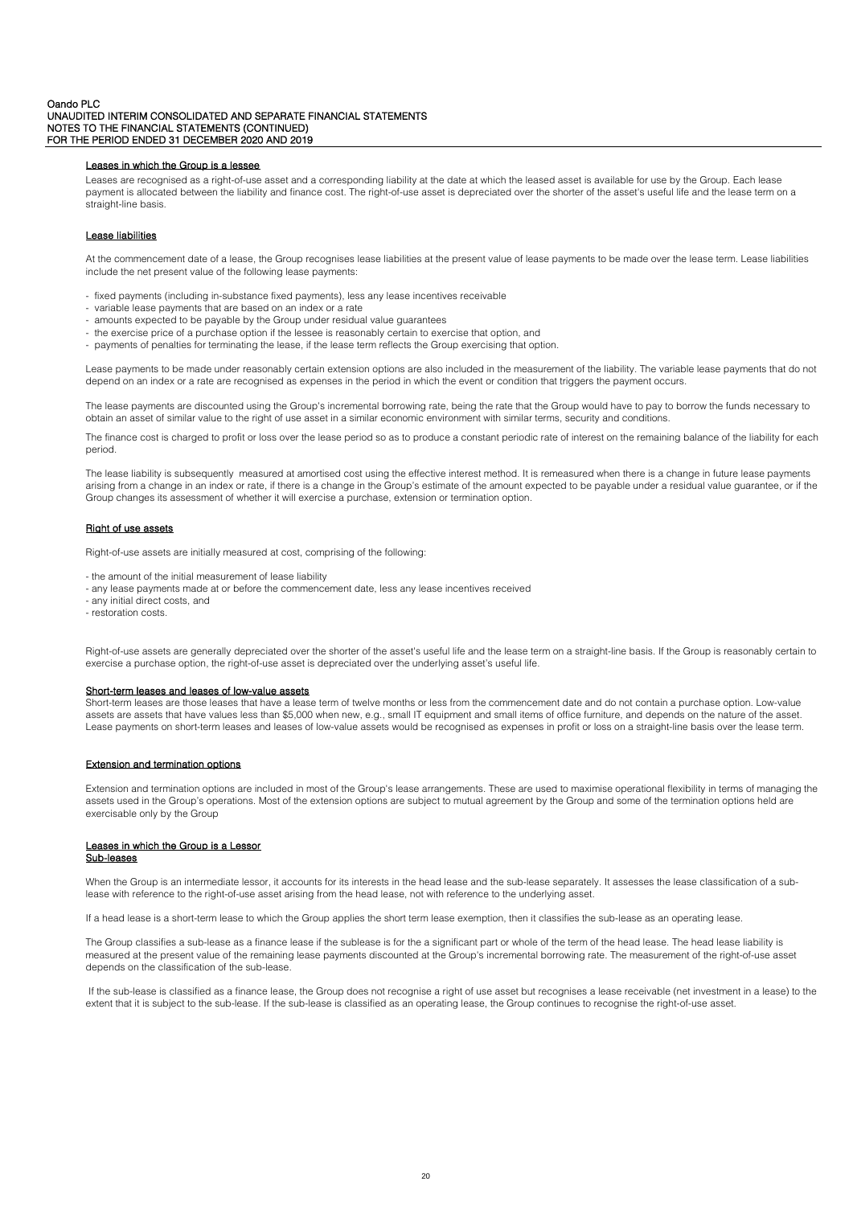#### Leases in which the Group is a lessee

Leases are recognised as a right-of-use asset and a corresponding liability at the date at which the leased asset is available for use by the Group. Each lease payment is allocated between the liability and finance cost. The right-of-use asset is depreciated over the shorter of the asset's useful life and the lease term on a straight-line basis.

#### Lease liabilities

At the commencement date of a lease, the Group recognises lease liabilities at the present value of lease payments to be made over the lease term. Lease liabilities include the net present value of the following lease payments:

- fixed payments (including in-substance fixed payments), less any lease incentives receivable
- variable lease payments that are based on an index or a rate
- amounts expected to be payable by the Group under residual value guarantees
- the exercise price of a purchase option if the lessee is reasonably certain to exercise that option, and
- payments of penalties for terminating the lease, if the lease term reflects the Group exercising that option.

Lease payments to be made under reasonably certain extension options are also included in the measurement of the liability. The variable lease payments that do not depend on an index or a rate are recognised as expenses in the period in which the event or condition that triggers the payment occurs.

The lease payments are discounted using the Group's incremental borrowing rate, being the rate that the Group would have to pay to borrow the funds necessary to obtain an asset of similar value to the right of use asset in a similar economic environment with similar terms, security and conditions.

The finance cost is charged to profit or loss over the lease period so as to produce a constant periodic rate of interest on the remaining balance of the liability for each period.

The lease liability is subsequently measured at amortised cost using the effective interest method. It is remeasured when there is a change in future lease payments arising from a change in an index or rate, if there is a change in the Group's estimate of the amount expected to be payable under a residual value guarantee, or if the Group changes its assessment of whether it will exercise a purchase, extension or termination option.

#### Right of use assets

Right-of-use assets are initially measured at cost, comprising of the following:

- the amount of the initial measurement of lease liability
- any lease payments made at or before the commencement date, less any lease incentives received
- any initial direct costs, and
- restoration costs.

Right-of-use assets are generally depreciated over the shorter of the asset's useful life and the lease term on a straight-line basis. If the Group is reasonably certain to exercise a purchase option, the right-of-use asset is depreciated over the underlying asset's useful life.

#### Short-term leases and leases of low-value assets

Short-term leases are those leases that have a lease term of twelve months or less from the commencement date and do not contain a purchase option. Low-value assets are assets that have values less than $5,000 when new, e.g., small IT equipment and small items of office furniture, and depends on the nature of the asset. Lease payments on short-term leases and leases of low-value assets would be recognised as expenses in profit or loss on a straight-line basis over the lease term.

#### Extension and termination options

Extension and termination options are included in most of the Group's lease arrangements. These are used to maximise operational flexibility in terms of managing the assets used in the Group's operations. Most of the extension options are subject to mutual agreement by the Group and some of the termination options held are exercisable only by the Group

#### Leases in which the Group is a Lessor
#### Sub-leases

When the Group is an intermediate lessor, it accounts for its interests in the head lease and the sub-lease separately. It assesses the lease classification of a sub-lease with reference to the right-of-use asset arising from the head lease, not with reference to the underlying asset.

If a head lease is a short-term lease to which the Group applies the short term lease exemption, then it classifies the sub-lease as an operating lease.

The Group classifies a sub-lease as a finance lease if the sublease is for the a significant part or whole of the term of the head lease. The head lease liability is measured at the present value of the remaining lease payments discounted at the Group's incremental borrowing rate. The measurement of the right-of-use asset depends on the classification of the sub-lease.

If the sub-lease is classified as a finance lease, the Group does not recognise a right of use asset but recognises a lease receivable (net investment in a lease) to the extent that it is subject to the sub-lease. If the sub-lease is classified as an operating lease, the Group continues to recognise the right-of-use asset.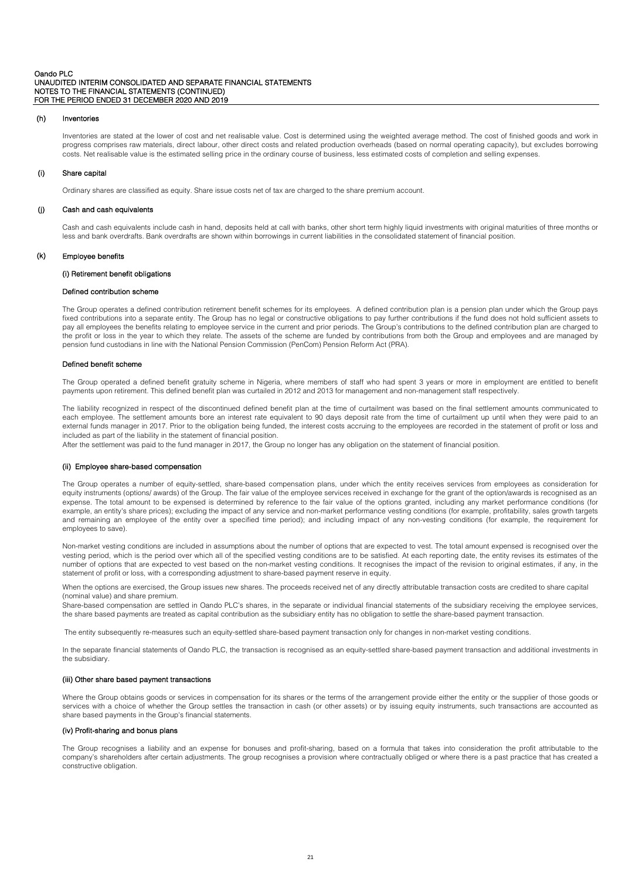### (h) Inventories

Inventories are stated at the lower of cost and net realisable value. Cost is determined using the weighted average method. The cost of finished goods and work in progress comprises raw materials, direct labour, other direct costs and related production overheads (based on normal operating capacity), but excludes borrowing costs. Net realisable value is the estimated selling price in the ordinary course of business, less estimated costs of completion and selling expenses.

### (i) Share capital

Ordinary shares are classified as equity. Share issue costs net of tax are charged to the share premium account.

### (j) Cash and cash equivalents

Cash and cash equivalents include cash in hand, deposits held at call with banks, other short term highly liquid investments with original maturities of three months or less and bank overdrafts. Bank overdrafts are shown within borrowings in current liabilities in the consolidated statement of financial position.

### (k) Employee benefits

#### (i) Retirement benefit obligations

**Defined contribution scheme**

The Group operates a defined contribution retirement benefit schemes for its employees. A defined contribution plan is a pension plan under which the Group pays fixed contributions into a separate entity. The Group has no legal or constructive obligations to pay further contributions if the fund does not hold sufficient assets to pay all employees the benefits relating to employee service in the current and prior periods. The Group's contributions to the defined contribution plan are charged to the profit or loss in the year to which they relate. The assets of the scheme are funded by contributions from both the Group and employees and are managed by pension fund custodians in line with the National Pension Commission (PenCom) Pension Reform Act (PRA).

**Defined benefit scheme**

The Group operated a defined benefit gratuity scheme in Nigeria, where members of staff who had spent 3 years or more in employment are entitled to benefit payments upon retirement. This defined benefit plan was curtailed in 2012 and 2013 for management and non-management staff respectively.

The liability recognized in respect of the discontinued defined benefit plan at the time of curtailment was based on the final settlement amounts communicated to each employee. The settlement amounts bore an interest rate equivalent to 90 days deposit rate from the time of curtailment up until when they were paid to an external funds manager in 2017. Prior to the obligation being funded, the interest costs accruing to the employees are recorded in the statement of profit or loss and included as part of the liability in the statement of financial position.
After the settlement was paid to the fund manager in 2017, the Group no longer has any obligation on the statement of financial position.

#### (ii) Employee share-based compensation

The Group operates a number of equity-settled, share-based compensation plans, under which the entity receives services from employees as consideration for equity instruments (options/ awards) of the Group. The fair value of the employee services received in exchange for the grant of the option/awards is recognised as an expense. The total amount to be expensed is determined by reference to the fair value of the options granted, including any market performance conditions (for example, an entity's share prices); excluding the impact of any service and non-market performance vesting conditions (for example, profitability, sales growth targets and remaining an employee of the entity over a specified time period); and including impact of any non-vesting conditions (for example, the requirement for employees to save).

Non-market vesting conditions are included in assumptions about the number of options that are expected to vest. The total amount expensed is recognised over the vesting period, which is the period over which all of the specified vesting conditions are to be satisfied. At each reporting date, the entity revises its estimates of the number of options that are expected to vest based on the non-market vesting conditions. It recognises the impact of the revision to original estimates, if any, in the statement of profit or loss, with a corresponding adjustment to share-based payment reserve in equity.

When the options are exercised, the Group issues new shares. The proceeds received net of any directly attributable transaction costs are credited to share capital (nominal value) and share premium.
Share-based compensation are settled in Oando PLC's shares, in the separate or individual financial statements of the subsidiary receiving the employee services, the share based payments are treated as capital contribution as the subsidiary entity has no obligation to settle the share-based payment transaction.

The entity subsequently re-measures such an equity-settled share-based payment transaction only for changes in non-market vesting conditions.

In the separate financial statements of Oando PLC, the transaction is recognised as an equity-settled share-based payment transaction and additional investments in the subsidiary.

#### (iii) Other share based payment transactions

Where the Group obtains goods or services in compensation for its shares or the terms of the arrangement provide either the entity or the supplier of those goods or services with a choice of whether the Group settles the transaction in cash (or other assets) or by issuing equity instruments, such transactions are accounted as share based payments in the Group's financial statements.

#### (iv) Profit-sharing and bonus plans

The Group recognises a liability and an expense for bonuses and profit-sharing, based on a formula that takes into consideration the profit attributable to the company's shareholders after certain adjustments. The group recognises a provision where contractually obliged or where there is a past practice that has created a constructive obligation.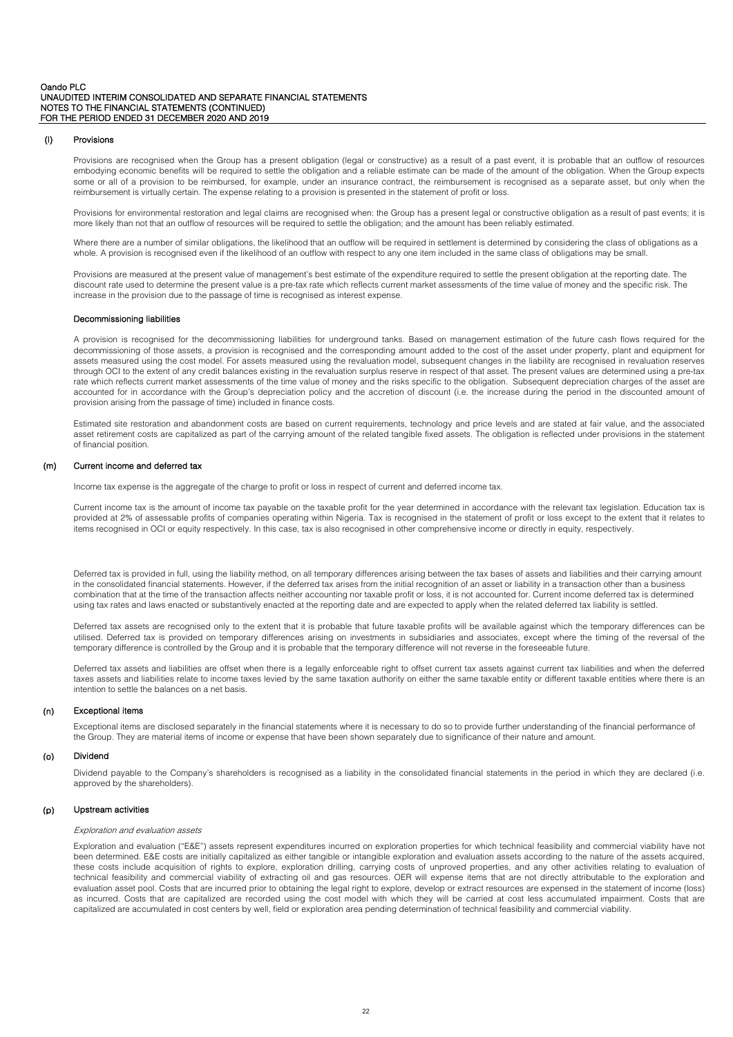### (l) Provisions

Provisions are recognised when the Group has a present obligation (legal or constructive) as a result of a past event, it is probable that an outflow of resources embodying economic benefits will be required to settle the obligation and a reliable estimate can be made of the amount of the obligation. When the Group expects some or all of a provision to be reimbursed, for example, under an insurance contract, the reimbursement is recognised as a separate asset, but only when the reimbursement is virtually certain. The expense relating to a provision is presented in the statement of profit or loss.

Provisions for environmental restoration and legal claims are recognised when: the Group has a present legal or constructive obligation as a result of past events; it is more likely than not that an outflow of resources will be required to settle the obligation; and the amount has been reliably estimated.

Where there are a number of similar obligations, the likelihood that an outflow will be required in settlement is determined by considering the class of obligations as a whole. A provision is recognised even if the likelihood of an outflow with respect to any one item included in the same class of obligations may be small.

Provisions are measured at the present value of management's best estimate of the expenditure required to settle the present obligation at the reporting date. The discount rate used to determine the present value is a pre-tax rate which reflects current market assessments of the time value of money and the specific risk. The increase in the provision due to the passage of time is recognised as interest expense.

#### Decommissioning liabilities

A provision is recognised for the decommissioning liabilities for underground tanks. Based on management estimation of the future cash flows required for the decommissioning of those assets, a provision is recognised and the corresponding amount added to the cost of the asset under property, plant and equipment for assets measured using the cost model. For assets measured using the revaluation model, subsequent changes in the liability are recognised in revaluation reserves through OCI to the extent of any credit balances existing in the revaluation surplus reserve in respect of that asset. The present values are determined using a pre-tax rate which reflects current market assessments of the time value of money and the risks specific to the obligation. Subsequent depreciation charges of the asset are accounted for in accordance with the Group's depreciation policy and the accretion of discount (i.e. the increase during the period in the discounted amount of provision arising from the passage of time) included in finance costs.

Estimated site restoration and abandonment costs are based on current requirements, technology and price levels and are stated at fair value, and the associated asset retirement costs are capitalized as part of the carrying amount of the related tangible fixed assets. The obligation is reflected under provisions in the statement of financial position.

### (m) Current income and deferred tax

Income tax expense is the aggregate of the charge to profit or loss in respect of current and deferred income tax.

Current income tax is the amount of income tax payable on the taxable profit for the year determined in accordance with the relevant tax legislation. Education tax is provided at 2% of assessable profits of companies operating within Nigeria. Tax is recognised in the statement of profit or loss except to the extent that it relates to items recognised in OCI or equity respectively. In this case, tax is also recognised in other comprehensive income or directly in equity, respectively.

Deferred tax is provided in full, using the liability method, on all temporary differences arising between the tax bases of assets and liabilities and their carrying amount in the consolidated financial statements. However, if the deferred tax arises from the initial recognition of an asset or liability in a transaction other than a business combination that at the time of the transaction affects neither accounting nor taxable profit or loss, it is not accounted for. Current income deferred tax is determined using tax rates and laws enacted or substantively enacted at the reporting date and are expected to apply when the related deferred tax liability is settled.

Deferred tax assets are recognised only to the extent that it is probable that future taxable profits will be available against which the temporary differences can be utilised. Deferred tax is provided on temporary differences arising on investments in subsidiaries and associates, except where the timing of the reversal of the temporary difference is controlled by the Group and it is probable that the temporary difference will not reverse in the foreseeable future.

Deferred tax assets and liabilities are offset when there is a legally enforceable right to offset current tax assets against current tax liabilities and when the deferred taxes assets and liabilities relate to income taxes levied by the same taxation authority on either the same taxable entity or different taxable entities where there is an intention to settle the balances on a net basis.

### (n) Exceptional items

Exceptional items are disclosed separately in the financial statements where it is necessary to do so to provide further understanding of the financial performance of the Group. They are material items of income or expense that have been shown separately due to significance of their nature and amount.

### (o) Dividend

Dividend payable to the Company's shareholders is recognised as a liability in the consolidated financial statements in the period in which they are declared (i.e. approved by the shareholders).

### (p) Upstream activities

*Exploration and evaluation assets*

Exploration and evaluation ("E&E") assets represent expenditures incurred on exploration properties for which technical feasibility and commercial viability have not been determined. E&E costs are initially capitalized as either tangible or intangible exploration and evaluation assets according to the nature of the assets acquired, these costs include acquisition of rights to explore, exploration drilling, carrying costs of unproved properties, and any other activities relating to evaluation of technical feasibility and commercial viability of extracting oil and gas resources. OER will expense items that are not directly attributable to the exploration and evaluation asset pool. Costs that are incurred prior to obtaining the legal right to explore, develop or extract resources are expensed in the statement of income (loss) as incurred. Costs that are capitalized are recorded using the cost model with which they will be carried at cost less accumulated impairment. Costs that are capitalized are accumulated in cost centers by well, field or exploration area pending determination of technical feasibility and commercial viability.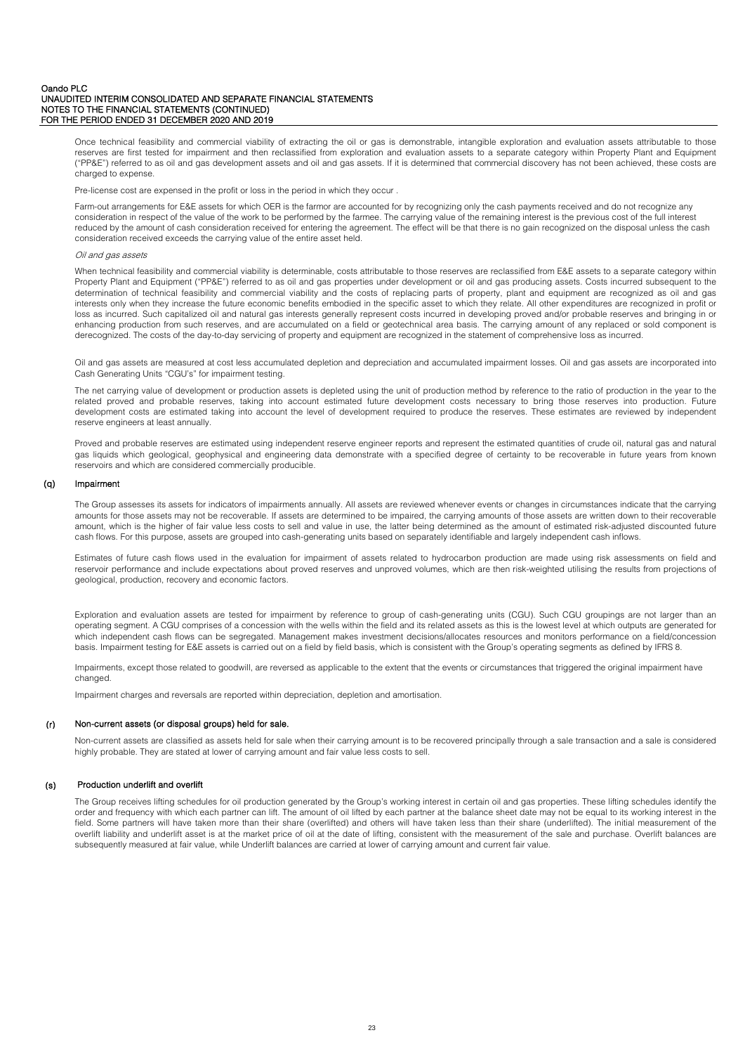Once technical feasibility and commercial viability of extracting the oil or gas is demonstrable, intangible exploration and evaluation assets attributable to those reserves are first tested for impairment and then reclassified from exploration and evaluation assets to a separate category within Property Plant and Equipment ("PP&E") referred to as oil and gas development assets and oil and gas assets. If it is determined that commercial discovery has not been achieved, these costs are charged to expense.

Pre-license cost are expensed in the profit or loss in the period in which they occur .

Farm-out arrangements for E&E assets for which OER is the farmor are accounted for by recognizing only the cash payments received and do not recognize any consideration in respect of the value of the work to be performed by the farmee. The carrying value of the remaining interest is the previous cost of the full interest reduced by the amount of cash consideration received for entering the agreement. The effect will be that there is no gain recognized on the disposal unless the cash consideration received exceeds the carrying value of the entire asset held.

*Oil and gas assets*

When technical feasibility and commercial viability is determinable, costs attributable to those reserves are reclassified from E&E assets to a separate category within Property Plant and Equipment ("PP&E") referred to as oil and gas properties under development or oil and gas producing assets. Costs incurred subsequent to the determination of technical feasibility and commercial viability and the costs of replacing parts of property, plant and equipment are recognized as oil and gas interests only when they increase the future economic benefits embodied in the specific asset to which they relate. All other expenditures are recognized in profit or loss as incurred. Such capitalized oil and natural gas interests generally represent costs incurred in developing proved and/or probable reserves and bringing in or enhancing production from such reserves, and are accumulated on a field or geotechnical area basis. The carrying amount of any replaced or sold component is derecognized. The costs of the day-to-day servicing of property and equipment are recognized in the statement of comprehensive loss as incurred.

Oil and gas assets are measured at cost less accumulated depletion and depreciation and accumulated impairment losses. Oil and gas assets are incorporated into Cash Generating Units "CGU's" for impairment testing.

The net carrying value of development or production assets is depleted using the unit of production method by reference to the ratio of production in the year to the related proved and probable reserves, taking into account estimated future development costs necessary to bring those reserves into production. Future development costs are estimated taking into account the level of development required to produce the reserves. These estimates are reviewed by independent reserve engineers at least annually.

Proved and probable reserves are estimated using independent reserve engineer reports and represent the estimated quantities of crude oil, natural gas and natural gas liquids which geological, geophysical and engineering data demonstrate with a specified degree of certainty to be recoverable in future years from known reservoirs and which are considered commercially producible.

## (q) Impairment

The Group assesses its assets for indicators of impairments annually. All assets are reviewed whenever events or changes in circumstances indicate that the carrying amounts for those assets may not be recoverable. If assets are determined to be impaired, the carrying amounts of those assets are written down to their recoverable amount, which is the higher of fair value less costs to sell and value in use, the latter being determined as the amount of estimated risk-adjusted discounted future cash flows. For this purpose, assets are grouped into cash-generating units based on separately identifiable and largely independent cash inflows.

Estimates of future cash flows used in the evaluation for impairment of assets related to hydrocarbon production are made using risk assessments on field and reservoir performance and include expectations about proved reserves and unproved volumes, which are then risk-weighted utilising the results from projections of geological, production, recovery and economic factors.

Exploration and evaluation assets are tested for impairment by reference to group of cash-generating units (CGU). Such CGU groupings are not larger than an operating segment. A CGU comprises of a concession with the wells within the field and its related assets as this is the lowest level at which outputs are generated for which independent cash flows can be segregated. Management makes investment decisions/allocates resources and monitors performance on a field/concession basis. Impairment testing for E&E assets is carried out on a field by field basis, which is consistent with the Group's operating segments as defined by IFRS 8.

Impairments, except those related to goodwill, are reversed as applicable to the extent that the events or circumstances that triggered the original impairment have changed.

Impairment charges and reversals are reported within depreciation, depletion and amortisation.

## (r) Non-current assets (or disposal groups) held for sale.

Non-current assets are classified as assets held for sale when their carrying amount is to be recovered principally through a sale transaction and a sale is considered highly probable. They are stated at lower of carrying amount and fair value less costs to sell.

## (s) Production underlift and overlift

The Group receives lifting schedules for oil production generated by the Group's working interest in certain oil and gas properties. These lifting schedules identify the order and frequency with which each partner can lift. The amount of oil lifted by each partner at the balance sheet date may not be equal to its working interest in the field. Some partners will have taken more than their share (overlifted) and others will have taken less than their share (underlifted). The initial measurement of the overlift liability and underlift asset is at the market price of oil at the date of lifting, consistent with the measurement of the sale and purchase. Overlift balances are subsequently measured at fair value, while Underlift balances are carried at lower of carrying amount and current fair value.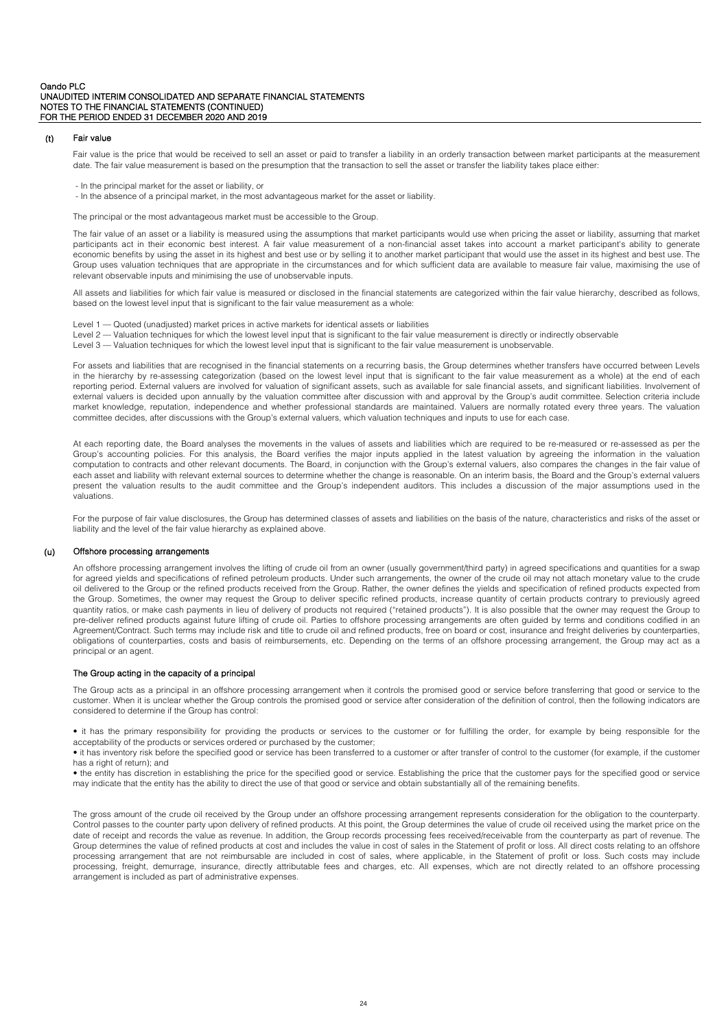### (t) Fair value

Fair value is the price that would be received to sell an asset or paid to transfer a liability in an orderly transaction between market participants at the measurement date. The fair value measurement is based on the presumption that the transaction to sell the asset or transfer the liability takes place either:

- In the principal market for the asset or liability, or
- In the absence of a principal market, in the most advantageous market for the asset or liability.

The principal or the most advantageous market must be accessible to the Group.

The fair value of an asset or a liability is measured using the assumptions that market participants would use when pricing the asset or liability, assuming that market participants act in their economic best interest. A fair value measurement of a non-financial asset takes into account a market participant's ability to generate economic benefits by using the asset in its highest and best use or by selling it to another market participant that would use the asset in its highest and best use. The Group uses valuation techniques that are appropriate in the circumstances and for which sufficient data are available to measure fair value, maximising the use of relevant observable inputs and minimising the use of unobservable inputs.

All assets and liabilities for which fair value is measured or disclosed in the financial statements are categorized within the fair value hierarchy, described as follows, based on the lowest level input that is significant to the fair value measurement as a whole:

Level 1 — Quoted (unadjusted) market prices in active markets for identical assets or liabilities
Level 2 — Valuation techniques for which the lowest level input that is significant to the fair value measurement is directly or indirectly observable
Level 3 — Valuation techniques for which the lowest level input that is significant to the fair value measurement is unobservable.

For assets and liabilities that are recognised in the financial statements on a recurring basis, the Group determines whether transfers have occurred between Levels in the hierarchy by re-assessing categorization (based on the lowest level input that is significant to the fair value measurement as a whole) at the end of each reporting period. External valuers are involved for valuation of significant assets, such as available for sale financial assets, and significant liabilities. Involvement of external valuers is decided upon annually by the valuation committee after discussion with and approval by the Group's audit committee. Selection criteria include market knowledge, reputation, independence and whether professional standards are maintained. Valuers are normally rotated every three years. The valuation committee decides, after discussions with the Group's external valuers, which valuation techniques and inputs to use for each case.

At each reporting date, the Board analyses the movements in the values of assets and liabilities which are required to be re-measured or re-assessed as per the Group's accounting policies. For this analysis, the Board verifies the major inputs applied in the latest valuation by agreeing the information in the valuation computation to contracts and other relevant documents. The Board, in conjunction with the Group's external valuers, also compares the changes in the fair value of each asset and liability with relevant external sources to determine whether the change is reasonable. On an interim basis, the Board and the Group's external valuers present the valuation results to the audit committee and the Group's independent auditors. This includes a discussion of the major assumptions used in the valuations.

For the purpose of fair value disclosures, the Group has determined classes of assets and liabilities on the basis of the nature, characteristics and risks of the asset or liability and the level of the fair value hierarchy as explained above.

### (u) Offshore processing arrangements

An offshore processing arrangement involves the lifting of crude oil from an owner (usually government/third party) in agreed specifications and quantities for a swap for agreed yields and specifications of refined petroleum products. Under such arrangements, the owner of the crude oil may not attach monetary value to the crude oil delivered to the Group or the refined products received from the Group. Rather, the owner defines the yields and specification of refined products expected from the Group. Sometimes, the owner may request the Group to deliver specific refined products, increase quantity of certain products contrary to previously agreed quantity ratios, or make cash payments in lieu of delivery of products not required ("retained products"). It is also possible that the owner may request the Group to pre-deliver refined products against future lifting of crude oil. Parties to offshore processing arrangements are often guided by terms and conditions codified in an Agreement/Contract. Such terms may include risk and title to crude oil and refined products, free on board or cost, insurance and freight deliveries by counterparties, obligations of counterparties, costs and basis of reimbursements, etc. Depending on the terms of an offshore processing arrangement, the Group may act as a principal or an agent.

#### The Group acting in the capacity of a principal

The Group acts as a principal in an offshore processing arrangement when it controls the promised good or service before transferring that good or service to the customer. When it is unclear whether the Group controls the promised good or service after consideration of the definition of control, then the following indicators are considered to determine if the Group has control:

- it has the primary responsibility for providing the products or services to the customer or for fulfilling the order, for example by being responsible for the acceptability of the products or services ordered or purchased by the customer;
- it has inventory risk before the specified good or service has been transferred to a customer or after transfer of control to the customer (for example, if the customer has a right of return); and
- the entity has discretion in establishing the price for the specified good or service. Establishing the price that the customer pays for the specified good or service may indicate that the entity has the ability to direct the use of that good or service and obtain substantially all of the remaining benefits.

The gross amount of the crude oil received by the Group under an offshore processing arrangement represents consideration for the obligation to the counterparty. Control passes to the counter party upon delivery of refined products. At this point, the Group determines the value of crude oil received using the market price on the date of receipt and records the value as revenue. In addition, the Group records processing fees received/receivable from the counterparty as part of revenue. The Group determines the value of refined products at cost and includes the value in cost of sales in the Statement of profit or loss. All direct costs relating to an offshore processing arrangement that are not reimbursable are included in cost of sales, where applicable, in the Statement of profit or loss. Such costs may include processing, freight, demurrage, insurance, directly attributable fees and charges, etc. All expenses, which are not directly related to an offshore processing arrangement is included as part of administrative expenses.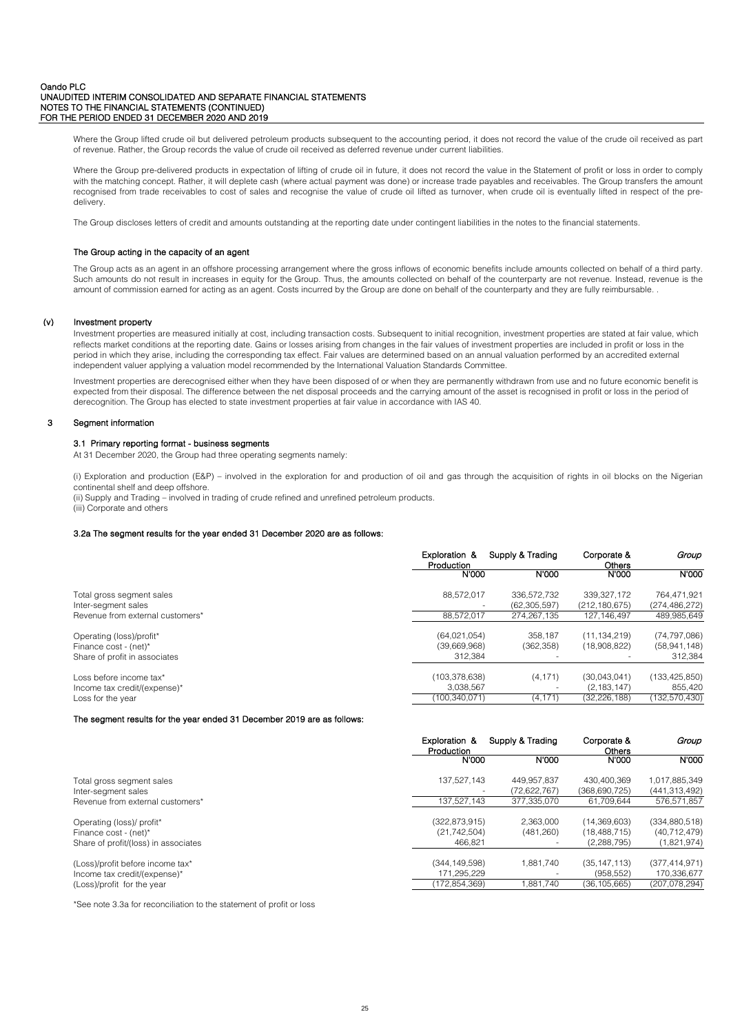Where the Group lifted crude oil but delivered petroleum products subsequent to the accounting period, it does not record the value of the crude oil received as part of revenue. Rather, the Group records the value of crude oil received as deferred revenue under current liabilities.

Where the Group pre-delivered products in expectation of lifting of crude oil in future, it does not record the value in the Statement of profit or loss in order to comply with the matching concept. Rather, it will deplete cash (where actual payment was done) or increase trade payables and receivables. The Group transfers the amount recognised from trade receivables to cost of sales and recognise the value of crude oil lifted as turnover, when crude oil is eventually lifted in respect of the pre-delivery.

The Group discloses letters of credit and amounts outstanding at the reporting date under contingent liabilities in the notes to the financial statements.

**The Group acting in the capacity of an agent**

The Group acts as an agent in an offshore processing arrangement where the gross inflows of economic benefits include amounts collected on behalf of a third party. Such amounts do not result in increases in equity for the Group. Thus, the amounts collected on behalf of the counterparty are not revenue. Instead, revenue is the amount of commission earned for acting as an agent. Costs incurred by the Group are done on behalf of the counterparty and they are fully reimbursable. .

### (v) Investment property

Investment properties are measured initially at cost, including transaction costs. Subsequent to initial recognition, investment properties are stated at fair value, which reflects market conditions at the reporting date. Gains or losses arising from changes in the fair values of investment properties are included in profit or loss in the period in which they arise, including the corresponding tax effect. Fair values are determined based on an annual valuation performed by an accredited external independent valuer applying a valuation model recommended by the International Valuation Standards Committee.

Investment properties are derecognised either when they have been disposed of or when they are permanently withdrawn from use and no future economic benefit is expected from their disposal. The difference between the net disposal proceeds and the carrying amount of the asset is recognised in profit or loss in the period of derecognition. The Group has elected to state investment properties at fair value in accordance with IAS 40.

## 3 Segment information

### 3.1 Primary reporting format - business segments

At 31 December 2020, the Group had three operating segments namely:

(i) Exploration and production (E&P) – involved in the exploration for and production of oil and gas through the acquisition of rights in oil blocks on the Nigerian continental shelf and deep offshore.
(ii) Supply and Trading – involved in trading of crude refined and unrefined petroleum products.
(iii) Corporate and others

### 3.2a The segment results for the year ended 31 December 2020 are as follows:

| | Exploration & Production | Supply & Trading | Corporate & Others | *Group* |
|---|---|---|---|---|
| | N'000 | N'000 | N'000 | N'000 |
| Total gross segment sales | 88,572,017 | 336,572,732 | 339,327,172 | 764,471,921 |
| Inter-segment sales | - | (62,305,597) | (212,180,675) | (274,486,272) |
| Revenue from external customers* | 88,572,017 | 274,267,135 | 127,146,497 | 489,985,649 |
| Operating (loss)/profit* | (64,021,054) | 358,187 | (11,134,219) | (74,797,086) |
| Finance cost - (net)* | (39,669,968) | (362,358) | (18,908,822) | (58,941,148) |
| Share of profit in associates | 312,384 | - | - | 312,384 |
| Loss before income tax* | (103,378,638) | (4,171) | (30,043,041) | (133,425,850) |
| Income tax credit/(expense)* | 3,038,567 | - | (2,183,147) | 855,420 |
| Loss for the year | (100,340,071) | (4,171) | (32,226,188) | (132,570,430) |

**The segment results for the year ended 31 December 2019 are as follows:**

| | Exploration & Production | Supply & Trading | Corporate & Others | *Group* |
|---|---|---|---|---|
| | N'000 | N'000 | N'000 | N'000 |
| Total gross segment sales | 137,527,143 | 449,957,837 | 430,400,369 | 1,017,885,349 |
| Inter-segment sales | - | (72,622,767) | (368,690,725) | (441,313,492) |
| Revenue from external customers* | 137,527,143 | 377,335,070 | 61,709,644 | 576,571,857 |
| Operating (loss)/ profit* | (322,873,915) | 2,363,000 | (14,369,603) | (334,880,518) |
| Finance cost - (net)* | (21,742,504) | (481,260) | (18,488,715) | (40,712,479) |
| Share of profit/(loss) in associates | 466,821 | - | (2,288,795) | (1,821,974) |
| (Loss)/profit before income tax* | (344,149,598) | 1,881,740 | (35,147,113) | (377,414,971) |
| Income tax credit/(expense)* | 171,295,229 | - | (958,552) | 170,336,677 |
| (Loss)/profit for the year | (172,854,369) | 1,881,740 | (36,105,665) | (207,078,294) |

*See note 3.3a for reconciliation to the statement of profit or loss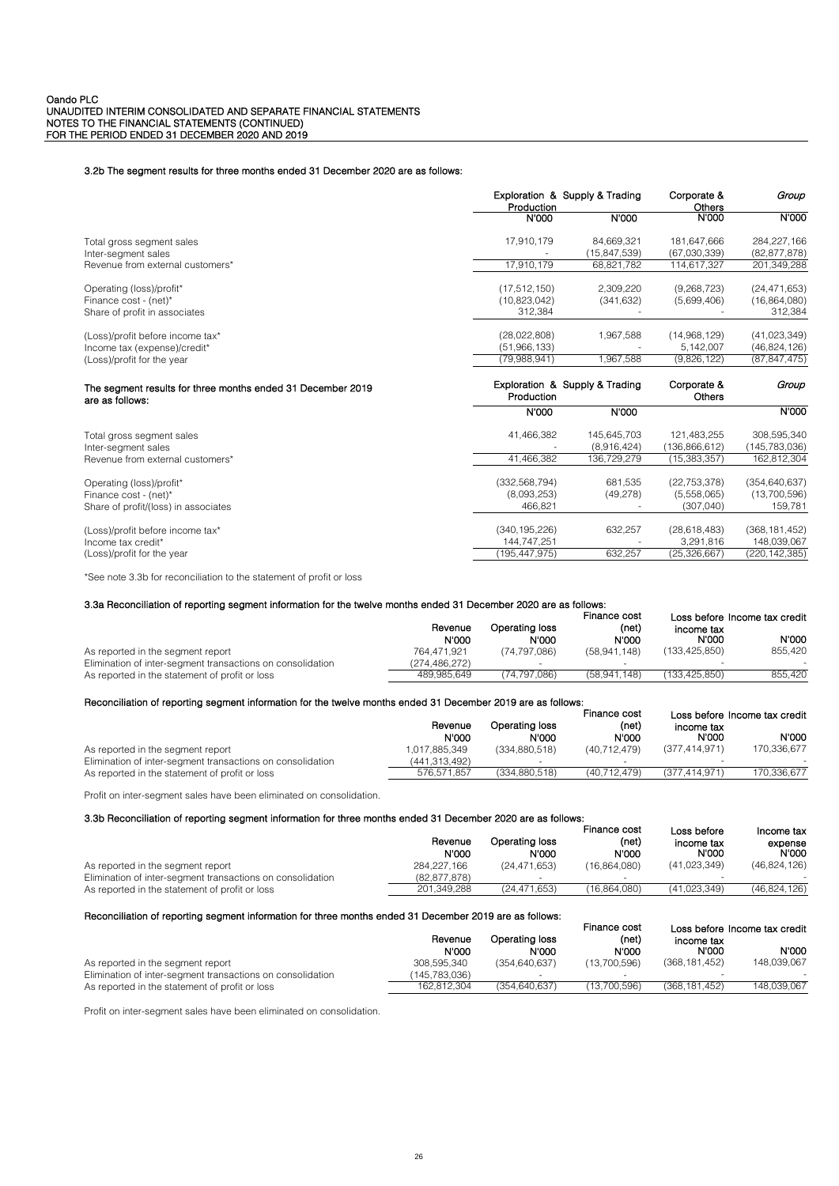Oando PLC
UNAUDITED INTERIM CONSOLIDATED AND SEPARATE FINANCIAL STATEMENTS
NOTES TO THE FINANCIAL STATEMENTS (CONTINUED)
FOR THE PERIOD ENDED 31 DECEMBER 2020 AND 2019

### 3.2b The segment results for three months ended 31 December 2020 are as follows:

| | Exploration & Production | Supply & Trading | Corporate & Others | *Group* |
|---|---|---|---|---|
| | N'000 | N'000 | N'000 | N'000 |
| Total gross segment sales | 17,910,179 | 84,669,321 | 181,647,666 | 284,227,166 |
| Inter-segment sales | - | (15,847,539) | (67,030,339) | (82,877,878) |
| Revenue from external customers* | 17,910,179 | 68,821,782 | 114,617,327 | 201,349,288 |
| Operating (loss)/profit* | (17,512,150) | 2,309,220 | (9,268,723) | (24,471,653) |
| Finance cost - (net)* | (10,823,042) | (341,632) | (5,699,406) | (16,864,080) |
| Share of profit in associates | 312,384 | - | - | 312,384 |
| (Loss)/profit before income tax* | (28,022,808) | 1,967,588 | (14,968,129) | (41,023,349) |
| Income tax (expense)/credit* | (51,966,133) | - | 5,142,007 | (46,824,126) |
| (Loss)/profit for the year | (79,988,941) | 1,967,588 | (9,826,122) | (87,847,475) |

### The segment results for three months ended 31 December 2019 are as follows:

| | Exploration & Production | Supply & Trading | Corporate & Others | *Group* |
|---|---|---|---|---|
| | N'000 | N'000 | | N'000 |
| Total gross segment sales | 41,466,382 | 145,645,703 | 121,483,255 | 308,595,340 |
| Inter-segment sales | - | (8,916,424) | (136,866,612) | (145,783,036) |
| Revenue from external customers* | 41,466,382 | 136,729,279 | (15,383,357) | 162,812,304 |
| Operating (loss)/profit* | (332,568,794) | 681,535 | (22,753,378) | (354,640,637) |
| Finance cost - (net)* | (8,093,253) | (49,278) | (5,558,065) | (13,700,596) |
| Share of profit/(loss) in associates | 466,821 | - | (307,040) | 159,781 |
| (Loss)/profit before income tax* | (340,195,226) | 632,257 | (28,618,483) | (368,181,452) |
| Income tax credit* | 144,747,251 | - | 3,291,816 | 148,039,067 |
| (Loss)/profit for the year | (195,447,975) | 632,257 | (25,326,667) | (220,142,385) |

*See note 3.3b for reconciliation to the statement of profit or loss

### 3.3a Reconciliation of reporting segment information for the twelve months ended 31 December 2020 are as follows:

| | Revenue | Operating loss | Finance cost (net) | Loss before income tax | Income tax credit |
|---|---|---|---|---|---|
| | N'000 | N'000 | N'000 | N'000 | N'000 |
| As reported in the segment report | 764,471,921 | (74,797,086) | (58,941,148) | (133,425,850) | 855,420 |
| Elimination of inter-segment transactions on consolidation | (274,486,272) | - | - | - | - |
| As reported in the statement of profit or loss | 489,985,649 | (74,797,086) | (58,941,148) | (133,425,850) | 855,420 |

### Reconciliation of reporting segment information for the twelve months ended 31 December 2019 are as follows:

| | Revenue | Operating loss | Finance cost (net) | Loss before income tax | Income tax credit |
|---|---|---|---|---|---|
| | N'000 | N'000 | N'000 | N'000 | N'000 |
| As reported in the segment report | 1,017,885,349 | (334,880,518) | (40,712,479) | (377,414,971) | 170,336,677 |
| Elimination of inter-segment transactions on consolidation | (441,313,492) | - | - | - | - |
| As reported in the statement of profit or loss | 576,571,857 | (334,880,518) | (40,712,479) | (377,414,971) | 170,336,677 |

Profit on inter-segment sales have been eliminated on consolidation.

### 3.3b Reconciliation of reporting segment information for three months ended 31 December 2020 are as follows:

| | Revenue | Operating loss | Finance cost (net) | Loss before income tax | Income tax expense |
|---|---|---|---|---|---|
| | N'000 | N'000 | N'000 | N'000 | N'000 |
| As reported in the segment report | 284,227,166 | (24,471,653) | (16,864,080) | (41,023,349) | (46,824,126) |
| Elimination of inter-segment transactions on consolidation | (82,877,878) | - | - | - | - |
| As reported in the statement of profit or loss | 201,349,288 | (24,471,653) | (16,864,080) | (41,023,349) | (46,824,126) |

### Reconciliation of reporting segment information for three months ended 31 December 2019 are as follows:

| | Revenue | Operating loss | Finance cost (net) | Loss before income tax | Income tax credit |
|---|---|---|---|---|---|
| | N'000 | N'000 | N'000 | N'000 | N'000 |
| As reported in the segment report | 308,595,340 | (354,640,637) | (13,700,596) | (368,181,452) | 148,039,067 |
| Elimination of inter-segment transactions on consolidation | (145,783,036) | - | - | - | - |
| As reported in the statement of profit or loss | 162,812,304 | (354,640,637) | (13,700,596) | (368,181,452) | 148,039,067 |

Profit on inter-segment sales have been eliminated on consolidation.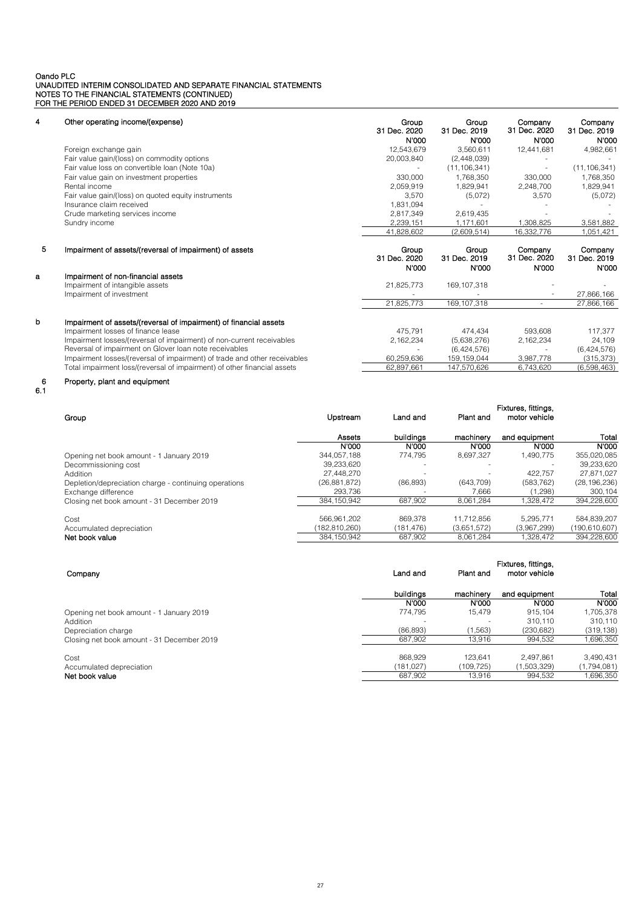Oando PLC
UNAUDITED INTERIM CONSOLIDATED AND SEPARATE FINANCIAL STATEMENTS
NOTES TO THE FINANCIAL STATEMENTS (CONTINUED)
FOR THE PERIOD ENDED 31 DECEMBER 2020 AND 2019

## 4 Other operating income/(expense)

| | Group 31 Dec. 2020 N'000 | Group 31 Dec. 2019 N'000 | Company 31 Dec. 2020 N'000 | Company 31 Dec. 2019 N'000 |
|---|---|---|---|---|
| Foreign exchange gain | 12,543,679 | 3,560,611 | 12,441,681 | 4,982,661 |
| Fair value gain/(loss) on commodity options | 20,003,840 | (2,448,039) | - | - |
| Fair value loss on convertible loan (Note 10a) | - | (11,106,341) | - | (11,106,341) |
| Fair value gain on investment properties | 330,000 | 1,768,350 | 330,000 | 1,768,350 |
| Rental income | 2,059,919 | 1,829,941 | 2,248,700 | 1,829,941 |
| Fair value gain/(loss) on quoted equity instruments | 3,570 | (5,072) | 3,570 | (5,072) |
| Insurance claim received | 1,831,094 | - | - | - |
| Crude marketing services income | 2,817,349 | 2,619,435 | - | - |
| Sundry income | 2,239,151 | 1,171,601 | 1,308,825 | 3,581,882 |
| | 41,828,602 | (2,609,514) | 16,332,776 | 1,051,421 |

## 5 Impairment of assets/(reversal of impairment) of assets

| | Group 31 Dec. 2020 N'000 | Group 31 Dec. 2019 N'000 | Company 31 Dec. 2020 N'000 | Company 31 Dec. 2019 N'000 |
|---|---|---|---|---|
| **a Impairment of non-financial assets** | | | | |
| Impairment of intangible assets | 21,825,773 | 169,107,318 | - | - |
| Impairment of investment | - | - | - | 27,866,166 |
| | 21,825,773 | 169,107,318 | - | 27,866,166 |
| **b Impairment of assets/(reversal of impairment) of financial assets** | | | | |
| Impairment losses of finance lease | 475,791 | 474,434 | 593,608 | 117,377 |
| Impairment losses/(reversal of impairment) of non-current receivables | 2,162,234 | (5,638,276) | 2,162,234 | 24,109 |
| Reversal of impairment on Glover loan note receivables | - | (6,424,576) | - | (6,424,576) |
| Impairment losses/(reversal of impairment) of trade and other receivables | 60,259,636 | 159,159,044 | 3,987,778 | (315,373) |
| Total impairment loss/(reversal of impairment) of other financial assets | 62,897,661 | 147,570,626 | 6,743,620 | (6,598,463) |

## 6 Property, plant and equipment

### 6.1

| Group | Upstream Assets N'000 | Land and buildings N'000 | Plant and machinery N'000 | Fixtures, fittings, motor vehicle and equipment N'000 | Total N'000 |
|---|---|---|---|---|---|
| Opening net book amount - 1 January 2019 | 344,057,188 | 774,795 | 8,697,327 | 1,490,775 | 355,020,085 |
| Decommissioning cost | 39,233,620 | - | - | - | 39,233,620 |
| Addition | 27,448,270 | - | - | 422,757 | 27,871,027 |
| Depletion/depreciation charge - continuing operations | (26,881,872) | (86,893) | (643,709) | (583,762) | (28,196,236) |
| Exchange difference | 293,736 | - | 7,666 | (1,298) | 300,104 |
| Closing net book amount - 31 December 2019 | 384,150,942 | 687,902 | 8,061,284 | 1,328,472 | 394,228,600 |
| | | | | | |
| Cost | 566,961,202 | 869,378 | 11,712,856 | 5,295,771 | 584,839,207 |
| Accumulated depreciation | (182,810,260) | (181,476) | (3,651,572) | (3,967,299) | (190,610,607) |
| **Net book value** | 384,150,942 | 687,902 | 8,061,284 | 1,328,472 | 394,228,600 |

| Company | Land and buildings N'000 | Plant and machinery N'000 | Fixtures, fittings, motor vehicle and equipment N'000 | Total N'000 |
|---|---|---|---|---|
| Opening net book amount - 1 January 2019 | 774,795 | 15,479 | 915,104 | 1,705,378 |
| Addition | - | - | 310,110 | 310,110 |
| Depreciation charge | (86,893) | (1,563) | (230,682) | (319,138) |
| Closing net book amount - 31 December 2019 | 687,902 | 13,916 | 994,532 | 1,696,350 |
| | | | | |
| Cost | 868,929 | 123,641 | 2,497,861 | 3,490,431 |
| Accumulated depreciation | (181,027) | (109,725) | (1,503,329) | (1,794,081) |
| **Net book value** | 687,902 | 13,916 | 994,532 | 1,696,350 |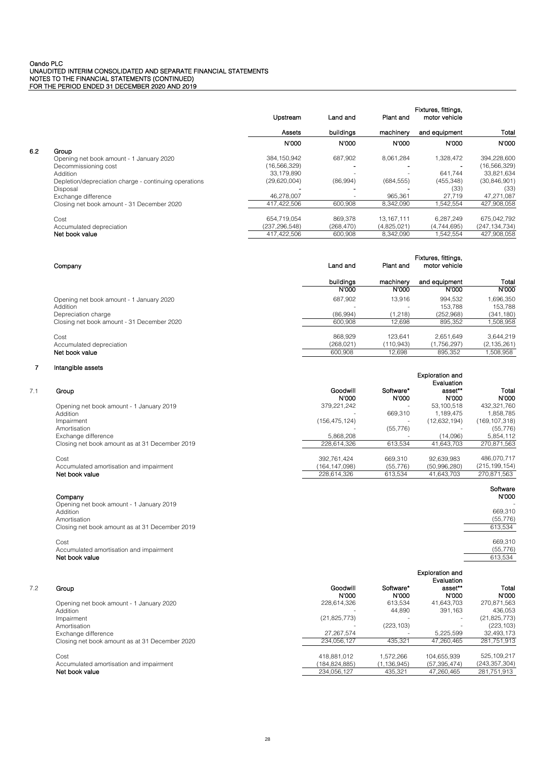Oando PLC
UNAUDITED INTERIM CONSOLIDATED AND SEPARATE FINANCIAL STATEMENTS
NOTES TO THE FINANCIAL STATEMENTS (CONTINUED)
FOR THE PERIOD ENDED 31 DECEMBER 2020 AND 2019

### 6.2 Group

| | Upstream Assets | Land and buildings | Plant and machinery | Fixtures, fittings, motor vehicle and equipment | Total |
|---|---|---|---|---|---|
| | N'000 | N'000 | N'000 | N'000 | N'000 |
| Opening net book amount - 1 January 2020 | 384,150,942 | 687,902 | 8,061,284 | 1,328,472 | 394,228,600 |
| Decommissioning cost | (16,566,329) | - | - | - | (16,566,329) |
| Addition | 33,179,890 | - | - | 641,744 | 33,821,634 |
| Depletion/depreciation charge - continuing operations | (29,620,004) | (86,994) | (684,555) | (455,348) | (30,846,901) |
| Disposal | - | - | - | (33) | (33) |
| Exchange difference | 46,278,007 | - | 965,361 | 27,719 | 47,271,087 |
| Closing net book amount - 31 December 2020 | 417,422,506 | 600,908 | 8,342,090 | 1,542,554 | 427,908,058 |
| | | | | | |
| Cost | 654,719,054 | 869,378 | 13,167,111 | 6,287,249 | 675,042,792 |
| Accumulated depreciation | (237,296,548) | (268,470) | (4,825,021) | (4,744,695) | (247,134,734) |
| **Net book value** | 417,422,506 | 600,908 | 8,342,090 | 1,542,554 | 427,908,058 |

**Company**

| | Land and buildings | Plant and machinery | Fixtures, fittings, motor vehicle and equipment | Total |
|---|---|---|---|---|
| | N'000 | N'000 | N'000 | N'000 |
| Opening net book amount - 1 January 2020 | 687,902 | 13,916 | 994,532 | 1,696,350 |
| Addition | - | - | 153,788 | 153,788 |
| Depreciation charge | (86,994) | (1,218) | (252,968) | (341,180) |
| Closing net book amount - 31 December 2020 | 600,908 | 12,698 | 895,352 | 1,508,958 |
| | | | | |
| Cost | 868,929 | 123,641 | 2,651,649 | 3,644,219 |
| Accumulated depreciation | (268,021) | (110,943) | (1,756,297) | (2,135,261) |
| **Net book value** | 600,908 | 12,698 | 895,352 | 1,508,958 |

## 7 Intangible assets

### 7.1 Group

| | Goodwill | Software* | Exploration and Evaluation asset** | Total |
|---|---|---|---|---|
| | N'000 | N'000 | N'000 | N'000 |
| Opening net book amount - 1 January 2019 | 379,221,242 | - | 53,100,518 | 432,321,760 |
| Addition | - | 669,310 | 1,189,475 | 1,858,785 |
| Impairment | (156,475,124) | - | (12,632,194) | (169,107,318) |
| Amortisation | - | (55,776) | - | (55,776) |
| Exchange difference | 5,868,208 | - | (14,096) | 5,854,112 |
| Closing net book amount as at 31 December 2019 | 228,614,326 | 613,534 | 41,643,703 | 270,871,563 |
| | | | | |
| Cost | 392,761,424 | 669,310 | 92,639,983 | 486,070,717 |
| Accumulated amortisation and impairment | (164,147,098) | (55,776) | (50,996,280) | (215,199,154) |
| **Net book value** | 228,614,326 | 613,534 | 41,643,703 | 270,871,563 |

**Company**

| | Software |
|---|---|
| | N'000 |
| Opening net book amount - 1 January 2019 | - |
| Addition | 669,310 |
| Amortisation | (55,776) |
| Closing net book amount as at 31 December 2019 | 613,534 |
| | |
| Cost | 669,310 |
| Accumulated amortisation and impairment | (55,776) |
| **Net book value** | 613,534 |

### 7.2 Group

| | Goodwill | Software* | Exploration and Evaluation asset** | Total |
|---|---|---|---|---|
| | N'000 | N'000 | N'000 | N'000 |
| Opening net book amount - 1 January 2020 | 228,614,326 | 613,534 | 41,643,703 | 270,871,563 |
| Addition | - | 44,890 | 391,163 | 436,053 |
| Impairment | (21,825,773) | - | - | (21,825,773) |
| Amortisation | - | (223,103) | - | (223,103) |
| Exchange difference | 27,267,574 | - | 5,225,599 | 32,493,173 |
| Closing net book amount as at 31 December 2020 | 234,056,127 | 435,321 | 47,260,465 | 281,751,913 |
| | | | | |
| Cost | 418,881,012 | 1,572,266 | 104,655,939 | 525,109,217 |
| Accumulated amortisation and impairment | (184,824,885) | (1,136,945) | (57,395,474) | (243,357,304) |
| **Net book value** | 234,056,127 | 435,321 | 47,260,465 | 281,751,913 |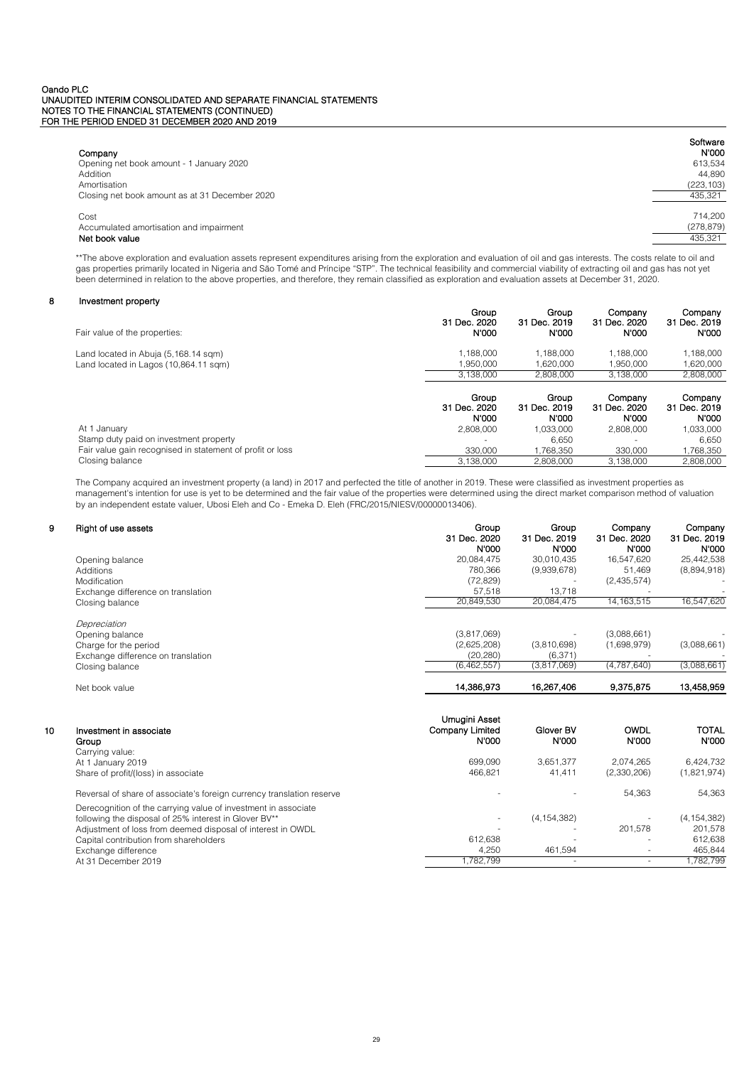| Company | Software N'000 |
|---|---|
| Opening net book amount - 1 January 2020 | 613,534 |
| Addition | 44,890 |
| Amortisation | (223,103) |
| Closing net book amount as at 31 December 2020 | 435,321 |
| | |
| Cost | 714,200 |
| Accumulated amortisation and impairment | (278,879) |
| **Net book value** | 435,321 |

**The above exploration and evaluation assets represent expenditures arising from the exploration and evaluation of oil and gas interests. The costs relate to oil and gas properties primarily located in Nigeria and São Tomé and Príncipe "STP". The technical feasibility and commercial viability of extracting oil and gas has not yet been determined in relation to the above properties, and therefore, they remain classified as exploration and evaluation assets at December 31, 2020.

## 8 Investment property

| Fair value of the properties: | Group 31 Dec. 2020 N'000 | Group 31 Dec. 2019 N'000 | Company 31 Dec. 2020 N'000 | Company 31 Dec. 2019 N'000 |
|---|---|---|---|---|
| Land located in Abuja (5,168.14 sqm) | 1,188,000 | 1,188,000 | 1,188,000 | 1,188,000 |
| Land located in Lagos (10,864.11 sqm) | 1,950,000 | 1,620,000 | 1,950,000 | 1,620,000 |
| | 3,138,000 | 2,808,000 | 3,138,000 | 2,808,000 |

| | Group 31 Dec. 2020 N'000 | Group 31 Dec. 2019 N'000 | Company 31 Dec. 2020 N'000 | Company 31 Dec. 2019 N'000 |
|---|---|---|---|---|
| At 1 January | 2,808,000 | 1,033,000 | 2,808,000 | 1,033,000 |
| Stamp duty paid on investment property | - | 6,650 | - | 6,650 |
| Fair value gain recognised in statement of profit or loss | 330,000 | 1,768,350 | 330,000 | 1,768,350 |
| Closing balance | 3,138,000 | 2,808,000 | 3,138,000 | 2,808,000 |

The Company acquired an investment property (a land) in 2017 and perfected the title of another in 2019. These were classified as investment properties as management's intention for use is yet to be determined and the fair value of the properties were determined using the direct market comparison method of valuation by an independent estate valuer, Ubosi Eleh and Co - Emeka D. Eleh (FRC/2015/NIESV/00000013406).

## 9 Right of use assets

| | Group 31 Dec. 2020 N'000 | Group 31 Dec. 2019 N'000 | Company 31 Dec. 2020 N'000 | Company 31 Dec. 2019 N'000 |
|---|---|---|---|---|
| Opening balance | 20,084,475 | 30,010,435 | 16,547,620 | 25,442,538 |
| Additions | 780,366 | (9,939,678) | 51,469 | (8,894,918) |
| Modification | (72,829) | - | (2,435,574) | - |
| Exchange difference on translation | 57,518 | 13,718 | - | - |
| Closing balance | 20,849,530 | 20,084,475 | 14,163,515 | 16,547,620 |
| *Depreciation* | | | | |
| Opening balance | (3,817,069) | - | (3,088,661) | - |
| Charge for the period | (2,625,208) | (3,810,698) | (1,698,979) | (3,088,661) |
| Exchange difference on translation | (20,280) | (6,371) | - | - |
| Closing balance | (6,462,557) | (3,817,069) | (4,787,640) | (3,088,661) |
| Net book value | **14,386,973** | **16,267,406** | **9,375,875** | **13,458,959** |

## 10 Investment in associate

| Group | Umugini Asset Company Limited N'000 | Glover BV N'000 | OWDL N'000 | TOTAL N'000 |
|---|---|---|---|---|
| Carrying value: | | | | |
| At 1 January 2019 | 699,090 | 3,651,377 | 2,074,265 | 6,424,732 |
| Share of profit/(loss) in associate | 466,821 | 41,411 | (2,330,206) | (1,821,974) |
| Reversal of share of associate's foreign currency translation reserve | - | - | 54,363 | 54,363 |
| Derecognition of the carrying value of investment in associate following the disposal of 25% interest in Glover BV** | - | (4,154,382) | - | (4,154,382) |
| Adjustment of loss from deemed disposal of interest in OWDL | - | - | 201,578 | 201,578 |
| Capital contribution from shareholders | 612,638 | - | - | 612,638 |
| Exchange difference | 4,250 | 461,594 | - | 465,844 |
| At 31 December 2019 | 1,782,799 | - | - | 1,782,799 |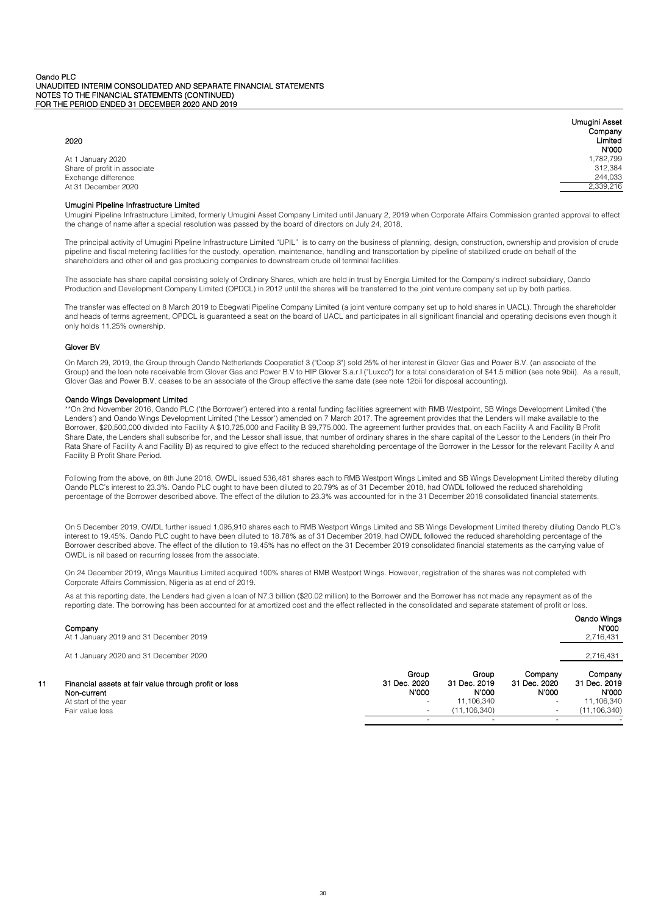| 2020 | Umugini Asset Company Limited N'000 |
| --- | --- |
| At 1 January 2020 | 1,782,799 |
| Share of profit in associate | 312,384 |
| Exchange difference | 244,033 |
| At 31 December 2020 | 2,339,216 |

**Umugini Pipeline Infrastructure Limited**

Umugini Pipeline Infrastructure Limited, formerly Umugini Asset Company Limited until January 2, 2019 when Corporate Affairs Commission granted approval to effect the change of name after a special resolution was passed by the board of directors on July 24, 2018.

The principal activity of Umugini Pipeline Infrastructure Limited "UPIL" is to carry on the business of planning, design, construction, ownership and provision of crude pipeline and fiscal metering facilities for the custody, operation, maintenance, handling and transportation by pipeline of stabilized crude on behalf of the shareholders and other oil and gas producing companies to downstream crude oil terminal facilities.

The associate has share capital consisting solely of Ordinary Shares, which are held in trust by Energia Limited for the Company's indirect subsidiary, Oando Production and Development Company Limited (OPDCL) in 2012 until the shares will be transferred to the joint venture company set up by both parties.

The transfer was effected on 8 March 2019 to Ebegwati Pipeline Company Limited (a joint venture company set up to hold shares in UACL). Through the shareholder and heads of terms agreement, OPDCL is guaranteed a seat on the board of UACL and participates in all significant financial and operating decisions even though it only holds 11.25% ownership.

**Glover BV**

On March 29, 2019, the Group through Oando Netherlands Cooperatief 3 ("Coop 3") sold 25% of her interest in Glover Gas and Power B.V. (an associate of the Group) and the loan note receivable from Glover Gas and Power B.V to HIP Glover S.a.r.l ("Luxco") for a total consideration of $41.5 million (see note 9bii). As a result, Glover Gas and Power B.V. ceases to be an associate of the Group effective the same date (see note 12bii for disposal accounting).

**Oando Wings Development Limited**

**On 2nd November 2016, Oando PLC ('the Borrower') entered into a rental funding facilities agreement with RMB Westpoint, SB Wings Development Limited ('the Lenders') and Oando Wings Development Limited ('the Lessor') amended on 7 March 2017. The agreement provides that the Lenders will make available to the Borrower, $20,500,000 divided into Facility A $10,725,000 and Facility B $9,775,000. The agreement further provides that, on each Facility A and Facility B Profit Share Date, the Lenders shall subscribe for, and the Lessor shall issue, that number of ordinary shares in the share capital of the Lessor to the Lenders (in their Pro Rata Share of Facility A and Facility B) as required to give effect to the reduced shareholding percentage of the Borrower in the Lessor for the relevant Facility A and Facility B Profit Share Period.

Following from the above, on 8th June 2018, OWDL issued 536,481 shares each to RMB Westport Wings Limited and SB Wings Development Limited thereby diluting Oando PLC's interest to 23.3%. Oando PLC ought to have been diluted to 20.79% as of 31 December 2018, had OWDL followed the reduced shareholding percentage of the Borrower described above. The effect of the dilution to 23.3% was accounted for in the 31 December 2018 consolidated financial statements.

On 5 December 2019, OWDL further issued 1,095,910 shares each to RMB Westport Wings Limited and SB Wings Development Limited thereby diluting Oando PLC's interest to 19.45%. Oando PLC ought to have been diluted to 18.78% as of 31 December 2019, had OWDL followed the reduced shareholding percentage of the Borrower described above. The effect of the dilution to 19.45% has no effect on the 31 December 2019 consolidated financial statements as the carrying value of OWDL is nil based on recurring losses from the associate.

On 24 December 2019, Wings Mauritius Limited acquired 100% shares of RMB Westport Wings. However, registration of the shares was not completed with Corporate Affairs Commission, Nigeria as at end of 2019.

As at this reporting date, the Lenders had given a loan of N7.3 billion ($20.02 million) to the Borrower and the Borrower has not made any repayment as of the reporting date. The borrowing has been accounted for at amortized cost and the effect reflected in the consolidated and separate statement of profit or loss.

| Company | Oando Wings N'000 |
| --- | --- |
| At 1 January 2019 and 31 December 2019 | 2,716,431 |
| At 1 January 2020 and 31 December 2020 | 2,716,431 |

| 11 Financial assets at fair value through profit or loss | Group 31 Dec. 2020 N'000 | Group 31 Dec. 2019 N'000 | Company 31 Dec. 2020 N'000 | Company 31 Dec. 2019 N'000 |
| --- | --- | --- | --- | --- |
| **Non-current** | | | | |
| At start of the year | - | 11,106,340 | - | 11,106,340 |
| Fair value loss | - | (11,106,340) | - | (11,106,340) |
| | - | - | - | - |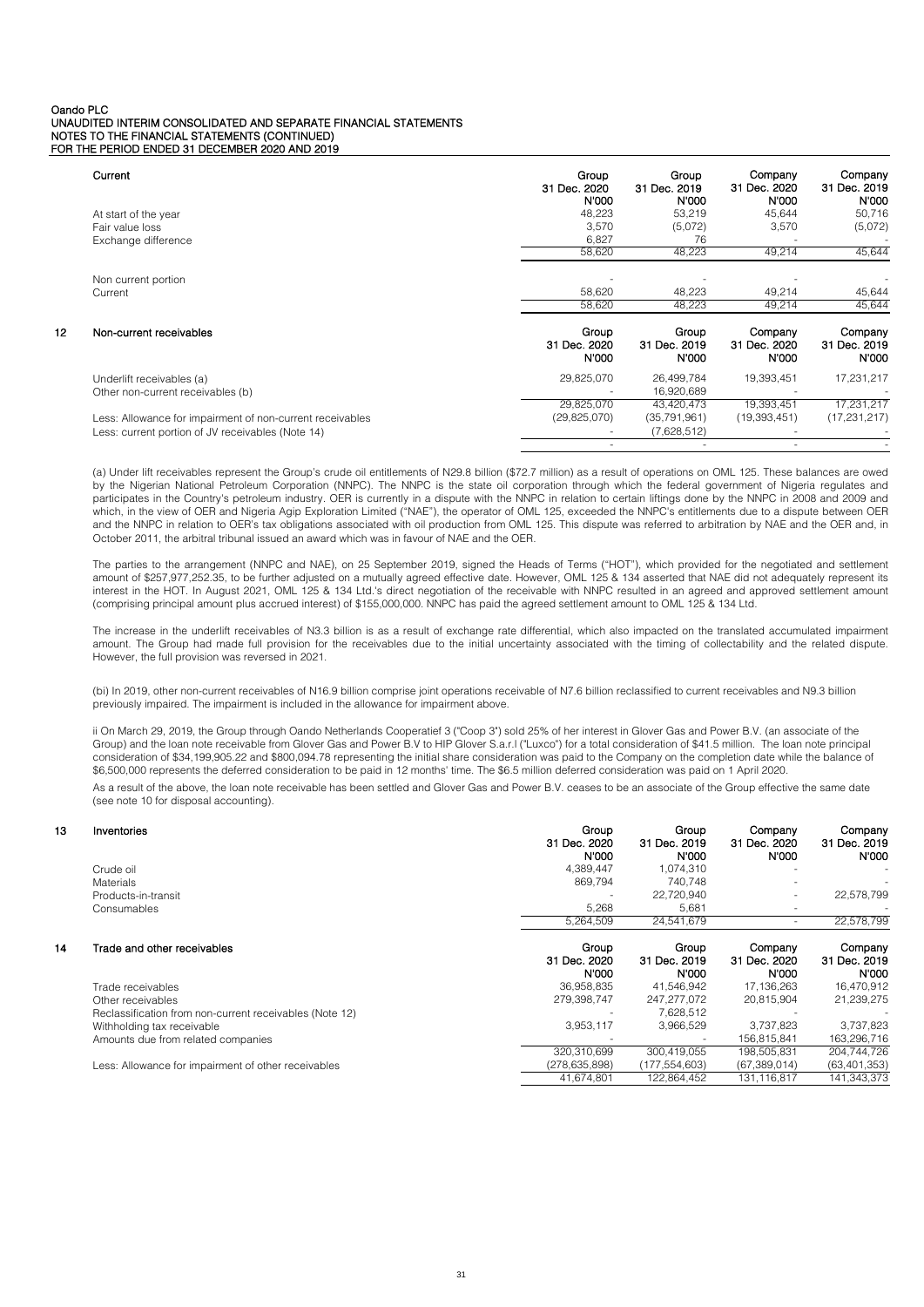| Current | Group 31 Dec. 2020 N'000 | Group 31 Dec. 2019 N'000 | Company 31 Dec. 2020 N'000 | Company 31 Dec. 2019 N'000 |
|---|---|---|---|---|
| At start of the year | 48,223 | 53,219 | 45,644 | 50,716 |
| Fair value loss | 3,570 | (5,072) | 3,570 | (5,072) |
| Exchange difference | 6,827 | 76 | - | - |
| | 58,620 | 48,223 | 49,214 | 45,644 |
| Non current portion | - | - | - | - |
| Current | 58,620 | 48,223 | 49,214 | 45,644 |
| | 58,620 | 48,223 | 49,214 | 45,644 |

## 12 Non-current receivables

| | Group 31 Dec. 2020 N'000 | Group 31 Dec. 2019 N'000 | Company 31 Dec. 2020 N'000 | Company 31 Dec. 2019 N'000 |
|---|---|---|---|---|
| Underlift receivables (a) | 29,825,070 | 26,499,784 | 19,393,451 | 17,231,217 |
| Other non-current receivables (b) | - | 16,920,689 | - | - |
| | 29,825,070 | 43,420,473 | 19,393,451 | 17,231,217 |
| Less: Allowance for impairment of non-current receivables | (29,825,070) | (35,791,961) | (19,393,451) | (17,231,217) |
| Less: current portion of JV receivables (Note 14) | - | (7,628,512) | - | - |
| | - | - | - | - |

(a) Under lift receivables represent the Group's crude oil entitlements of N29.8 billion ($72.7 million) as a result of operations on OML 125. These balances are owed by the Nigerian National Petroleum Corporation (NNPC). The NNPC is the state oil corporation through which the federal government of Nigeria regulates and participates in the Country's petroleum industry. OER is currently in a dispute with the NNPC in relation to certain liftings done by the NNPC in 2008 and 2009 and which, in the view of OER and Nigeria Agip Exploration Limited ("NAE"), the operator of OML 125, exceeded the NNPC's entitlements due to a dispute between OER and the NNPC in relation to OER's tax obligations associated with oil production from OML 125. This dispute was referred to arbitration by NAE and the OER and, in October 2011, the arbitral tribunal issued an award which was in favour of NAE and the OER.

The parties to the arrangement (NNPC and NAE), on 25 September 2019, signed the Heads of Terms ("HOT"), which provided for the negotiated and settlement amount of $257,977,252.35, to be further adjusted on a mutually agreed effective date. However, OML 125 & 134 asserted that NAE did not adequately represent its interest in the HOT. In August 2021, OML 125 & 134 Ltd.'s direct negotiation of the receivable with NNPC resulted in an agreed and approved settlement amount (comprising principal amount plus accrued interest) of $155,000,000. NNPC has paid the agreed settlement amount to OML 125 & 134 Ltd.

The increase in the underlift receivables of N3.3 billion is as a result of exchange rate differential, which also impacted on the translated accumulated impairment amount. The Group had made full provision for the receivables due to the initial uncertainty associated with the timing of collectability and the related dispute. However, the full provision was reversed in 2021.

(bi) In 2019, other non-current receivables of N16.9 billion comprise joint operations receivable of N7.6 billion reclassified to current receivables and N9.3 billion previously impaired. The impairment is included in the allowance for impairment above.

ii On March 29, 2019, the Group through Oando Netherlands Cooperatief 3 ("Coop 3") sold 25% of her interest in Glover Gas and Power B.V. (an associate of the Group) and the loan note receivable from Glover Gas and Power B.V to HIP Glover S.a.r.l ("Luxco") for a total consideration of $41.5 million. The loan note principal consideration of $34,199,905.22 and $800,094.78 representing the initial share consideration was paid to the Company on the completion date while the balance of $6,500,000 represents the deferred consideration to be paid in 12 months' time. The $6.5 million deferred consideration was paid on 1 April 2020.

As a result of the above, the loan note receivable has been settled and Glover Gas and Power B.V. ceases to be an associate of the Group effective the same date (see note 10 for disposal accounting).

## 13 Inventories

| | Group 31 Dec. 2020 N'000 | Group 31 Dec. 2019 N'000 | Company 31 Dec. 2020 N'000 | Company 31 Dec. 2019 N'000 |
|---|---|---|---|---|
| Crude oil | 4,389,447 | 1,074,310 | - | - |
| Materials | 869,794 | 740,748 | - | - |
| Products-in-transit | - | 22,720,940 | - | 22,578,799 |
| Consumables | 5,268 | 5,681 | - | - |
| | 5,264,509 | 24,541,679 | - | 22,578,799 |

## 14 Trade and other receivables

| | Group 31 Dec. 2020 N'000 | Group 31 Dec. 2019 N'000 | Company 31 Dec. 2020 N'000 | Company 31 Dec. 2019 N'000 |
|---|---|---|---|---|
| Trade receivables | 36,958,835 | 41,546,942 | 17,136,263 | 16,470,912 |
| Other receivables | 279,398,747 | 247,277,072 | 20,815,904 | 21,239,275 |
| Reclassification from non-current receivables (Note 12) | - | 7,628,512 | - | - |
| Withholding tax receivable | 3,953,117 | 3,966,529 | 3,737,823 | 3,737,823 |
| Amounts due from related companies | - | - | 156,815,841 | 163,296,716 |
| | 320,310,699 | 300,419,055 | 198,505,831 | 204,744,726 |
| Less: Allowance for impairment of other receivables | (278,635,898) | (177,554,603) | (67,389,014) | (63,401,353) |
| | 41,674,801 | 122,864,452 | 131,116,817 | 141,343,373 |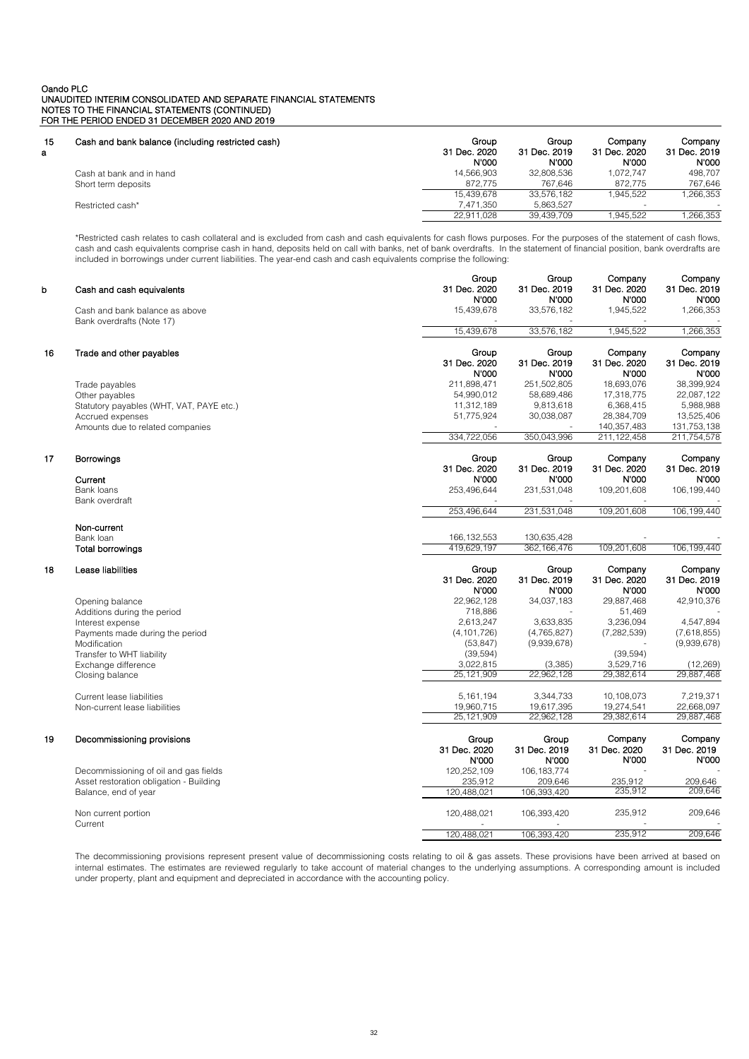Oando PLC
UNAUDITED INTERIM CONSOLIDATED AND SEPARATE FINANCIAL STATEMENTS
NOTES TO THE FINANCIAL STATEMENTS (CONTINUED)
FOR THE PERIOD ENDED 31 DECEMBER 2020 AND 2019

## 15 a Cash and bank balance (including restricted cash)

| | Group 31 Dec. 2020 N'000 | Group 31 Dec. 2019 N'000 | Company 31 Dec. 2020 N'000 | Company 31 Dec. 2019 N'000 |
|---|---|---|---|---|
| Cash at bank and in hand | 14,566,903 | 32,808,536 | 1,072,747 | 498,707 |
| Short term deposits | 872,775 | 767,646 | 872,775 | 767,646 |
| | 15,439,678 | 33,576,182 | 1,945,522 | 1,266,353 |
| Restricted cash* | 7,471,350 | 5,863,527 | - | - |
| | 22,911,028 | 39,439,709 | 1,945,522 | 1,266,353 |

*Restricted cash relates to cash collateral and is excluded from cash and cash equivalents for cash flows purposes. For the purposes of the statement of cash flows, cash and cash equivalents comprise cash in hand, deposits held on call with banks, net of bank overdrafts. In the statement of financial position, bank overdrafts are included in borrowings under current liabilities. The year-end cash and cash equivalents comprise the following:

## b Cash and cash equivalents

| | Group 31 Dec. 2020 N'000 | Group 31 Dec. 2019 N'000 | Company 31 Dec. 2020 N'000 | Company 31 Dec. 2019 N'000 |
|---|---|---|---|---|
| Cash and bank balance as above | 15,439,678 | 33,576,182 | 1,945,522 | 1,266,353 |
| Bank overdrafts (Note 17) | - | - | - | - |
| | 15,439,678 | 33,576,182 | 1,945,522 | 1,266,353 |

## 16 Trade and other payables

| | Group 31 Dec. 2020 N'000 | Group 31 Dec. 2019 N'000 | Company 31 Dec. 2020 N'000 | Company 31 Dec. 2019 N'000 |
|---|---|---|---|---|
| Trade payables | 211,898,471 | 251,502,805 | 18,693,076 | 38,399,924 |
| Other payables | 54,990,012 | 58,689,486 | 17,318,775 | 22,087,122 |
| Statutory payables (WHT, VAT, PAYE etc.) | 11,312,189 | 9,813,618 | 6,368,415 | 5,988,988 |
| Accrued expenses | 51,775,924 | 30,038,087 | 28,384,709 | 13,525,406 |
| Amounts due to related companies | - | - | 140,357,483 | 131,753,138 |
| | 334,722,056 | 350,043,996 | 211,122,458 | 211,754,578 |

## 17 Borrowings

| | Group 31 Dec. 2020 N'000 | Group 31 Dec. 2019 N'000 | Company 31 Dec. 2020 N'000 | Company 31 Dec. 2019 N'000 |
|---|---|---|---|---|
| **Current** | | | | |
| Bank loans | 253,496,644 | 231,531,048 | 109,201,608 | 106,199,440 |
| Bank overdraft | - | - | - | - |
| | 253,496,644 | 231,531,048 | 109,201,608 | 106,199,440 |
| **Non-current** | | | | |
| Bank loan | 166,132,553 | 130,635,428 | - | - |
| **Total borrowings** | 419,629,197 | 362,166,476 | 109,201,608 | 106,199,440 |

## 18 Lease liabilities

| | Group 31 Dec. 2020 N'000 | Group 31 Dec. 2019 N'000 | Company 31 Dec. 2020 N'000 | Company 31 Dec. 2019 N'000 |
|---|---|---|---|---|
| Opening balance | 22,962,128 | 34,037,183 | 29,887,468 | 42,910,376 |
| Additions during the period | 718,886 | - | 51,469 | - |
| Interest expense | 2,613,247 | 3,633,835 | 3,236,094 | 4,547,894 |
| Payments made during the period | (4,101,726) | (4,765,827) | (7,282,539) | (7,618,855) |
| Modification | (53,847) | (9,939,678) | - | (9,939,678) |
| Transfer to WHT liability | (39,594) | | (39,594) | |
| Exchange difference | 3,022,815 | (3,385) | 3,529,716 | (12,269) |
| Closing balance | 25,121,909 | 22,962,128 | 29,382,614 | 29,887,468 |
| | | | | |
| Current lease liabilities | 5,161,194 | 3,344,733 | 10,108,073 | 7,219,371 |
| Non-current lease liabilities | 19,960,715 | 19,617,395 | 19,274,541 | 22,668,097 |
| | 25,121,909 | 22,962,128 | 29,382,614 | 29,887,468 |

## 19 Decommissioning provisions

| | Group 31 Dec. 2020 N'000 | Group 31 Dec. 2019 N'000 | Company 31 Dec. 2020 N'000 | Company 31 Dec. 2019 N'000 |
|---|---|---|---|---|
| Decommissioning of oil and gas fields | 120,252,109 | 106,183,774 | - | - |
| Asset restoration obligation - Building | 235,912 | 209,646 | 235,912 | 209,646 |
| Balance, end of year | 120,488,021 | 106,393,420 | 235,912 | 209,646 |
| | | | | |
| Non current portion | 120,488,021 | 106,393,420 | 235,912 | 209,646 |
| Current | - | - | - | - |
| | 120,488,021 | 106,393,420 | 235,912 | 209,646 |

The decommissioning provisions represent present value of decommissioning costs relating to oil & gas assets. These provisions have been arrived at based on internal estimates. The estimates are reviewed regularly to take account of material changes to the underlying assumptions. A corresponding amount is included under property, plant and equipment and depreciated in accordance with the accounting policy.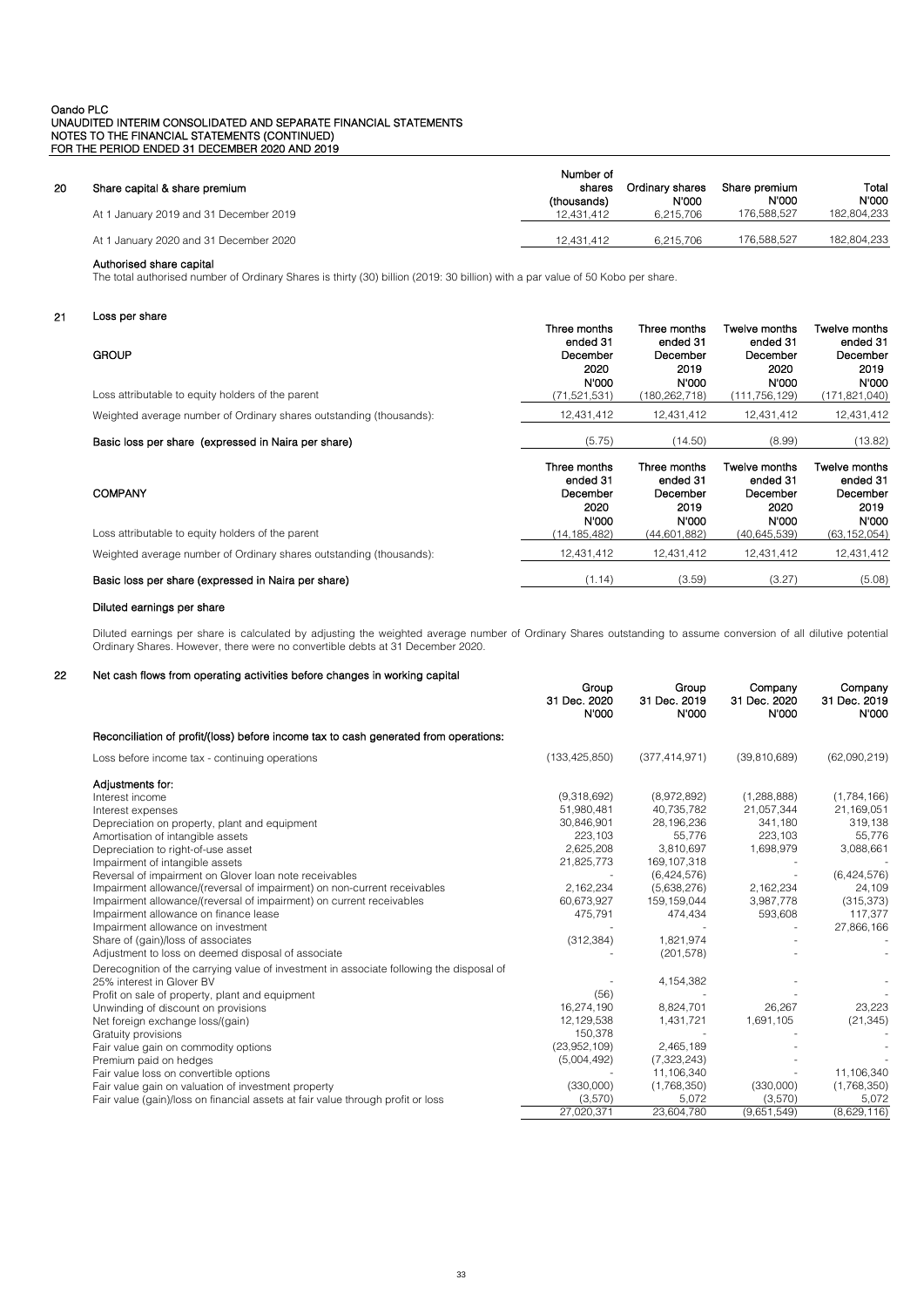Oando PLC
UNAUDITED INTERIM CONSOLIDATED AND SEPARATE FINANCIAL STATEMENTS
NOTES TO THE FINANCIAL STATEMENTS (CONTINUED)
FOR THE PERIOD ENDED 31 DECEMBER 2020 AND 2019

## 20 Share capital & share premium

| | Number of shares (thousands) | Ordinary shares N'000 | Share premium N'000 | Total N'000 |
|---|---|---|---|---|
| At 1 January 2019 and 31 December 2019 | 12,431,412 | 6,215,706 | 176,588,527 | 182,804,233 |
| At 1 January 2020 and 31 December 2020 | 12,431,412 | 6,215,706 | 176,588,527 | 182,804,233 |

**Authorised share capital**

The total authorised number of Ordinary Shares is thirty (30) billion (2019: 30 billion) with a par value of 50 Kobo per share.

## 21 Loss per share

| GROUP | Three months ended 31 December 2020 N'000 | Three months ended 31 December 2019 N'000 | Twelve months ended 31 December 2020 N'000 | Twelve months ended 31 December 2019 N'000 |
|---|---|---|---|---|
| Loss attributable to equity holders of the parent | (71,521,531) | (180,262,718) | (111,756,129) | (171,821,040) |
| Weighted average number of Ordinary shares outstanding (thousands): | 12,431,412 | 12,431,412 | 12,431,412 | 12,431,412 |
| **Basic loss per share (expressed in Naira per share)** | (5.75) | (14.50) | (8.99) | (13.82) |

| COMPANY | Three months ended 31 December 2020 N'000 | Three months ended 31 December 2019 N'000 | Twelve months ended 31 December 2020 N'000 | Twelve months ended 31 December 2019 N'000 |
|---|---|---|---|---|
| Loss attributable to equity holders of the parent | (14,185,482) | (44,601,882) | (40,645,539) | (63,152,054) |
| Weighted average number of Ordinary shares outstanding (thousands): | 12,431,412 | 12,431,412 | 12,431,412 | 12,431,412 |
| **Basic loss per share (expressed in Naira per share)** | (1.14) | (3.59) | (3.27) | (5.08) |

**Diluted earnings per share**

Diluted earnings per share is calculated by adjusting the weighted average number of Ordinary Shares outstanding to assume conversion of all dilutive potential Ordinary Shares. However, there were no convertible debts at 31 December 2020.

## 22 Net cash flows from operating activities before changes in working capital

| | Group 31 Dec. 2020 N'000 | Group 31 Dec. 2019 N'000 | Company 31 Dec. 2020 N'000 | Company 31 Dec. 2019 N'000 |
|---|---|---|---|---|
| **Reconciliation of profit/(loss) before income tax to cash generated from operations:** | | | | |
| Loss before income tax - continuing operations | (133,425,850) | (377,414,971) | (39,810,689) | (62,090,219) |
| **Adjustments for:** | | | | |
| Interest income | (9,318,692) | (8,972,892) | (1,288,888) | (1,784,166) |
| Interest expenses | 51,980,481 | 40,735,782 | 21,057,344 | 21,169,051 |
| Depreciation on property, plant and equipment | 30,846,901 | 28,196,236 | 341,180 | 319,138 |
| Amortisation of intangible assets | 223,103 | 55,776 | 223,103 | 55,776 |
| Depreciation to right-of-use asset | 2,625,208 | 3,810,697 | 1,698,979 | 3,088,661 |
| Impairment of intangible assets | 21,825,773 | 169,107,318 | - | - |
| Reversal of impairment on Glover loan note receivables | - | (6,424,576) | - | (6,424,576) |
| Impairment allowance/(reversal of impairment) on non-current receivables | 2,162,234 | (5,638,276) | 2,162,234 | 24,109 |
| Impairment allowance/(reversal of impairment) on current receivables | 60,673,927 | 159,159,044 | 3,987,778 | (315,373) |
| Impairment allowance on finance lease | 475,791 | 474,434 | 593,608 | 117,377 |
| Impairment allowance on investment | - | - | - | 27,866,166 |
| Share of (gain)/loss of associates | (312,384) | 1,821,974 | - | - |
| Adjustment to loss on deemed disposal of associate | - | (201,578) | - | - |
| Derecognition of the carrying value of investment in associate following the disposal of 25% interest in Glover BV | - | 4,154,382 | - | - |
| Profit on sale of property, plant and equipment | (56) | - | - | - |
| Unwinding of discount on provisions | 16,274,190 | 8,824,701 | 26,267 | 23,223 |
| Net foreign exchange loss/(gain) | 12,129,538 | 1,431,721 | 1,691,105 | (21,345) |
| Gratuity provisions | 150,378 | - | - | - |
| Fair value gain on commodity options | (23,952,109) | 2,465,189 | - | - |
| Premium paid on hedges | (5,004,492) | (7,323,243) | - | - |
| Fair value loss on convertible options | - | 11,106,340 | - | 11,106,340 |
| Fair value gain on valuation of investment property | (330,000) | (1,768,350) | (330,000) | (1,768,350) |
| Fair value (gain)/loss on financial assets at fair value through profit or loss | (3,570) | 5,072 | (3,570) | 5,072 |
| | 27,020,371 | 23,604,780 | (9,651,549) | (8,629,116) |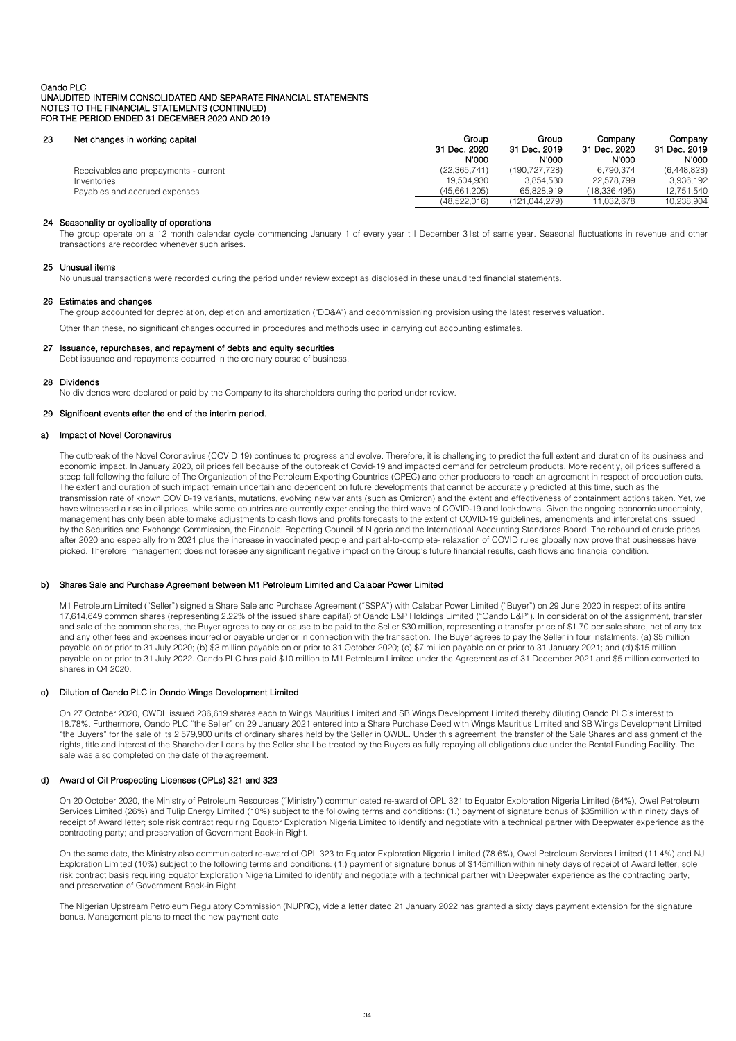Oando PLC
UNAUDITED INTERIM CONSOLIDATED AND SEPARATE FINANCIAL STATEMENTS
NOTES TO THE FINANCIAL STATEMENTS (CONTINUED)
FOR THE PERIOD ENDED 31 DECEMBER 2020 AND 2019

## 23 Net changes in working capital

| | Group 31 Dec. 2020 N'000 | Group 31 Dec. 2019 N'000 | Company 31 Dec. 2020 N'000 | Company 31 Dec. 2019 N'000 |
|---|---|---|---|---|
| Receivables and prepayments - current | (22,365,741) | (190,727,728) | 6,790,374 | (6,448,828) |
| Inventories | 19,504,930 | 3,854,530 | 22,578,799 | 3,936,192 |
| Payables and accrued expenses | (45,661,205) | 65,828,919 | (18,336,495) | 12,751,540 |
| | (48,522,016) | (121,044,279) | 11,032,678 | 10,238,904 |

## 24 Seasonality or cyclicality of operations

The group operate on a 12 month calendar cycle commencing January 1 of every year till December 31st of same year. Seasonal fluctuations in revenue and other transactions are recorded whenever such arises.

## 25 Unusual items

No unusual transactions were recorded during the period under review except as disclosed in these unaudited financial statements.

## 26 Estimates and changes

The group accounted for depreciation, depletion and amortization ("DD&A") and decommissioning provision using the latest reserves valuation.

Other than these, no significant changes occurred in procedures and methods used in carrying out accounting estimates.

## 27 Issuance, repurchases, and repayment of debts and equity securities

Debt issuance and repayments occurred in the ordinary course of business.

## 28 Dividends

No dividends were declared or paid by the Company to its shareholders during the period under review.

## 29 Significant events after the end of the interim period.

### a) Impact of Novel Coronavirus

The outbreak of the Novel Coronavirus (COVID 19) continues to progress and evolve. Therefore, it is challenging to predict the full extent and duration of its business and economic impact. In January 2020, oil prices fell because of the outbreak of Covid-19 and impacted demand for petroleum products. More recently, oil prices suffered a steep fall following the failure of The Organization of the Petroleum Exporting Countries (OPEC) and other producers to reach an agreement in respect of production cuts. The extent and duration of such impact remain uncertain and dependent on future developments that cannot be accurately predicted at this time, such as the transmission rate of known COVID-19 variants, mutations, evolving new variants (such as Omicron) and the extent and effectiveness of containment actions taken. Yet, we have witnessed a rise in oil prices, while some countries are currently experiencing the third wave of COVID-19 and lockdowns. Given the ongoing economic uncertainty, management has only been able to make adjustments to cash flows and profits forecasts to the extent of COVID-19 guidelines, amendments and interpretations issued by the Securities and Exchange Commission, the Financial Reporting Council of Nigeria and the International Accounting Standards Board. The rebound of crude prices after 2020 and especially from 2021 plus the increase in vaccinated people and partial-to-complete- relaxation of COVID rules globally now prove that businesses have picked. Therefore, management does not foresee any significant negative impact on the Group's future financial results, cash flows and financial condition.

### b) Shares Sale and Purchase Agreement between M1 Petroleum Limited and Calabar Power Limited

M1 Petroleum Limited ("Seller") signed a Share Sale and Purchase Agreement ("SSPA") with Calabar Power Limited ("Buyer") on 29 June 2020 in respect of its entire 17,614,649 common shares (representing 2.22% of the issued share capital) of Oando E&P Holdings Limited ("Oando E&P"). In consideration of the assignment, transfer and sale of the common shares, the Buyer agrees to pay or cause to be paid to the Seller $30 million, representing a transfer price of $1.70 per sale share, net of any tax and any other fees and expenses incurred or payable under or in connection with the transaction. The Buyer agrees to pay the Seller in four instalments: (a) $5 million payable on or prior to 31 July 2020; (b) $3 million payable on or prior to 31 October 2020; (c) $7 million payable on or prior to 31 January 2021; and (d) $15 million payable on or prior to 31 July 2022. Oando PLC has paid $10 million to M1 Petroleum Limited under the Agreement as of 31 December 2021 and $5 million converted to shares in Q4 2020.

### c) Dilution of Oando PLC in Oando Wings Development Limited

On 27 October 2020, OWDL issued 236,619 shares each to Wings Mauritius Limited and SB Wings Development Limited thereby diluting Oando PLC's interest to 18.78%. Furthermore, Oando PLC "the Seller" on 29 January 2021 entered into a Share Purchase Deed with Wings Mauritius Limited and SB Wings Development Limited "the Buyers" for the sale of its 2,579,900 units of ordinary shares held by the Seller in OWDL. Under this agreement, the transfer of the Sale Shares and assignment of the rights, title and interest of the Shareholder Loans by the Seller shall be treated by the Buyers as fully repaying all obligations due under the Rental Funding Facility. The sale was also completed on the date of the agreement.

### d) Award of Oil Prospecting Licenses (OPLs) 321 and 323

On 20 October 2020, the Ministry of Petroleum Resources ("Ministry") communicated re-award of OPL 321 to Equator Exploration Nigeria Limited (64%), Owel Petroleum Services Limited (26%) and Tulip Energy Limited (10%) subject to the following terms and conditions: (1.) payment of signature bonus of $35million within ninety days of receipt of Award letter; sole risk contract requiring Equator Exploration Nigeria Limited to identify and negotiate with a technical partner with Deepwater experience as the contracting party; and preservation of Government Back-in Right.

On the same date, the Ministry also communicated re-award of OPL 323 to Equator Exploration Nigeria Limited (78.6%), Owel Petroleum Services Limited (11.4%) and NJ Exploration Limited (10%) subject to the following terms and conditions: (1.) payment of signature bonus of $145million within ninety days of receipt of Award letter; sole risk contract basis requiring Equator Exploration Nigeria Limited to identify and negotiate with a technical partner with Deepwater experience as the contracting party; and preservation of Government Back-in Right.

The Nigerian Upstream Petroleum Regulatory Commission (NUPRC), vide a letter dated 21 January 2022 has granted a sixty days payment extension for the signature bonus. Management plans to meet the new payment date.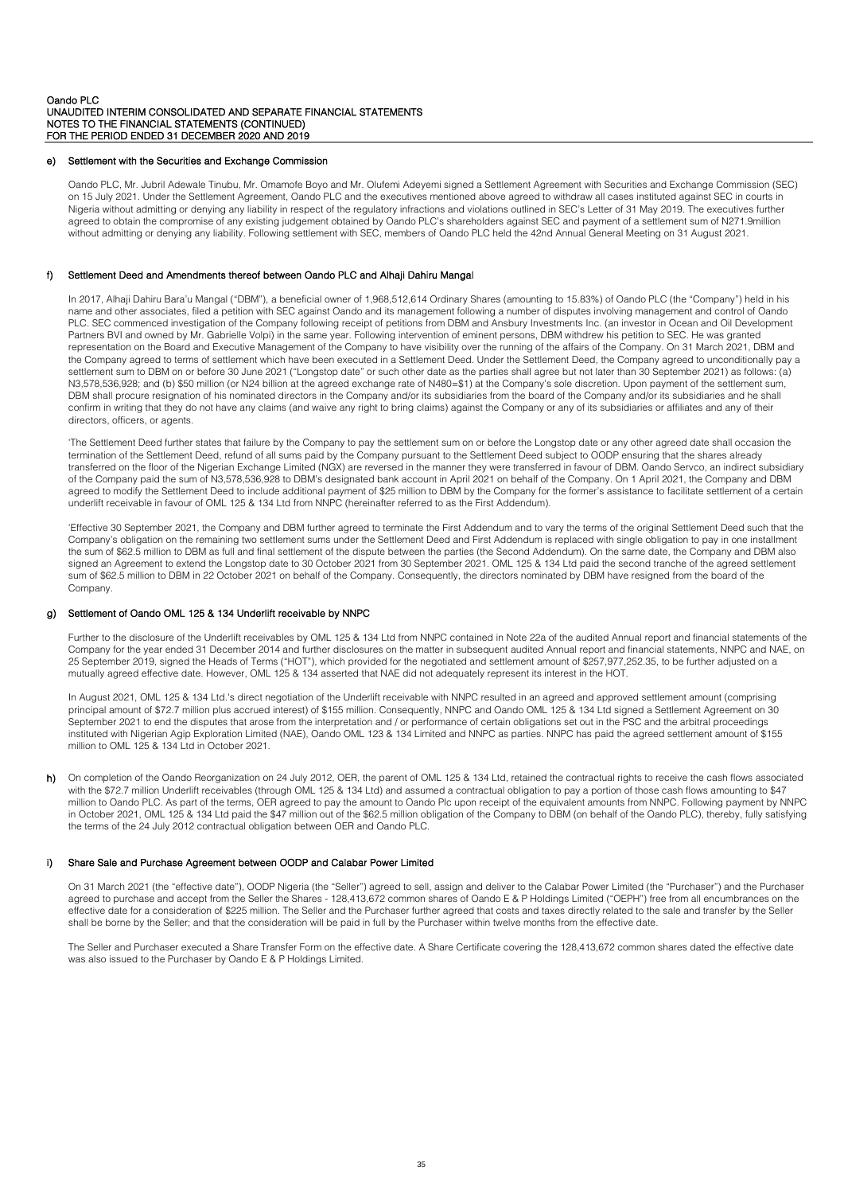### e) Settlement with the Securities and Exchange Commission

Oando PLC, Mr. Jubril Adewale Tinubu, Mr. Omamofe Boyo and Mr. Olufemi Adeyemi signed a Settlement Agreement with Securities and Exchange Commission (SEC) on 15 July 2021. Under the Settlement Agreement, Oando PLC and the executives mentioned above agreed to withdraw all cases instituted against SEC in courts in Nigeria without admitting or denying any liability in respect of the regulatory infractions and violations outlined in SEC's Letter of 31 May 2019. The executives further agreed to obtain the compromise of any existing judgement obtained by Oando PLC's shareholders against SEC and payment of a settlement sum of N271.9million without admitting or denying any liability. Following settlement with SEC, members of Oando PLC held the 42nd Annual General Meeting on 31 August 2021.

### f) Settlement Deed and Amendments thereof between Oando PLC and Alhaji Dahiru Mangal

In 2017, Alhaji Dahiru Bara'u Mangal ("DBM"), a beneficial owner of 1,968,512,614 Ordinary Shares (amounting to 15.83%) of Oando PLC (the "Company") held in his name and other associates, filed a petition with SEC against Oando and its management following a number of disputes involving management and control of Oando PLC. SEC commenced investigation of the Company following receipt of petitions from DBM and Ansbury Investments Inc. (an investor in Ocean and Oil Development Partners BVI and owned by Mr. Gabrielle Volpi) in the same year. Following intervention of eminent persons, DBM withdrew his petition to SEC. He was granted representation on the Board and Executive Management of the Company to have visibility over the running of the affairs of the Company. On 31 March 2021, DBM and the Company agreed to terms of settlement which have been executed in a Settlement Deed. Under the Settlement Deed, the Company agreed to unconditionally pay a settlement sum to DBM on or before 30 June 2021 ("Longstop date" or such other date as the parties shall agree but not later than 30 September 2021) as follows: (a) N3,578,536,928; and (b) $50 million (or N24 billion at the agreed exchange rate of N480=$1) at the Company's sole discretion. Upon payment of the settlement sum, DBM shall procure resignation of his nominated directors in the Company and/or its subsidiaries from the board of the Company and/or its subsidiaries and he shall confirm in writing that they do not have any claims (and waive any right to bring claims) against the Company or any of its subsidiaries or affiliates and any of their directors, officers, or agents.

'The Settlement Deed further states that failure by the Company to pay the settlement sum on or before the Longstop date or any other agreed date shall occasion the termination of the Settlement Deed, refund of all sums paid by the Company pursuant to the Settlement Deed subject to OODP ensuring that the shares already transferred on the floor of the Nigerian Exchange Limited (NGX) are reversed in the manner they were transferred in favour of DBM. Oando Servco, an indirect subsidiary of the Company paid the sum of N3,578,536,928 to DBM's designated bank account in April 2021 on behalf of the Company. On 1 April 2021, the Company and DBM agreed to modify the Settlement Deed to include additional payment of $25 million to DBM by the Company for the former's assistance to facilitate settlement of a certain underlift receivable in favour of OML 125 & 134 Ltd from NNPC (hereinafter referred to as the First Addendum).

'Effective 30 September 2021, the Company and DBM further agreed to terminate the First Addendum and to vary the terms of the original Settlement Deed such that the Company's obligation on the remaining two settlement sums under the Settlement Deed and First Addendum is replaced with single obligation to pay in one installment the sum of $62.5 million to DBM as full and final settlement of the dispute between the parties (the Second Addendum). On the same date, the Company and DBM also signed an Agreement to extend the Longstop date to 30 October 2021 from 30 September 2021. OML 125 & 134 Ltd paid the second tranche of the agreed settlement sum of $62.5 million to DBM in 22 October 2021 on behalf of the Company. Consequently, the directors nominated by DBM have resigned from the board of the Company.

### g) Settlement of Oando OML 125 & 134 Underlift receivable by NNPC

Further to the disclosure of the Underlift receivables by OML 125 & 134 Ltd from NNPC contained in Note 22a of the audited Annual report and financial statements of the Company for the year ended 31 December 2014 and further disclosures on the matter in subsequent audited Annual report and financial statements, NNPC and NAE, on 25 September 2019, signed the Heads of Terms ("HOT"), which provided for the negotiated and settlement amount of $257,977,252.35, to be further adjusted on a mutually agreed effective date. However, OML 125 & 134 asserted that NAE did not adequately represent its interest in the HOT.

In August 2021, OML 125 & 134 Ltd.'s direct negotiation of the Underlift receivable with NNPC resulted in an agreed and approved settlement amount (comprising principal amount of $72.7 million plus accrued interest) of $155 million. Consequently, NNPC and Oando OML 125 & 134 Ltd signed a Settlement Agreement on 30 September 2021 to end the disputes that arose from the interpretation and / or performance of certain obligations set out in the PSC and the arbitral proceedings instituted with Nigerian Agip Exploration Limited (NAE), Oando OML 123 & 134 Limited and NNPC as parties. NNPC has paid the agreed settlement amount of $155 million to OML 125 & 134 Ltd in October 2021.

**h)** On completion of the Oando Reorganization on 24 July 2012, OER, the parent of OML 125 & 134 Ltd, retained the contractual rights to receive the cash flows associated with the $72.7 million Underlift receivables (through OML 125 & 134 Ltd) and assumed a contractual obligation to pay a portion of those cash flows amounting to $47 million to Oando PLC. As part of the terms, OER agreed to pay the amount to Oando Plc upon receipt of the equivalent amounts from NNPC. Following payment by NNPC in October 2021, OML 125 & 134 Ltd paid the $47 million out of the $62.5 million obligation of the Company to DBM (on behalf of the Oando PLC), thereby, fully satisfying the terms of the 24 July 2012 contractual obligation between OER and Oando PLC.

### i) Share Sale and Purchase Agreement between OODP and Calabar Power Limited

On 31 March 2021 (the "effective date"), OODP Nigeria (the "Seller") agreed to sell, assign and deliver to the Calabar Power Limited (the "Purchaser") and the Purchaser agreed to purchase and accept from the Seller the Shares - 128,413,672 common shares of Oando E & P Holdings Limited ("OEPH") free from all encumbrances on the effective date for a consideration of $225 million. The Seller and the Purchaser further agreed that costs and taxes directly related to the sale and transfer by the Seller shall be borne by the Seller; and that the consideration will be paid in full by the Purchaser within twelve months from the effective date.

The Seller and Purchaser executed a Share Transfer Form on the effective date. A Share Certificate covering the 128,413,672 common shares dated the effective date was also issued to the Purchaser by Oando E & P Holdings Limited.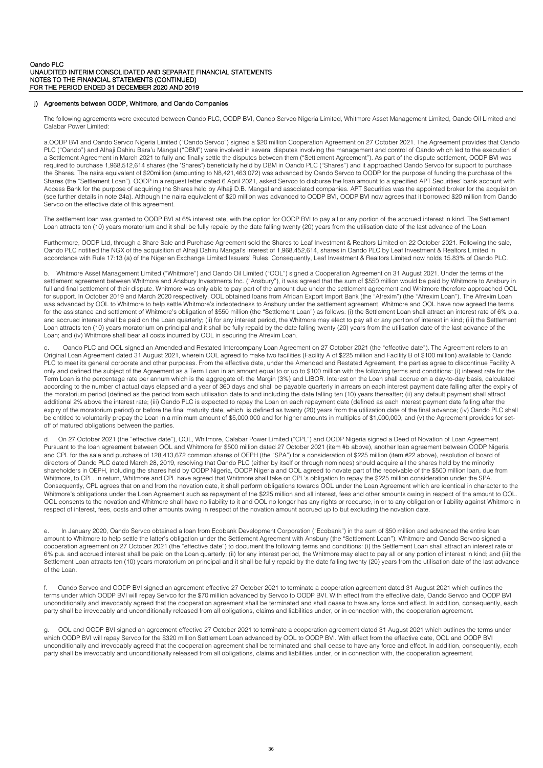### j) Agreements between OODP, Whitmore, and Oando Companies

The following agreements were executed between Oando PLC, OODP BVI, Oando Servco Nigeria Limited, Whitmore Asset Management Limited, Oando Oil Limited and Calabar Power Limited:

a.OODP BVI and Oando Servco Nigeria Limited ("Oando Servco") signed a $20 million Cooperation Agreement on 27 October 2021. The Agreement provides that Oando PLC ("Oando") and Alhaji Dahiru Bara'u Mangal ("DBM") were involved in several disputes involving the management and control of Oando which led to the execution of a Settlement Agreement in March 2021 to fully and finally settle the disputes between them ("Settlement Agreement"). As part of the dispute settlement, OODP BVI was required to purchase 1,968,512,614 shares (the "Shares") beneficially held by DBM in Oando PLC ("Shares") and it approached Oando Servco for support to purchase the Shares. The naira equivalent of $20million (amounting to N8,421,463,072) was advanced by Oando Servco to OODP for the purpose of funding the purchase of the Shares (the "Settlement Loan"). OODP in a request letter dated 6 April 2021, asked Servco to disburse the loan amount to a specified APT Securities' bank account with Access Bank for the purpose of acquiring the Shares held by Alhaji D.B. Mangal and associated companies. APT Securities was the appointed broker for the acquisition (see further details in note 24a). Although the naira equivalent of $20 million was advanced to OODP BVI, OODP BVI now agrees that it borrowed $20 million from Oando Servco on the effective date of this agreement.

The settlement loan was granted to OODP BVI at 6% interest rate, with the option for OODP BVI to pay all or any portion of the accrued interest in kind. The Settlement Loan attracts ten (10) years moratorium and it shall be fully repaid by the date falling twenty (20) years from the utilisation date of the last advance of the Loan.

Furthermore, OODP Ltd, through a Share Sale and Purchase Agreement sold the Shares to Leaf Investment & Realtors Limited on 22 October 2021. Following the sale, Oando PLC notified the NGX of the acquisition of Alhaji Dahiru Mangal's interest of 1,968,452,614, shares in Oando PLC by Leaf Investment & Realtors Limited in accordance with Rule 17:13 (a) of the Nigerian Exchange Limited Issuers' Rules. Consequently, Leaf Investment & Realtors Limited now holds 15.83% of Oando PLC.

b. Whitmore Asset Management Limited ("Whitmore") and Oando Oil Limited ("OOL") signed a Cooperation Agreement on 31 August 2021. Under the terms of the settlement agreement between Whitmore and Ansbury Investments Inc. ("Ansbury"), it was agreed that the sum of $550 million would be paid by Whitmore to Ansbury in full and final settlement of their dispute. Whitmore was only able to pay part of the amount due under the settlement agreement and Whitmore therefore approached OOL for support. In October 2019 and March 2020 respectively, OOL obtained loans from African Export Import Bank (the "Afrexim") (the "Afrexim Loan"). The Afrexim Loan was advanced by OOL to Whitmore to help settle Whitmore's indebtedness to Ansbury under the settlement agreement. Whitmore and OOL have now agreed the terms for the assistance and settlement of Whitmore's obligation of $550 million (the "Settlement Loan") as follows: (i) the Settlement Loan shall attract an interest rate of 6% p.a. and accrued interest shall be paid on the Loan quarterly; (ii) for any interest period, the Whitmore may elect to pay all or any portion of interest in kind; (iii) the Settlement Loan attracts ten (10) years moratorium on principal and it shall be fully repaid by the date falling twenty (20) years from the utilisation date of the last advance of the Loan; and (iv) Whitmore shall bear all costs incurred by OOL in securing the Afrexim Loan.

c. Oando PLC and OOL signed an Amended and Restated Intercompany Loan Agreement on 27 October 2021 (the "effective date"). The Agreement refers to an Original Loan Agreement dated 31 August 2021, wherein OOL agreed to make two facilities (Facility A of $225 million and Facility B of $100 million) available to Oando PLC to meet its general corporate and other purposes. From the effective date, under the Amended and Restated Agreement, the parties agree to discontinue Facility A only and defined the subject of the Agreement as a Term Loan in an amount equal to or up to $100 million with the following terms and conditions: (i) interest rate for the Term Loan is the percentage rate per annum which is the aggregate of: the Margin (3%) and LIBOR. Interest on the Loan shall accrue on a day-to-day basis, calculated according to the number of actual days elapsed and a year of 360 days and shall be payable quarterly in arrears on each interest payment date falling after the expiry of the moratorium period (defined as the period from each utilisation date to and including the date falling ten (10) years thereafter; (ii) any default payment shall attract additional 2% above the interest rate; (iii) Oando PLC is expected to repay the Loan on each repayment date (defined as each interest payment date falling after the expiry of the moratorium period) or before the final maturity date, which is defined as twenty (20) years from the utilization date of the final advance; (iv) Oando PLC shall be entitled to voluntarily prepay the Loan in a minimum amount of $5,000,000 and for higher amounts in multiples of $1,000,000; and (v) the Agreement provides for set-off of matured obligations between the parties.

d. On 27 October 2021 (the "effective date"), OOL, Whitmore, Calabar Power Limited ("CPL") and OODP Nigeria signed a Deed of Novation of Loan Agreement. Pursuant to the loan agreement between OOL and Whitmore for $500 million dated 27 October 2021 (item #b above), another loan agreement between OODP Nigeria and CPL for the sale and purchase of 128,413,672 common shares of OEPH (the "SPA") for a consideration of $225 million (item #22 above), resolution of board of directors of Oando PLC dated March 28, 2019, resolving that Oando PLC (either by itself or through nominees) should acquire all the shares held by the minority shareholders in OEPH, including the shares held by OODP Nigeria, OODP Nigeria and OOL agreed to novate part of the receivable of the $500 million loan, due from Whitmore, to CPL. In return, Whitmore and CPL have agreed that Whitmore shall take on CPL's obligation to repay the $225 million consideration under the SPA. Consequently, CPL agrees that on and from the novation date, it shall perform obligations towards OOL under the Loan Agreement which are identical in character to the Whitmore's obligations under the Loan Agreement such as repayment of the $225 million and all interest, fees and other amounts owing in respect of the amount to OOL. OOL consents to the novation and Whitmore shall have no liability to it and OOL no longer has any rights or recourse, in or to any obligation or liability against Whitmore in respect of interest, fees, costs and other amounts owing in respect of the novation amount accrued up to but excluding the novation date.

e. In January 2020, Oando Servco obtained a loan from Ecobank Development Corporation ("Ecobank") in the sum of $50 million and advanced the entire loan amount to Whitmore to help settle the latter's obligation under the Settlement Agreement with Ansbury (the "Settlement Loan"). Whitmore and Oando Servco signed a cooperation agreement on 27 October 2021 (the "effective date") to document the following terms and conditions: (i) the Settlement Loan shall attract an interest rate of 6% p.a. and accrued interest shall be paid on the Loan quarterly; (ii) for any interest period, the Whitmore may elect to pay all or any portion of interest in kind; and (iii) the Settlement Loan attracts ten (10) years moratorium on principal and it shall be fully repaid by the date falling twenty (20) years from the utilisation date of the last advance of the Loan.

f. Oando Servco and OODP BVI signed an agreement effective 27 October 2021 to terminate a cooperation agreement dated 31 August 2021 which outlines the terms under which OODP BVI will repay Servco for the $70 million advanced by Servco to OODP BVI. With effect from the effective date, Oando Servco and OODP BVI unconditionally and irrevocably agreed that the cooperation agreement shall be terminated and shall cease to have any force and effect. In addition, consequently, each party shall be irrevocably and unconditionally released from all obligations, claims and liabilities under, or in connection with, the cooperation agreement.

g. OOL and OODP BVI signed an agreement effective 27 October 2021 to terminate a cooperation agreement dated 31 August 2021 which outlines the terms under which OODP BVI will repay Servco for the $320 million Settlement Loan advanced by OOL to OODP BVI. With effect from the effective date, OOL and OODP BVI unconditionally and irrevocably agreed that the cooperation agreement shall be terminated and shall cease to have any force and effect. In addition, consequently, each party shall be irrevocably and unconditionally released from all obligations, claims and liabilities under, or in connection with, the cooperation agreement.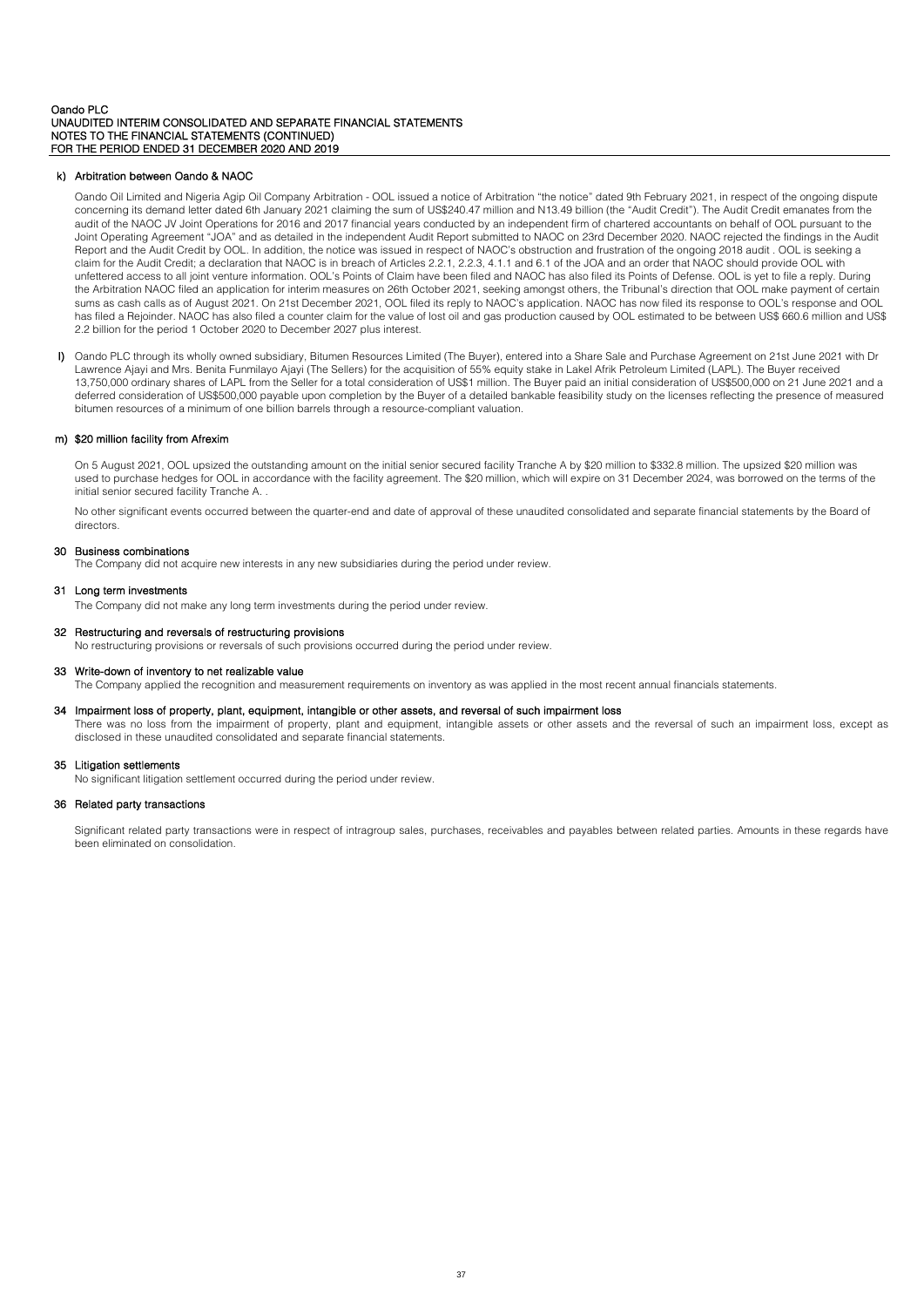#### k) Arbitration between Oando & NAOC

Oando Oil Limited and Nigeria Agip Oil Company Arbitration - OOL issued a notice of Arbitration "the notice" dated 9th February 2021, in respect of the ongoing dispute concerning its demand letter dated 6th January 2021 claiming the sum of US$240.47 million and N13.49 billion (the "Audit Credit"). The Audit Credit emanates from the audit of the NAOC JV Joint Operations for 2016 and 2017 financial years conducted by an independent firm of chartered accountants on behalf of OOL pursuant to the Joint Operating Agreement "JOA" and as detailed in the independent Audit Report submitted to NAOC on 23rd December 2020. NAOC rejected the findings in the Audit Report and the Audit Credit by OOL. In addition, the notice was issued in respect of NAOC's obstruction and frustration of the ongoing 2018 audit . OOL is seeking a claim for the Audit Credit; a declaration that NAOC is in breach of Articles 2.2.1, 2.2.3, 4.1.1 and 6.1 of the JOA and an order that NAOC should provide OOL with unfettered access to all joint venture information. OOL's Points of Claim have been filed and NAOC has also filed its Points of Defense. OOL is yet to file a reply. During the Arbitration NAOC filed an application for interim measures on 26th October 2021, seeking amongst others, the Tribunal's direction that OOL make payment of certain sums as cash calls as of August 2021. On 21st December 2021, OOL filed its reply to NAOC's application. NAOC has now filed its response to OOL's response and OOL has filed a Rejoinder. NAOC has also filed a counter claim for the value of lost oil and gas production caused by OOL estimated to be between US$ 660.6 million and US$ 2.2 billion for the period 1 October 2020 to December 2027 plus interest.

**l)** Oando PLC through its wholly owned subsidiary, Bitumen Resources Limited (The Buyer), entered into a Share Sale and Purchase Agreement on 21st June 2021 with Dr Lawrence Ajayi and Mrs. Benita Funmilayo Ajayi (The Sellers) for the acquisition of 55% equity stake in Lakel Afrik Petroleum Limited (LAPL). The Buyer received 13,750,000 ordinary shares of LAPL from the Seller for a total consideration of US$1 million. The Buyer paid an initial consideration of US$500,000 on 21 June 2021 and a deferred consideration of US$500,000 payable upon completion by the Buyer of a detailed bankable feasibility study on the licenses reflecting the presence of measured bitumen resources of a minimum of one billion barrels through a resource-compliant valuation.

#### m) $20 million facility from Afrexim

On 5 August 2021, OOL upsized the outstanding amount on the initial senior secured facility Tranche A by $20 million to $332.8 million. The upsized $20 million was used to purchase hedges for OOL in accordance with the facility agreement. The $20 million, which will expire on 31 December 2024, was borrowed on the terms of the initial senior secured facility Tranche A. .

No other significant events occurred between the quarter-end and date of approval of these unaudited consolidated and separate financial statements by the Board of directors.

### 30 Business combinations

The Company did not acquire new interests in any new subsidiaries during the period under review.

### 31 Long term investments

The Company did not make any long term investments during the period under review.

### 32 Restructuring and reversals of restructuring provisions

No restructuring provisions or reversals of such provisions occurred during the period under review.

### 33 Write-down of inventory to net realizable value

The Company applied the recognition and measurement requirements on inventory as was applied in the most recent annual financials statements.

### 34 Impairment loss of property, plant, equipment, intangible or other assets, and reversal of such impairment loss

There was no loss from the impairment of property, plant and equipment, intangible assets or other assets and the reversal of such an impairment loss, except as disclosed in these unaudited consolidated and separate financial statements.

### 35 Litigation settlements

No significant litigation settlement occurred during the period under review.

### 36 Related party transactions

Significant related party transactions were in respect of intragroup sales, purchases, receivables and payables between related parties. Amounts in these regards have been eliminated on consolidation.